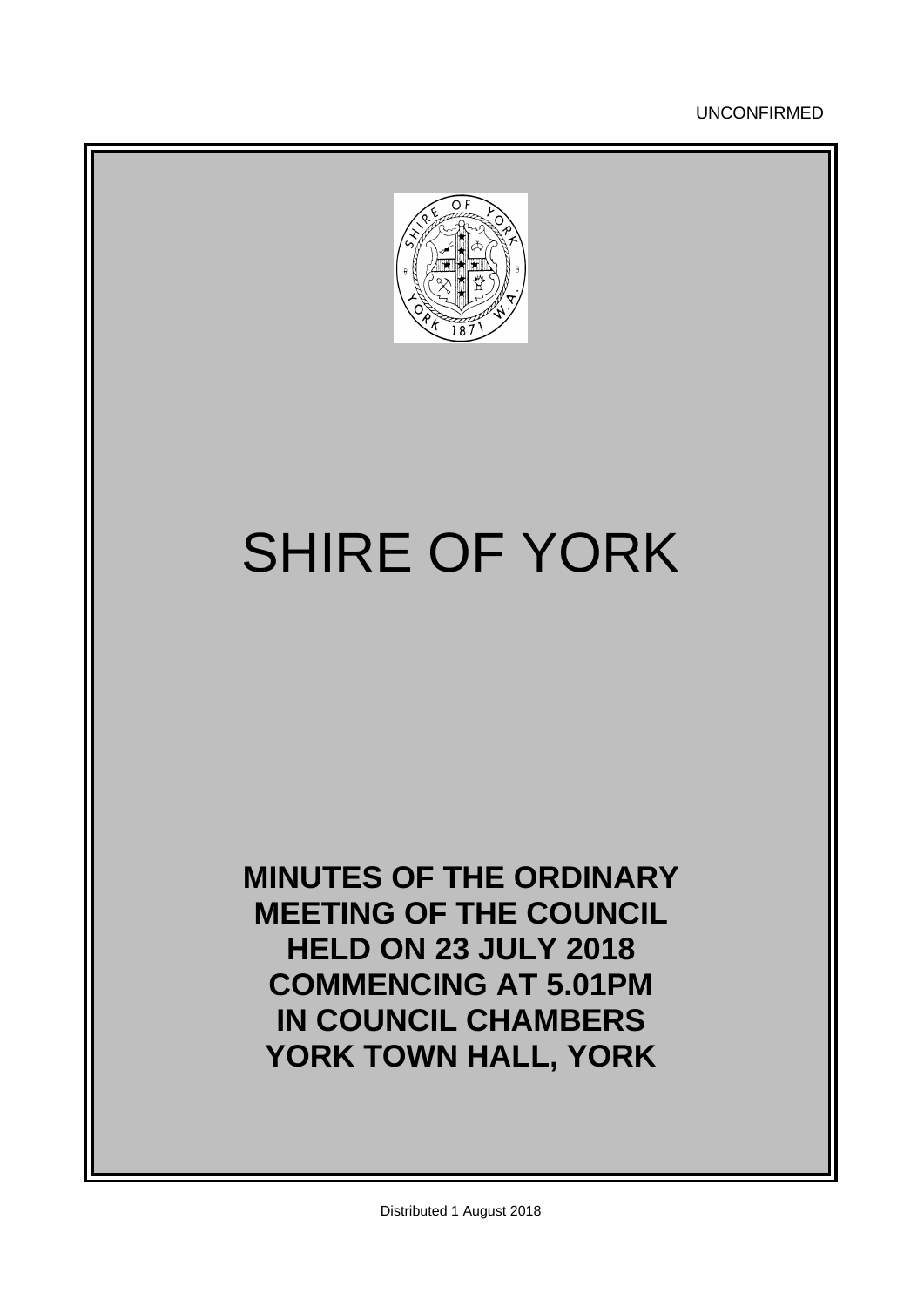UNCONFIRMED

# SHIRE OF YORK

**MINUTES OF THE ORDINARY MEETING OF THE COUNCIL HELD ON 23 JULY 2018 COMMENCING AT 5.01PM IN COUNCIL CHAMBERS YORK TOWN HALL, YORK**

Distributed 1 August 2018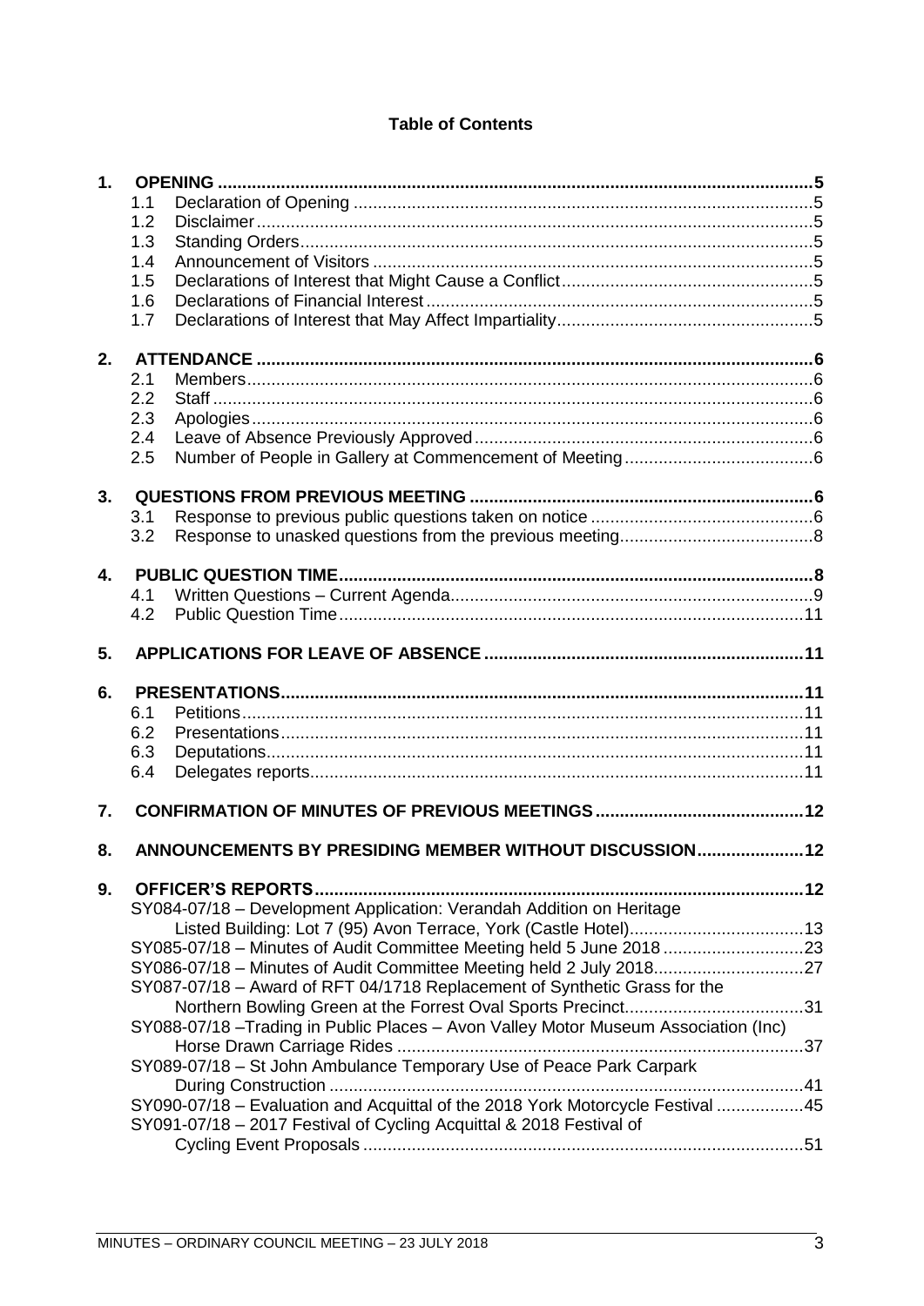**Table of Contents**

1. **OPENING** ..... 5
   - 1.1 Declaration of Opening ..... 5
   - 1.2 Disclaimer ..... 5
   - 1.3 Standing Orders ..... 5
   - 1.4 Announcement of Visitors ..... 5
   - 1.5 Declarations of Interest that Might Cause a Conflict ..... 5
   - 1.6 Declarations of Financial Interest ..... 5
   - 1.7 Declarations of Interest that May Affect Impartiality ..... 5

2. **ATTENDANCE** ..... 6
   - 2.1 Members ..... 6
   - 2.2 Staff ..... 6
   - 2.3 Apologies ..... 6
   - 2.4 Leave of Absence Previously Approved ..... 6
   - 2.5 Number of People in Gallery at Commencement of Meeting ..... 6

3. **QUESTIONS FROM PREVIOUS MEETING** ..... 6
   - 3.1 Response to previous public questions taken on notice ..... 6
   - 3.2 Response to unasked questions from the previous meeting ..... 8

4. **PUBLIC QUESTION TIME** ..... 8
   - 4.1 Written Questions – Current Agenda ..... 9
   - 4.2 Public Question Time ..... 11

5. **APPLICATIONS FOR LEAVE OF ABSENCE** ..... 11

6. **PRESENTATIONS** ..... 11
   - 6.1 Petitions ..... 11
   - 6.2 Presentations ..... 11
   - 6.3 Deputations ..... 11
   - 6.4 Delegates reports ..... 11

7. **CONFIRMATION OF MINUTES OF PREVIOUS MEETINGS** ..... 12

8. **ANNOUNCEMENTS BY PRESIDING MEMBER WITHOUT DISCUSSION** ..... 12

9. **OFFICER'S REPORTS** ..... 12
   - SY084-07/18 – Development Application: Verandah Addition on Heritage Listed Building: Lot 7 (95) Avon Terrace, York (Castle Hotel) ..... 13
   - SY085-07/18 – Minutes of Audit Committee Meeting held 5 June 2018 ..... 23
   - SY086-07/18 – Minutes of Audit Committee Meeting held 2 July 2018 ..... 27
   - SY087-07/18 – Award of RFT 04/1718 Replacement of Synthetic Grass for the Northern Bowling Green at the Forrest Oval Sports Precinct ..... 31
   - SY088-07/18 –Trading in Public Places – Avon Valley Motor Museum Association (Inc) Horse Drawn Carriage Rides ..... 37
   - SY089-07/18 – St John Ambulance Temporary Use of Peace Park Carpark During Construction ..... 41
   - SY090-07/18 – Evaluation and Acquittal of the 2018 York Motorcycle Festival ..... 45
   - SY091-07/18 – 2017 Festival of Cycling Acquittal & 2018 Festival of Cycling Event Proposals ..... 51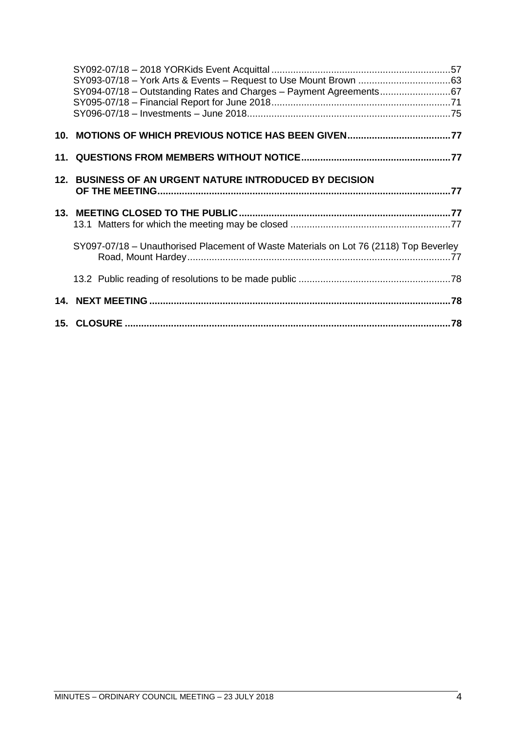SY092-07/18 – 2018 YORKids Event Acquittal ..................................................................57
SY093-07/18 – York Arts & Events – Request to Use Mount Brown ..................................63
SY094-07/18 – Outstanding Rates and Charges – Payment Agreements..........................67
SY095-07/18 – Financial Report for June 2018..................................................................71
SY096-07/18 – Investments – June 2018...........................................................................75

**10. MOTIONS OF WHICH PREVIOUS NOTICE HAS BEEN GIVEN......................................77**

**11. QUESTIONS FROM MEMBERS WITHOUT NOTICE.......................................................77**

**12. BUSINESS OF AN URGENT NATURE INTRODUCED BY DECISION OF THE MEETING...........................................................................................................77**

**13. MEETING CLOSED TO THE PUBLIC.............................................................................77**

13.1 Matters for which the meeting may be closed ...........................................................77

SY097-07/18 – Unauthorised Placement of Waste Materials on Lot 76 (2118) Top Beverley Road, Mount Hardey.................................................................................................77

13.2 Public reading of resolutions to be made public ........................................................78

**14. NEXT MEETING ..............................................................................................................78**

**15. CLOSURE .......................................................................................................................78**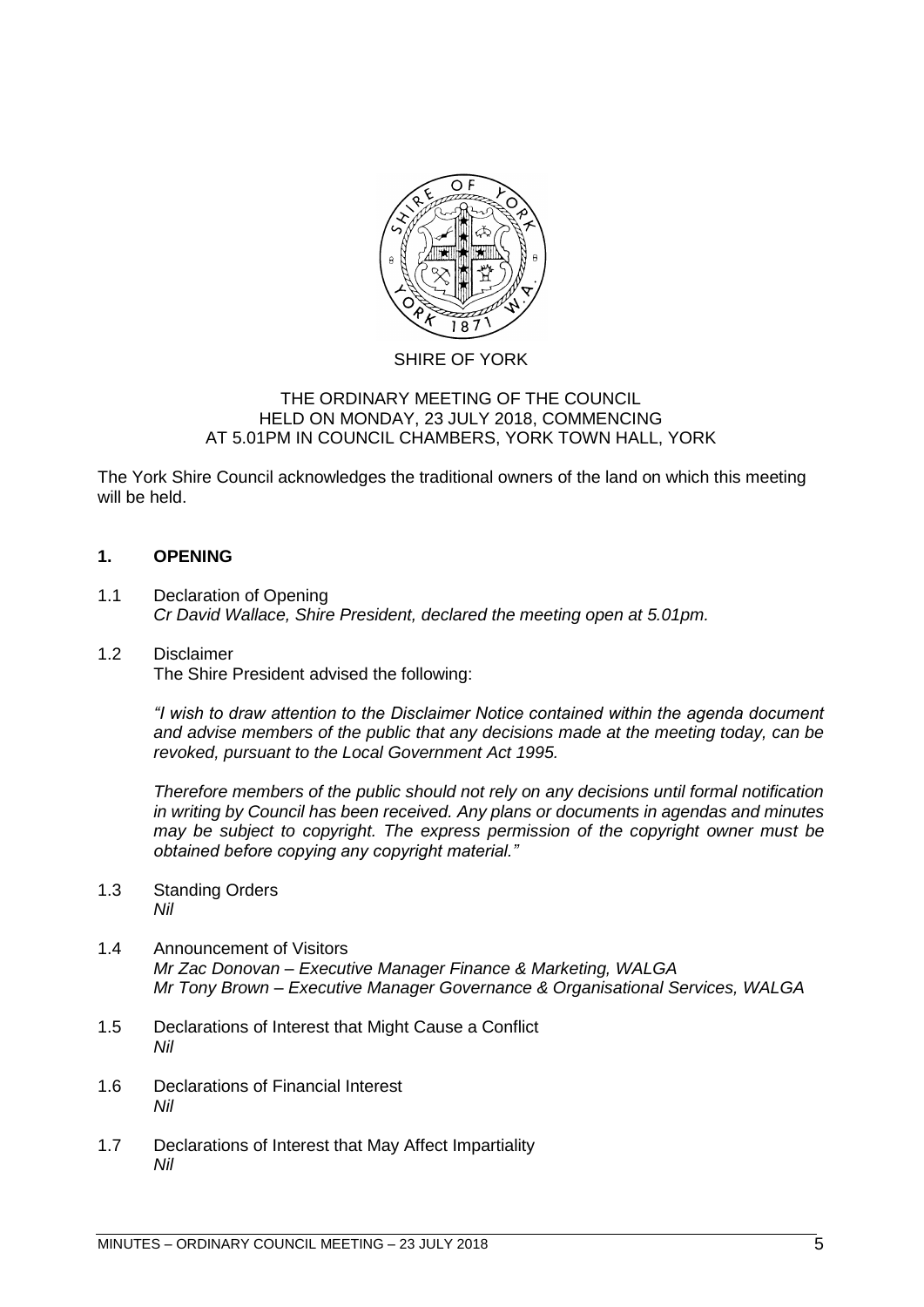SHIRE OF YORK

THE ORDINARY MEETING OF THE COUNCIL
HELD ON MONDAY, 23 JULY 2018, COMMENCING
AT 5.01PM IN COUNCIL CHAMBERS, YORK TOWN HALL, YORK

The York Shire Council acknowledges the traditional owners of the land on which this meeting will be held.

## 1. OPENING

1.1 Declaration of Opening
*Cr David Wallace, Shire President, declared the meeting open at 5.01pm.*

1.2 Disclaimer
The Shire President advised the following:

*"I wish to draw attention to the Disclaimer Notice contained within the agenda document and advise members of the public that any decisions made at the meeting today, can be revoked, pursuant to the Local Government Act 1995.*

*Therefore members of the public should not rely on any decisions until formal notification in writing by Council has been received. Any plans or documents in agendas and minutes may be subject to copyright. The express permission of the copyright owner must be obtained before copying any copyright material."*

1.3 Standing Orders
*Nil*

1.4 Announcement of Visitors
*Mr Zac Donovan – Executive Manager Finance & Marketing, WALGA*
*Mr Tony Brown – Executive Manager Governance & Organisational Services, WALGA*

1.5 Declarations of Interest that Might Cause a Conflict
*Nil*

1.6 Declarations of Financial Interest
*Nil*

1.7 Declarations of Interest that May Affect Impartiality
*Nil*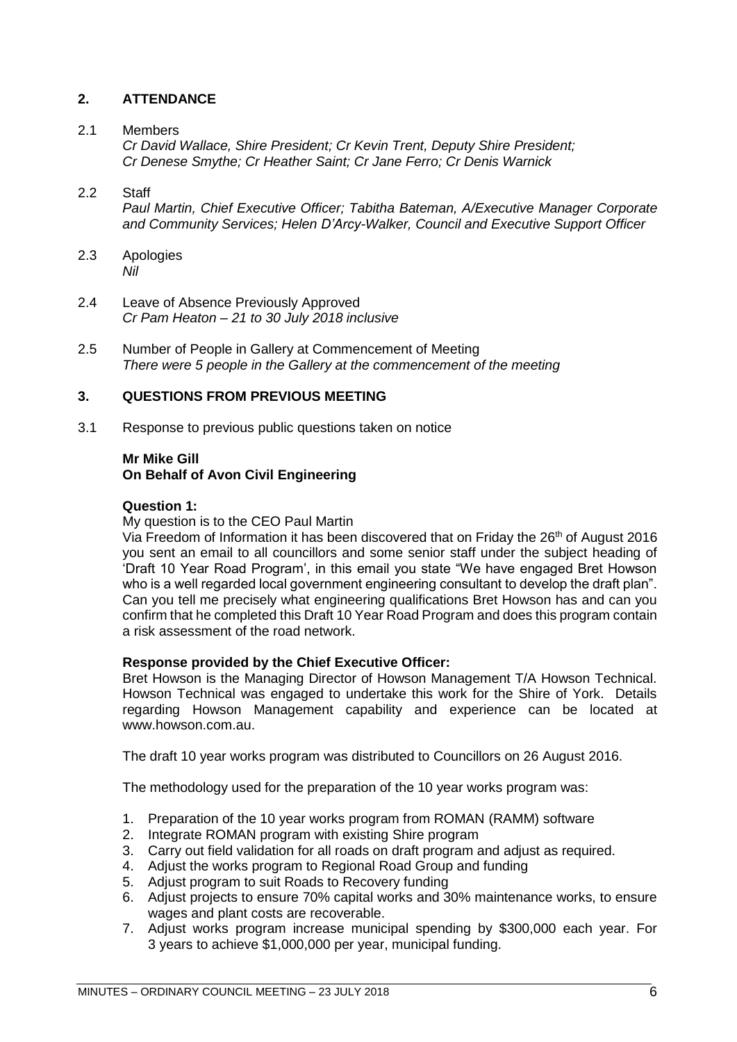## 2. ATTENDANCE

2.1 Members
*Cr David Wallace, Shire President; Cr Kevin Trent, Deputy Shire President; Cr Denese Smythe; Cr Heather Saint; Cr Jane Ferro; Cr Denis Warnick*

2.2 Staff
*Paul Martin, Chief Executive Officer; Tabitha Bateman, A/Executive Manager Corporate and Community Services; Helen D'Arcy-Walker, Council and Executive Support Officer*

2.3 Apologies
*Nil*

2.4 Leave of Absence Previously Approved
*Cr Pam Heaton – 21 to 30 July 2018 inclusive*

2.5 Number of People in Gallery at Commencement of Meeting
*There were 5 people in the Gallery at the commencement of the meeting*

## 3. QUESTIONS FROM PREVIOUS MEETING

3.1 Response to previous public questions taken on notice

**Mr Mike Gill**
**On Behalf of Avon Civil Engineering**

**Question 1:**
My question is to the CEO Paul Martin

Via Freedom of Information it has been discovered that on Friday the 26th of August 2016 you sent an email to all councillors and some senior staff under the subject heading of 'Draft 10 Year Road Program', in this email you state "We have engaged Bret Howson who is a well regarded local government engineering consultant to develop the draft plan". Can you tell me precisely what engineering qualifications Bret Howson has and can you confirm that he completed this Draft 10 Year Road Program and does this program contain a risk assessment of the road network.

**Response provided by the Chief Executive Officer:**
Bret Howson is the Managing Director of Howson Management T/A Howson Technical. Howson Technical was engaged to undertake this work for the Shire of York. Details regarding Howson Management capability and experience can be located at www.howson.com.au.

The draft 10 year works program was distributed to Councillors on 26 August 2016.

The methodology used for the preparation of the 10 year works program was:

1. Preparation of the 10 year works program from ROMAN (RAMM) software
2. Integrate ROMAN program with existing Shire program
3. Carry out field validation for all roads on draft program and adjust as required.
4. Adjust the works program to Regional Road Group and funding
5. Adjust program to suit Roads to Recovery funding
6. Adjust projects to ensure 70% capital works and 30% maintenance works, to ensure wages and plant costs are recoverable.
7. Adjust works program increase municipal spending by $300,000 each year. For 3 years to achieve $1,000,000 per year, municipal funding.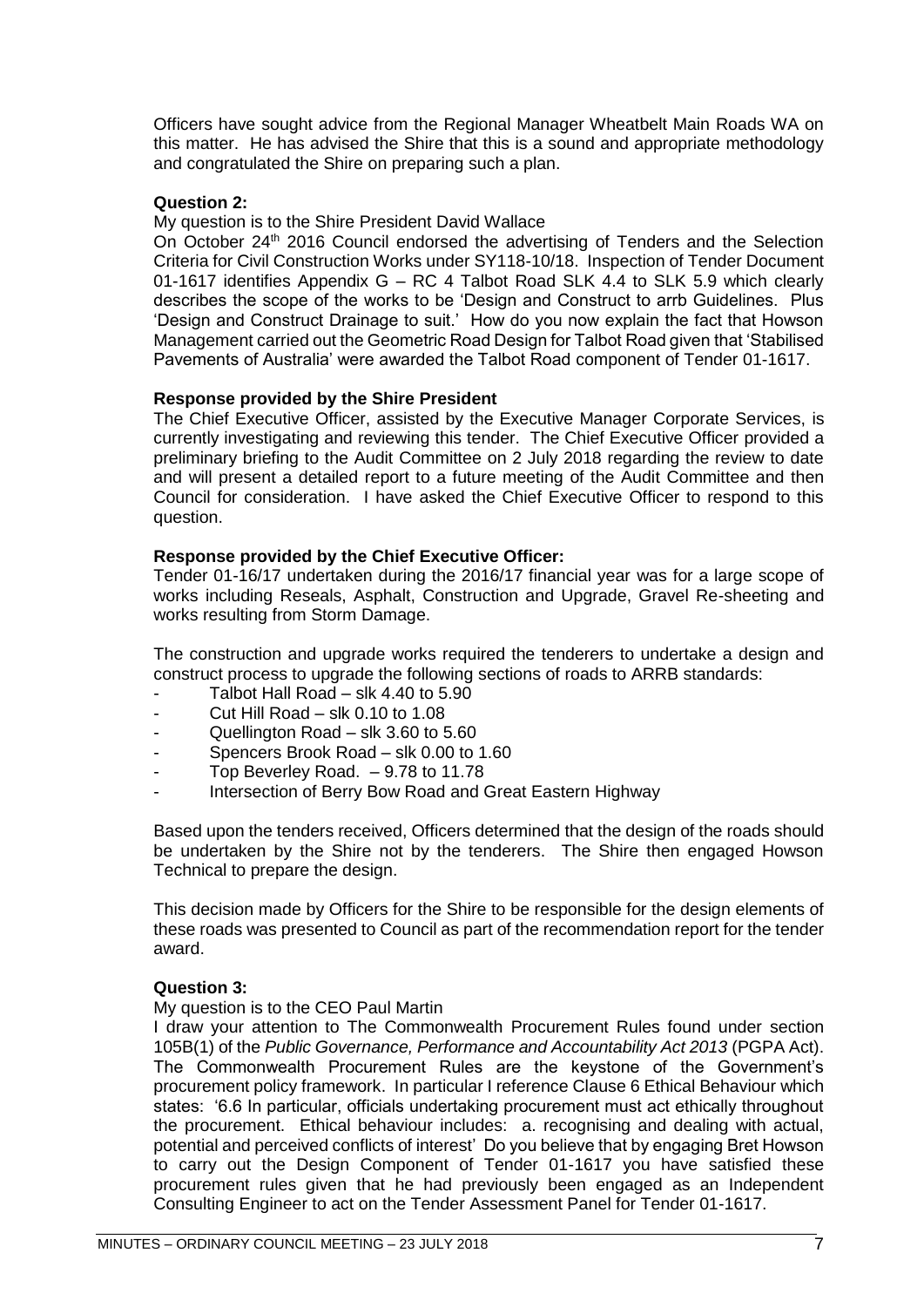Officers have sought advice from the Regional Manager Wheatbelt Main Roads WA on this matter. He has advised the Shire that this is a sound and appropriate methodology and congratulated the Shire on preparing such a plan.

**Question 2:**

My question is to the Shire President David Wallace

On October 24th 2016 Council endorsed the advertising of Tenders and the Selection Criteria for Civil Construction Works under SY118-10/18. Inspection of Tender Document 01-1617 identifies Appendix G – RC 4 Talbot Road SLK 4.4 to SLK 5.9 which clearly describes the scope of the works to be 'Design and Construct to arrb Guidelines. Plus 'Design and Construct Drainage to suit.' How do you now explain the fact that Howson Management carried out the Geometric Road Design for Talbot Road given that 'Stabilised Pavements of Australia' were awarded the Talbot Road component of Tender 01-1617.

**Response provided by the Shire President**

The Chief Executive Officer, assisted by the Executive Manager Corporate Services, is currently investigating and reviewing this tender. The Chief Executive Officer provided a preliminary briefing to the Audit Committee on 2 July 2018 regarding the review to date and will present a detailed report to a future meeting of the Audit Committee and then Council for consideration. I have asked the Chief Executive Officer to respond to this question.

**Response provided by the Chief Executive Officer:**

Tender 01-16/17 undertaken during the 2016/17 financial year was for a large scope of works including Reseals, Asphalt, Construction and Upgrade, Gravel Re-sheeting and works resulting from Storm Damage.

The construction and upgrade works required the tenderers to undertake a design and construct process to upgrade the following sections of roads to ARRB standards:

- Talbot Hall Road – slk 4.40 to 5.90
- Cut Hill Road – slk 0.10 to 1.08
- Quellington Road – slk 3.60 to 5.60
- Spencers Brook Road – slk 0.00 to 1.60
- Top Beverley Road. – 9.78 to 11.78
- Intersection of Berry Bow Road and Great Eastern Highway

Based upon the tenders received, Officers determined that the design of the roads should be undertaken by the Shire not by the tenderers. The Shire then engaged Howson Technical to prepare the design.

This decision made by Officers for the Shire to be responsible for the design elements of these roads was presented to Council as part of the recommendation report for the tender award.

**Question 3:**

My question is to the CEO Paul Martin

I draw your attention to The Commonwealth Procurement Rules found under section 105B(1) of the *Public Governance, Performance and Accountability Act 2013* (PGPA Act). The Commonwealth Procurement Rules are the keystone of the Government's procurement policy framework. In particular I reference Clause 6 Ethical Behaviour which states: '6.6 In particular, officials undertaking procurement must act ethically throughout the procurement. Ethical behaviour includes: a. recognising and dealing with actual, potential and perceived conflicts of interest' Do you believe that by engaging Bret Howson to carry out the Design Component of Tender 01-1617 you have satisfied these procurement rules given that he had previously been engaged as an Independent Consulting Engineer to act on the Tender Assessment Panel for Tender 01-1617.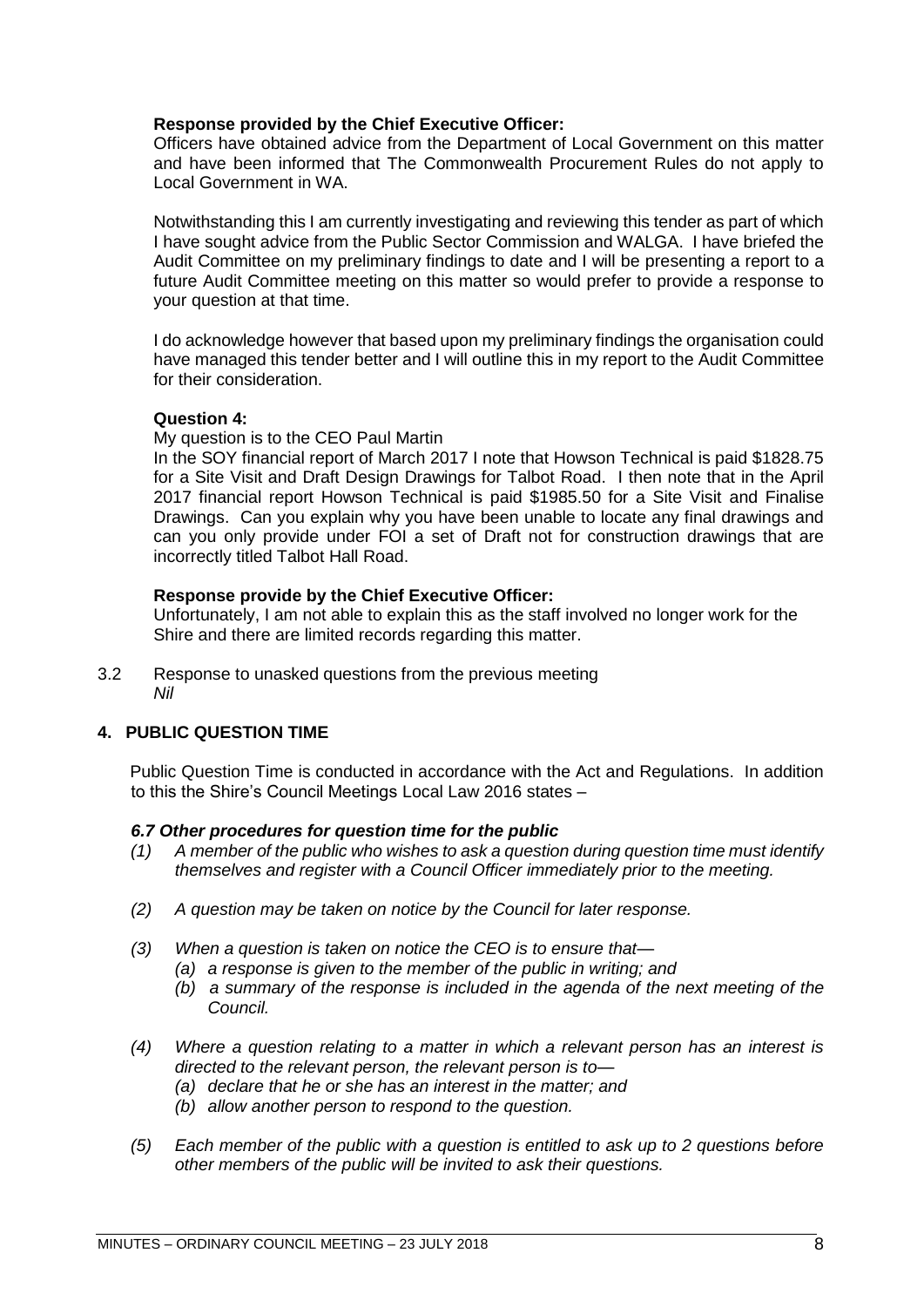**Response provided by the Chief Executive Officer:**
Officers have obtained advice from the Department of Local Government on this matter and have been informed that The Commonwealth Procurement Rules do not apply to Local Government in WA.

Notwithstanding this I am currently investigating and reviewing this tender as part of which I have sought advice from the Public Sector Commission and WALGA. I have briefed the Audit Committee on my preliminary findings to date and I will be presenting a report to a future Audit Committee meeting on this matter so would prefer to provide a response to your question at that time.

I do acknowledge however that based upon my preliminary findings the organisation could have managed this tender better and I will outline this in my report to the Audit Committee for their consideration.

**Question 4:**

My question is to the CEO Paul Martin

In the SOY financial report of March 2017 I note that Howson Technical is paid $1828.75 for a Site Visit and Draft Design Drawings for Talbot Road. I then note that in the April 2017 financial report Howson Technical is paid $1985.50 for a Site Visit and Finalise Drawings. Can you explain why you have been unable to locate any final drawings and can you only provide under FOI a set of Draft not for construction drawings that are incorrectly titled Talbot Hall Road.

**Response provide by the Chief Executive Officer:**
Unfortunately, I am not able to explain this as the staff involved no longer work for the Shire and there are limited records regarding this matter.

3.2 Response to unasked questions from the previous meeting
*Nil*

## 4. PUBLIC QUESTION TIME

Public Question Time is conducted in accordance with the Act and Regulations. In addition to this the Shire's Council Meetings Local Law 2016 states –

***6.7 Other procedures for question time for the public***

*(1) A member of the public who wishes to ask a question during question time must identify themselves and register with a Council Officer immediately prior to the meeting.*

*(2) A question may be taken on notice by the Council for later response.*

*(3) When a question is taken on notice the CEO is to ensure that—*
  *(a) a response is given to the member of the public in writing; and*
  *(b) a summary of the response is included in the agenda of the next meeting of the Council.*

*(4) Where a question relating to a matter in which a relevant person has an interest is directed to the relevant person, the relevant person is to—*
  *(a) declare that he or she has an interest in the matter; and*
  *(b) allow another person to respond to the question.*

*(5) Each member of the public with a question is entitled to ask up to 2 questions before other members of the public will be invited to ask their questions.*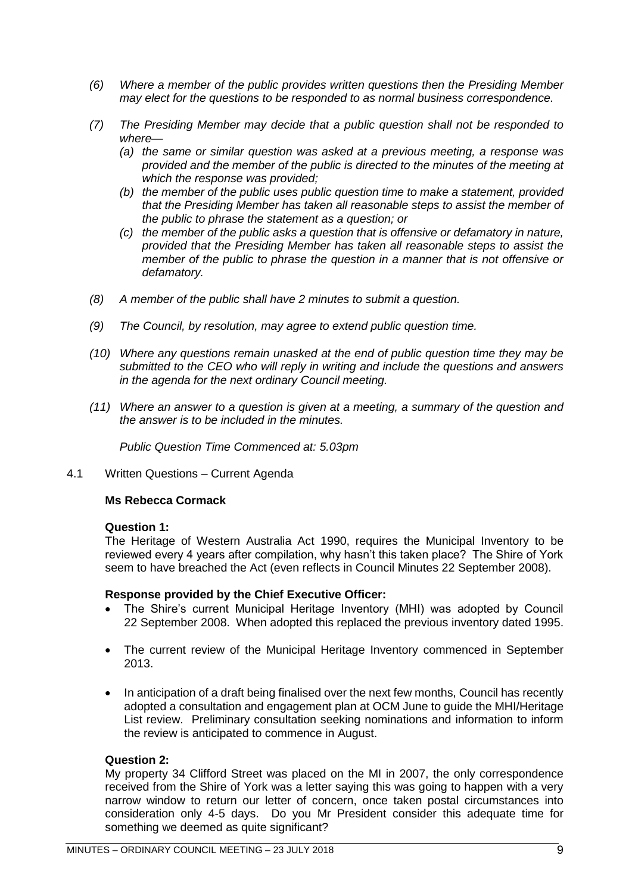*(6) Where a member of the public provides written questions then the Presiding Member may elect for the questions to be responded to as normal business correspondence.*

*(7) The Presiding Member may decide that a public question shall not be responded to where—*

*(a) the same or similar question was asked at a previous meeting, a response was provided and the member of the public is directed to the minutes of the meeting at which the response was provided;*

*(b) the member of the public uses public question time to make a statement, provided that the Presiding Member has taken all reasonable steps to assist the member of the public to phrase the statement as a question; or*

*(c) the member of the public asks a question that is offensive or defamatory in nature, provided that the Presiding Member has taken all reasonable steps to assist the member of the public to phrase the question in a manner that is not offensive or defamatory.*

*(8) A member of the public shall have 2 minutes to submit a question.*

*(9) The Council, by resolution, may agree to extend public question time.*

*(10) Where any questions remain unasked at the end of public question time they may be submitted to the CEO who will reply in writing and include the questions and answers in the agenda for the next ordinary Council meeting.*

*(11) Where an answer to a question is given at a meeting, a summary of the question and the answer is to be included in the minutes.*

*Public Question Time Commenced at: 5.03pm*

4.1 Written Questions – Current Agenda

**Ms Rebecca Cormack**

**Question 1:**

The Heritage of Western Australia Act 1990, requires the Municipal Inventory to be reviewed every 4 years after compilation, why hasn't this taken place? The Shire of York seem to have breached the Act (even reflects in Council Minutes 22 September 2008).

**Response provided by the Chief Executive Officer:**

- The Shire's current Municipal Heritage Inventory (MHI) was adopted by Council 22 September 2008. When adopted this replaced the previous inventory dated 1995.
- The current review of the Municipal Heritage Inventory commenced in September 2013.
- In anticipation of a draft being finalised over the next few months, Council has recently adopted a consultation and engagement plan at OCM June to guide the MHI/Heritage List review. Preliminary consultation seeking nominations and information to inform the review is anticipated to commence in August.

**Question 2:**

My property 34 Clifford Street was placed on the MI in 2007, the only correspondence received from the Shire of York was a letter saying this was going to happen with a very narrow window to return our letter of concern, once taken postal circumstances into consideration only 4-5 days. Do you Mr President consider this adequate time for something we deemed as quite significant?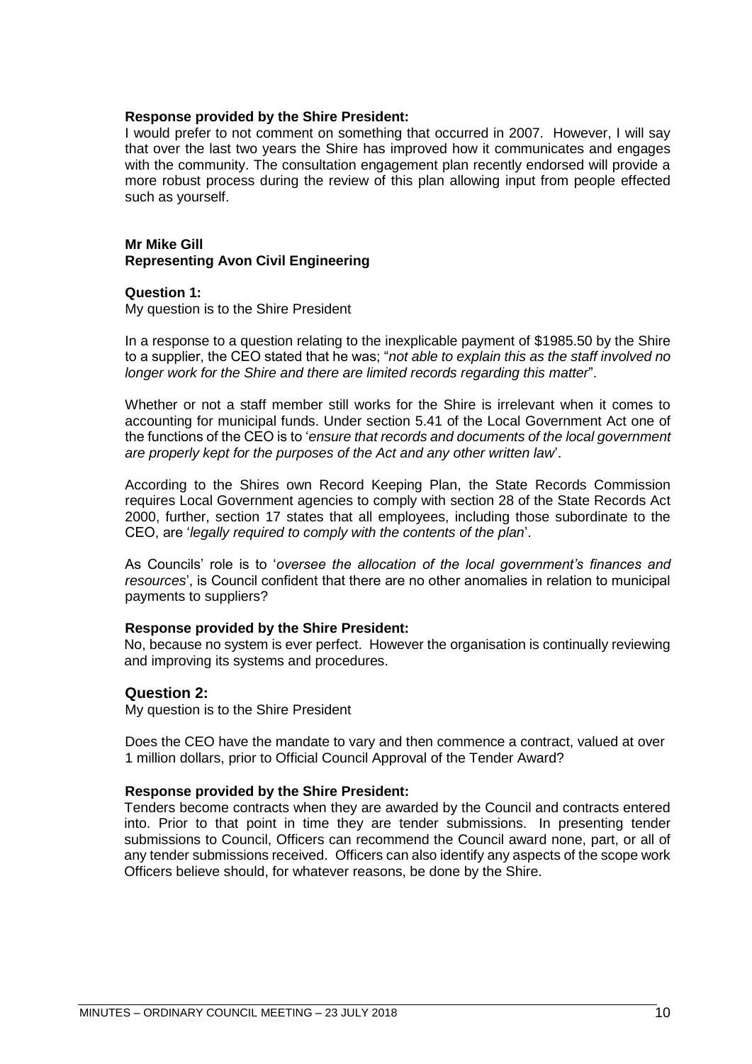**Response provided by the Shire President:**
I would prefer to not comment on something that occurred in 2007. However, I will say that over the last two years the Shire has improved how it communicates and engages with the community. The consultation engagement plan recently endorsed will provide a more robust process during the review of this plan allowing input from people effected such as yourself.

**Mr Mike Gill**
**Representing Avon Civil Engineering**

**Question 1:**
My question is to the Shire President

In a response to a question relating to the inexplicable payment of $1985.50 by the Shire to a supplier, the CEO stated that he was; "*not able to explain this as the staff involved no longer work for the Shire and there are limited records regarding this matter*".

Whether or not a staff member still works for the Shire is irrelevant when it comes to accounting for municipal funds. Under section 5.41 of the Local Government Act one of the functions of the CEO is to '*ensure that records and documents of the local government are properly kept for the purposes of the Act and any other written law*'.

According to the Shires own Record Keeping Plan, the State Records Commission requires Local Government agencies to comply with section 28 of the State Records Act 2000, further, section 17 states that all employees, including those subordinate to the CEO, are '*legally required to comply with the contents of the plan*'.

As Councils' role is to '*oversee the allocation of the local government's finances and resources*', is Council confident that there are no other anomalies in relation to municipal payments to suppliers?

**Response provided by the Shire President:**
No, because no system is ever perfect. However the organisation is continually reviewing and improving its systems and procedures.

**Question 2:**
My question is to the Shire President

Does the CEO have the mandate to vary and then commence a contract, valued at over 1 million dollars, prior to Official Council Approval of the Tender Award?

**Response provided by the Shire President:**
Tenders become contracts when they are awarded by the Council and contracts entered into. Prior to that point in time they are tender submissions. In presenting tender submissions to Council, Officers can recommend the Council award none, part, or all of any tender submissions received. Officers can also identify any aspects of the scope work Officers believe should, for whatever reasons, be done by the Shire.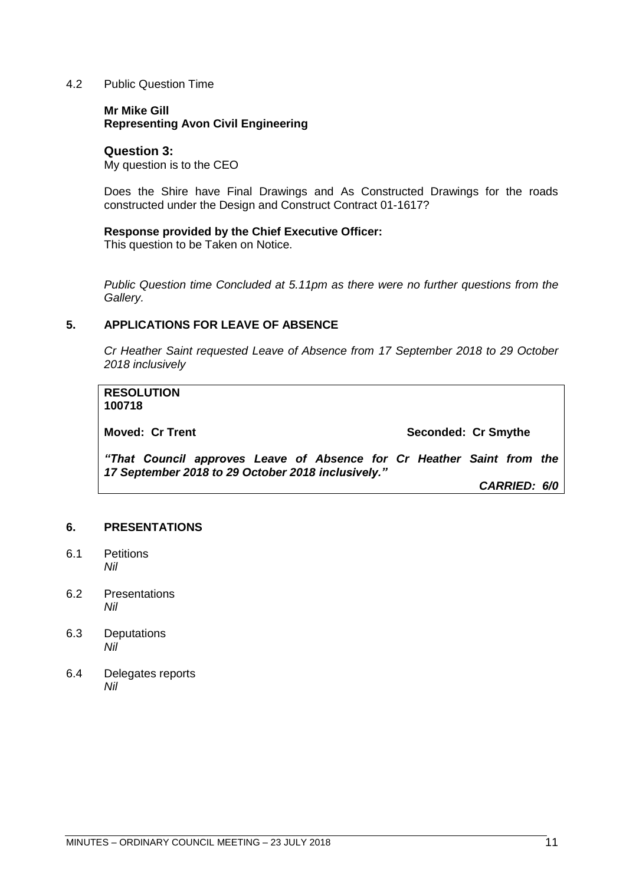4.2 Public Question Time

**Mr Mike Gill**
**Representing Avon Civil Engineering**

**Question 3:**
My question is to the CEO

Does the Shire have Final Drawings and As Constructed Drawings for the roads constructed under the Design and Construct Contract 01-1617?

**Response provided by the Chief Executive Officer:**
This question to be Taken on Notice.

*Public Question time Concluded at 5.11pm as there were no further questions from the Gallery.*

## 5. APPLICATIONS FOR LEAVE OF ABSENCE

*Cr Heather Saint requested Leave of Absence from 17 September 2018 to 29 October 2018 inclusively*

**RESOLUTION**
**100718**

**Moved: Cr Trent** **Seconded: Cr Smythe**

***"That Council approves Leave of Absence for Cr Heather Saint from the 17 September 2018 to 29 October 2018 inclusively."***

***CARRIED: 6/0***

## 6. PRESENTATIONS

6.1 Petitions
*Nil*

6.2 Presentations
*Nil*

6.3 Deputations
*Nil*

6.4 Delegates reports
*Nil*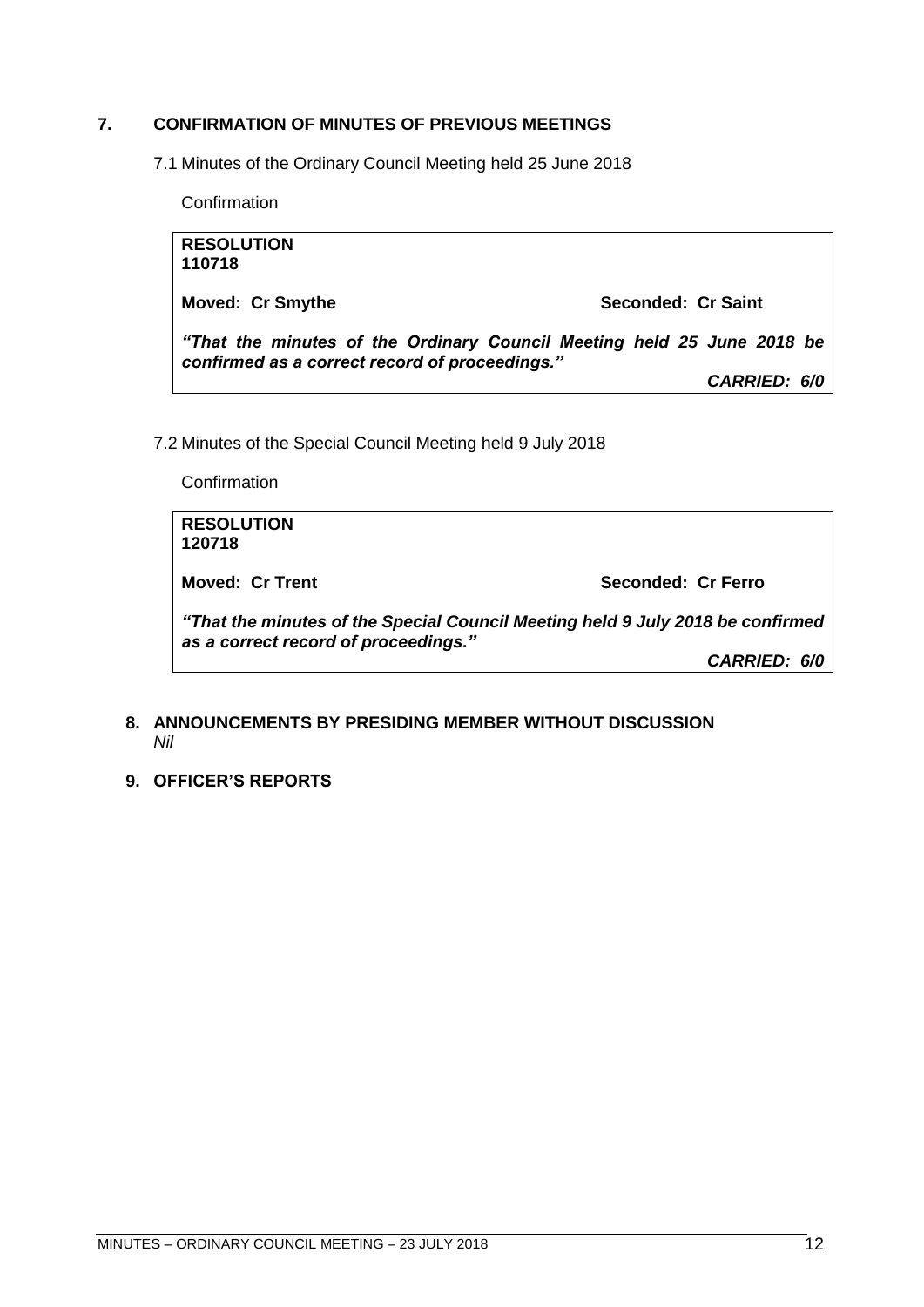## 7. CONFIRMATION OF MINUTES OF PREVIOUS MEETINGS

7.1 Minutes of the Ordinary Council Meeting held 25 June 2018

Confirmation

> **RESOLUTION**
> **110718**
>
> **Moved: Cr Smythe** **Seconded: Cr Saint**
>
> ***"That the minutes of the Ordinary Council Meeting held 25 June 2018 be confirmed as a correct record of proceedings."***
>
> ***CARRIED: 6/0***

7.2 Minutes of the Special Council Meeting held 9 July 2018

Confirmation

> **RESOLUTION**
> **120718**
>
> **Moved: Cr Trent** **Seconded: Cr Ferro**
>
> ***"That the minutes of the Special Council Meeting held 9 July 2018 be confirmed as a correct record of proceedings."***
>
> ***CARRIED: 6/0***

## 8. ANNOUNCEMENTS BY PRESIDING MEMBER WITHOUT DISCUSSION

*Nil*

## 9. OFFICER'S REPORTS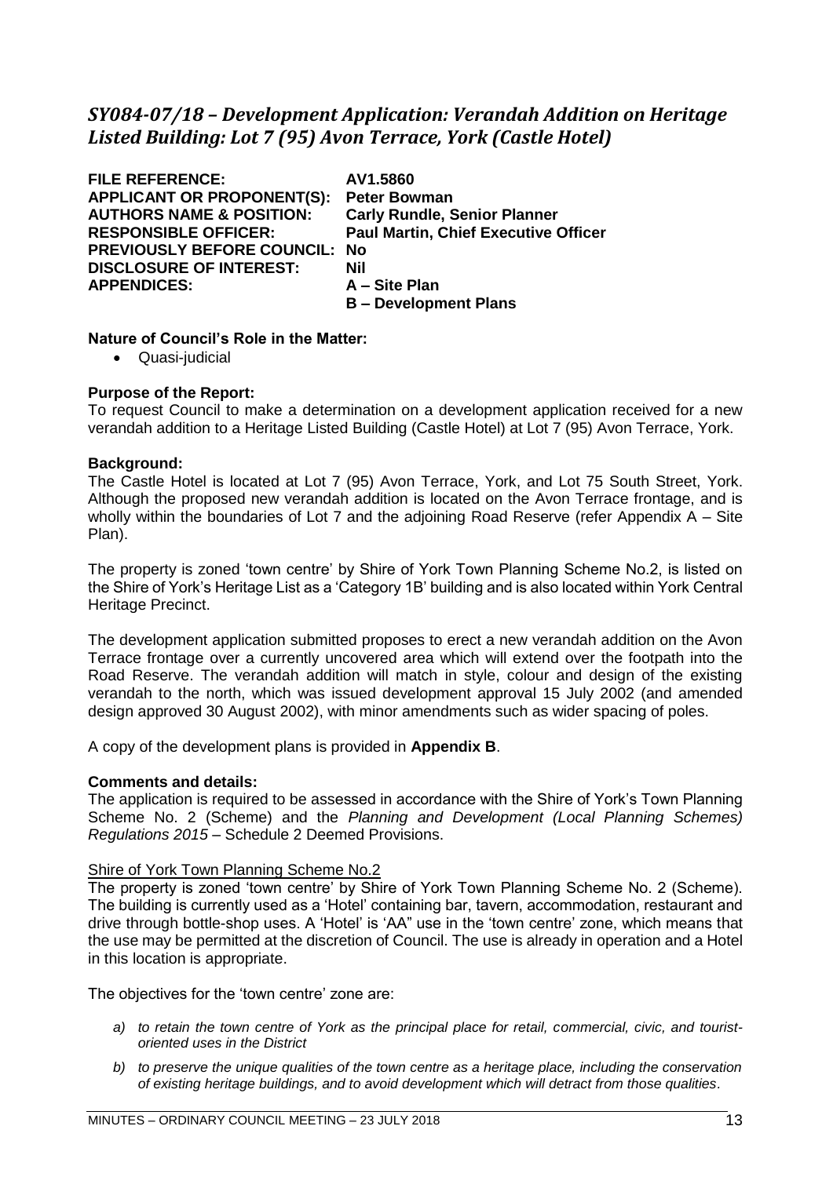## *SY084-07/18 – Development Application: Verandah Addition on Heritage Listed Building: Lot 7 (95) Avon Terrace, York (Castle Hotel)*

| | |
|---|---|
| **FILE REFERENCE:** | **AV1.5860** |
| **APPLICANT OR PROPONENT(S):** | **Peter Bowman** |
| **AUTHORS NAME & POSITION:** | **Carly Rundle, Senior Planner** |
| **RESPONSIBLE OFFICER:** | **Paul Martin, Chief Executive Officer** |
| **PREVIOUSLY BEFORE COUNCIL:** | **No** |
| **DISCLOSURE OF INTEREST:** | **Nil** |
| **APPENDICES:** | **A – Site Plan**<br>**B – Development Plans** |

**Nature of Council's Role in the Matter:**

- Quasi-judicial

**Purpose of the Report:**

To request Council to make a determination on a development application received for a new verandah addition to a Heritage Listed Building (Castle Hotel) at Lot 7 (95) Avon Terrace, York.

**Background:**

The Castle Hotel is located at Lot 7 (95) Avon Terrace, York, and Lot 75 South Street, York. Although the proposed new verandah addition is located on the Avon Terrace frontage, and is wholly within the boundaries of Lot 7 and the adjoining Road Reserve (refer Appendix A – Site Plan).

The property is zoned 'town centre' by Shire of York Town Planning Scheme No.2, is listed on the Shire of York's Heritage List as a 'Category 1B' building and is also located within York Central Heritage Precinct.

The development application submitted proposes to erect a new verandah addition on the Avon Terrace frontage over a currently uncovered area which will extend over the footpath into the Road Reserve. The verandah addition will match in style, colour and design of the existing verandah to the north, which was issued development approval 15 July 2002 (and amended design approved 30 August 2002), with minor amendments such as wider spacing of poles.

A copy of the development plans is provided in **Appendix B**.

**Comments and details:**

The application is required to be assessed in accordance with the Shire of York's Town Planning Scheme No. 2 (Scheme) and the *Planning and Development (Local Planning Schemes) Regulations 2015* – Schedule 2 Deemed Provisions.

<u>Shire of York Town Planning Scheme No.2</u>

The property is zoned 'town centre' by Shire of York Town Planning Scheme No. 2 (Scheme). The building is currently used as a 'Hotel' containing bar, tavern, accommodation, restaurant and drive through bottle-shop uses. A 'Hotel' is 'AA" use in the 'town centre' zone, which means that the use may be permitted at the discretion of Council. The use is already in operation and a Hotel in this location is appropriate.

The objectives for the 'town centre' zone are:

*a) to retain the town centre of York as the principal place for retail, commercial, civic, and tourist-oriented uses in the District*

*b) to preserve the unique qualities of the town centre as a heritage place, including the conservation of existing heritage buildings, and to avoid development which will detract from those qualities.*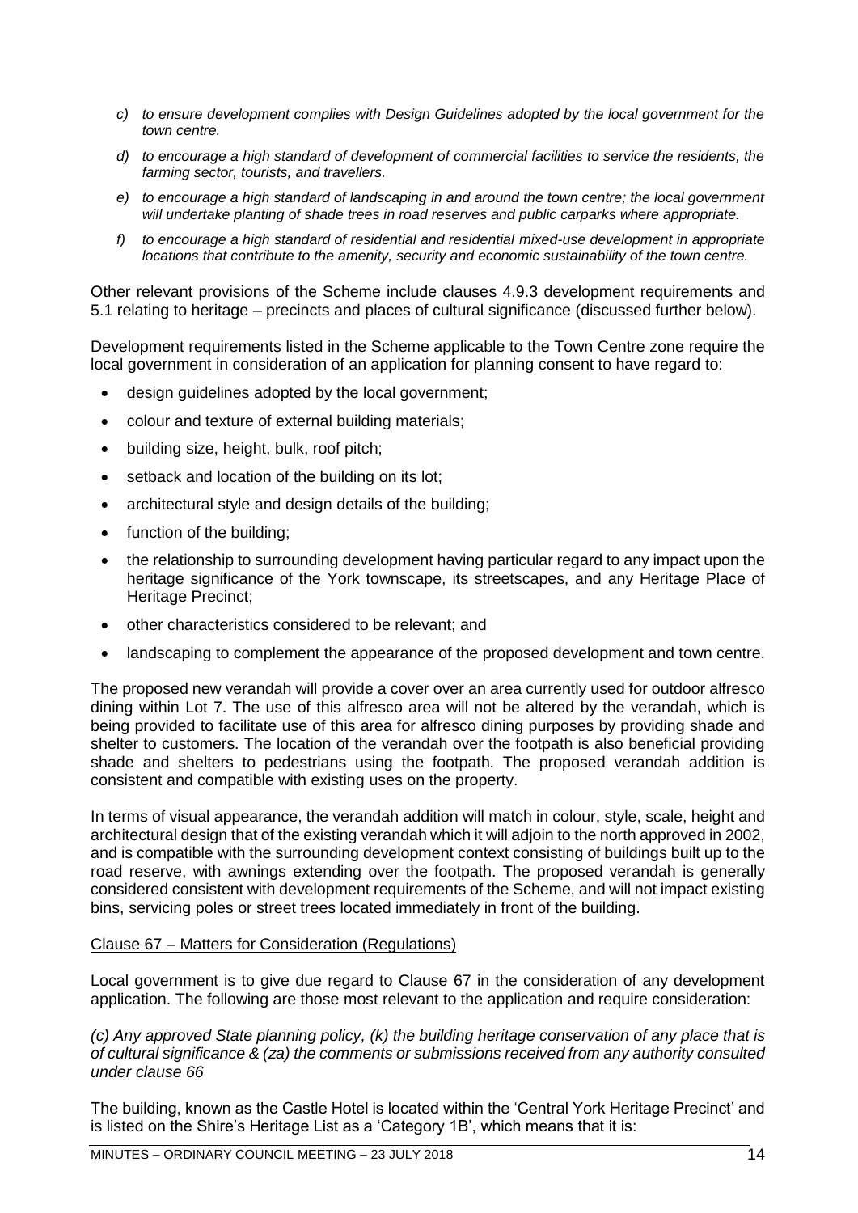- *c) to ensure development complies with Design Guidelines adopted by the local government for the town centre.*
- *d) to encourage a high standard of development of commercial facilities to service the residents, the farming sector, tourists, and travellers.*
- *e) to encourage a high standard of landscaping in and around the town centre; the local government will undertake planting of shade trees in road reserves and public carparks where appropriate.*
- *f) to encourage a high standard of residential and residential mixed-use development in appropriate locations that contribute to the amenity, security and economic sustainability of the town centre.*

Other relevant provisions of the Scheme include clauses 4.9.3 development requirements and 5.1 relating to heritage – precincts and places of cultural significance (discussed further below).

Development requirements listed in the Scheme applicable to the Town Centre zone require the local government in consideration of an application for planning consent to have regard to:

- design guidelines adopted by the local government;
- colour and texture of external building materials;
- building size, height, bulk, roof pitch;
- setback and location of the building on its lot;
- architectural style and design details of the building;
- function of the building;
- the relationship to surrounding development having particular regard to any impact upon the heritage significance of the York townscape, its streetscapes, and any Heritage Place of Heritage Precinct;
- other characteristics considered to be relevant; and
- landscaping to complement the appearance of the proposed development and town centre.

The proposed new verandah will provide a cover over an area currently used for outdoor alfresco dining within Lot 7. The use of this alfresco area will not be altered by the verandah, which is being provided to facilitate use of this area for alfresco dining purposes by providing shade and shelter to customers. The location of the verandah over the footpath is also beneficial providing shade and shelters to pedestrians using the footpath. The proposed verandah addition is consistent and compatible with existing uses on the property.

In terms of visual appearance, the verandah addition will match in colour, style, scale, height and architectural design that of the existing verandah which it will adjoin to the north approved in 2002, and is compatible with the surrounding development context consisting of buildings built up to the road reserve, with awnings extending over the footpath. The proposed verandah is generally considered consistent with development requirements of the Scheme, and will not impact existing bins, servicing poles or street trees located immediately in front of the building.

<u>Clause 67 – Matters for Consideration (Regulations)</u>

Local government is to give due regard to Clause 67 in the consideration of any development application. The following are those most relevant to the application and require consideration:

*(c) Any approved State planning policy, (k) the building heritage conservation of any place that is of cultural significance & (za) the comments or submissions received from any authority consulted under clause 66*

The building, known as the Castle Hotel is located within the 'Central York Heritage Precinct' and is listed on the Shire's Heritage List as a 'Category 1B', which means that it is: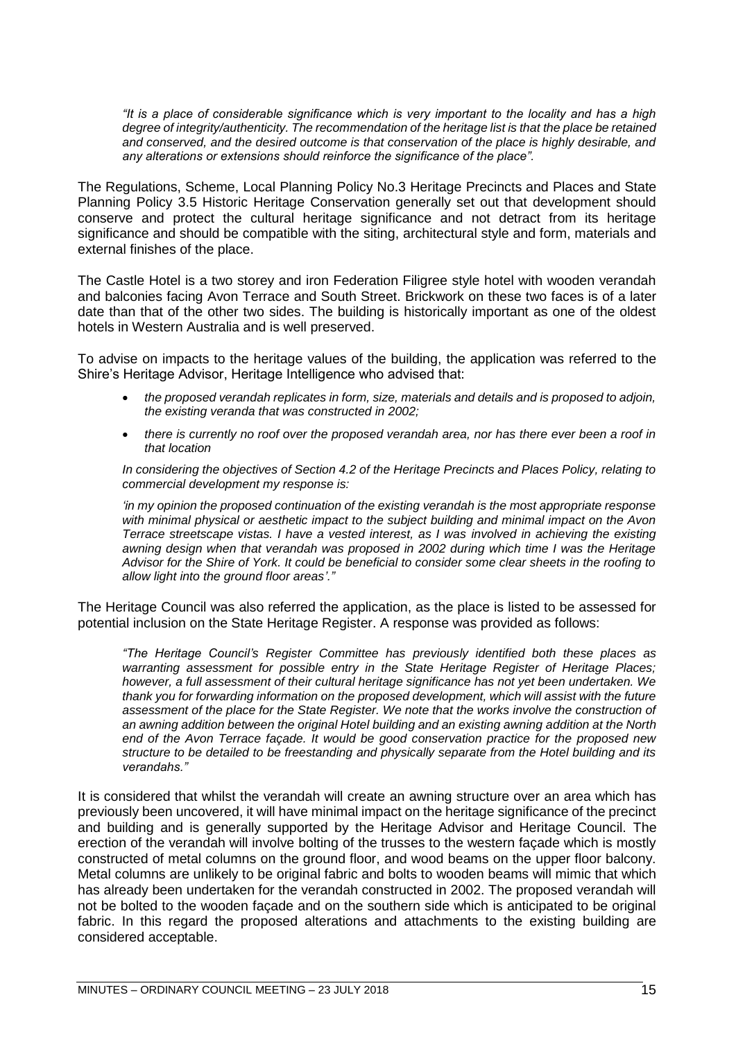*"It is a place of considerable significance which is very important to the locality and has a high degree of integrity/authenticity. The recommendation of the heritage list is that the place be retained and conserved, and the desired outcome is that conservation of the place is highly desirable, and any alterations or extensions should reinforce the significance of the place".*

The Regulations, Scheme, Local Planning Policy No.3 Heritage Precincts and Places and State Planning Policy 3.5 Historic Heritage Conservation generally set out that development should conserve and protect the cultural heritage significance and not detract from its heritage significance and should be compatible with the siting, architectural style and form, materials and external finishes of the place.

The Castle Hotel is a two storey and iron Federation Filigree style hotel with wooden verandah and balconies facing Avon Terrace and South Street. Brickwork on these two faces is of a later date than that of the other two sides. The building is historically important as one of the oldest hotels in Western Australia and is well preserved.

To advise on impacts to the heritage values of the building, the application was referred to the Shire's Heritage Advisor, Heritage Intelligence who advised that:

- *the proposed verandah replicates in form, size, materials and details and is proposed to adjoin, the existing veranda that was constructed in 2002;*
- *there is currently no roof over the proposed verandah area, nor has there ever been a roof in that location*

*In considering the objectives of Section 4.2 of the Heritage Precincts and Places Policy, relating to commercial development my response is:*

*'in my opinion the proposed continuation of the existing verandah is the most appropriate response with minimal physical or aesthetic impact to the subject building and minimal impact on the Avon Terrace streetscape vistas. I have a vested interest, as I was involved in achieving the existing awning design when that verandah was proposed in 2002 during which time I was the Heritage Advisor for the Shire of York. It could be beneficial to consider some clear sheets in the roofing to allow light into the ground floor areas'."*

The Heritage Council was also referred the application, as the place is listed to be assessed for potential inclusion on the State Heritage Register. A response was provided as follows:

*"The Heritage Council's Register Committee has previously identified both these places as warranting assessment for possible entry in the State Heritage Register of Heritage Places; however, a full assessment of their cultural heritage significance has not yet been undertaken. We thank you for forwarding information on the proposed development, which will assist with the future assessment of the place for the State Register. We note that the works involve the construction of an awning addition between the original Hotel building and an existing awning addition at the North end of the Avon Terrace façade. It would be good conservation practice for the proposed new structure to be detailed to be freestanding and physically separate from the Hotel building and its verandahs."*

It is considered that whilst the verandah will create an awning structure over an area which has previously been uncovered, it will have minimal impact on the heritage significance of the precinct and building and is generally supported by the Heritage Advisor and Heritage Council. The erection of the verandah will involve bolting of the trusses to the western façade which is mostly constructed of metal columns on the ground floor, and wood beams on the upper floor balcony. Metal columns are unlikely to be original fabric and bolts to wooden beams will mimic that which has already been undertaken for the verandah constructed in 2002. The proposed verandah will not be bolted to the wooden façade and on the southern side which is anticipated to be original fabric. In this regard the proposed alterations and attachments to the existing building are considered acceptable.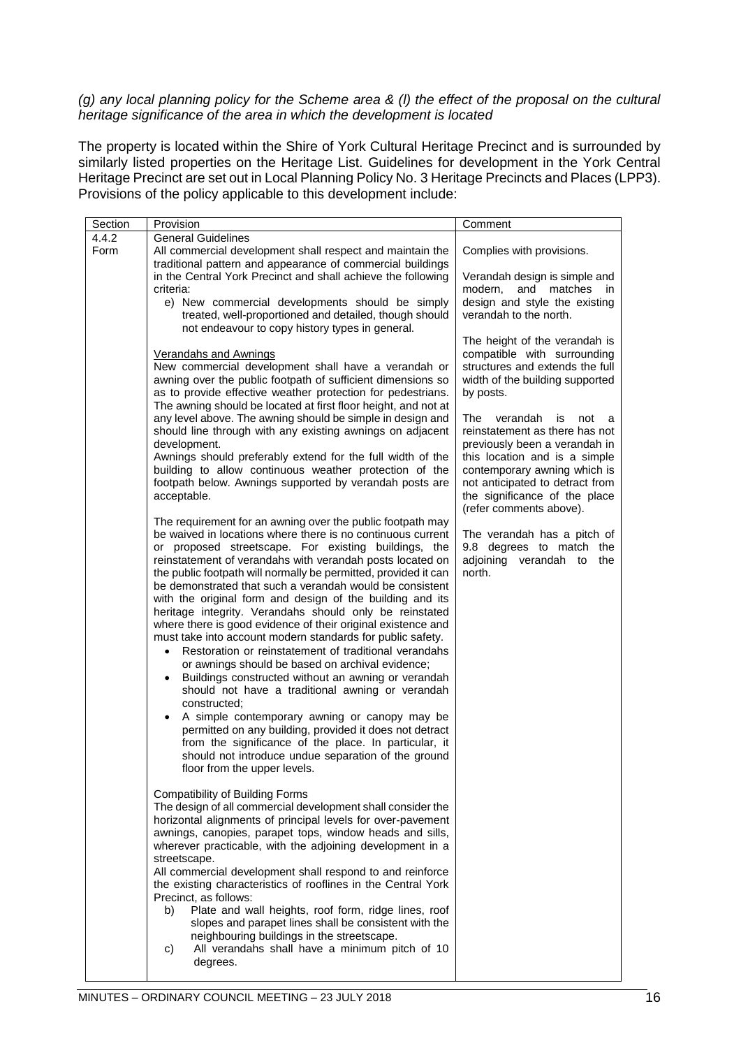*(g) any local planning policy for the Scheme area & (l) the effect of the proposal on the cultural heritage significance of the area in which the development is located*

The property is located within the Shire of York Cultural Heritage Precinct and is surrounded by similarly listed properties on the Heritage List. Guidelines for development in the York Central Heritage Precinct are set out in Local Planning Policy No. 3 Heritage Precincts and Places (LPP3). Provisions of the policy applicable to this development include:

| Section | Provision | Comment |
|---|---|---|
| 4.4.2 Form | General Guidelines<br>All commercial development shall respect and maintain the traditional pattern and appearance of commercial buildings in the Central York Precinct and shall achieve the following criteria:<br>e) New commercial developments should be simply treated, well-proportioned and detailed, though should not endeavour to copy history types in general.<br><br><u>Verandahs and Awnings</u><br>New commercial development shall have a verandah or awning over the public footpath of sufficient dimensions so as to provide effective weather protection for pedestrians. The awning should be located at first floor height, and not at any level above. The awning should be simple in design and should line through with any existing awnings on adjacent development.<br>Awnings should preferably extend for the full width of the building to allow continuous weather protection of the footpath below. Awnings supported by verandah posts are acceptable.<br><br>The requirement for an awning over the public footpath may be waived in locations where there is no continuous current or proposed streetscape. For existing buildings, the reinstatement of verandahs with verandah posts located on the public footpath will normally be permitted, provided it can be demonstrated that such a verandah would be consistent with the original form and design of the building and its heritage integrity. Verandahs should only be reinstated where there is good evidence of their original existence and must take into account modern standards for public safety.<br>• Restoration or reinstatement of traditional verandahs or awnings should be based on archival evidence;<br>• Buildings constructed without an awning or verandah should not have a traditional awning or verandah constructed;<br>• A simple contemporary awning or canopy may be permitted on any building, provided it does not detract from the significance of the place. In particular, it should not introduce undue separation of the ground floor from the upper levels.<br><br>Compatibility of Building Forms<br>The design of all commercial development shall consider the horizontal alignments of principal levels for over-pavement awnings, canopies, parapet tops, window heads and sills, wherever practicable, with the adjoining development in a streetscape.<br>All commercial development shall respond to and reinforce the existing characteristics of rooflines in the Central York Precinct, as follows:<br>b) Plate and wall heights, roof form, ridge lines, roof slopes and parapet lines shall be consistent with the neighbouring buildings in the streetscape.<br>c) All verandahs shall have a minimum pitch of 10 degrees. | Complies with provisions.<br><br>Verandah design is simple and modern, and matches in design and style the existing verandah to the north.<br><br>The height of the verandah is compatible with surrounding structures and extends the full width of the building supported by posts.<br><br>The verandah is not a reinstatement as there has not previously been a verandah in this location and is a simple contemporary awning which is not anticipated to detract from the significance of the place (refer comments above).<br><br>The verandah has a pitch of 9.8 degrees to match the adjoining verandah to the north. |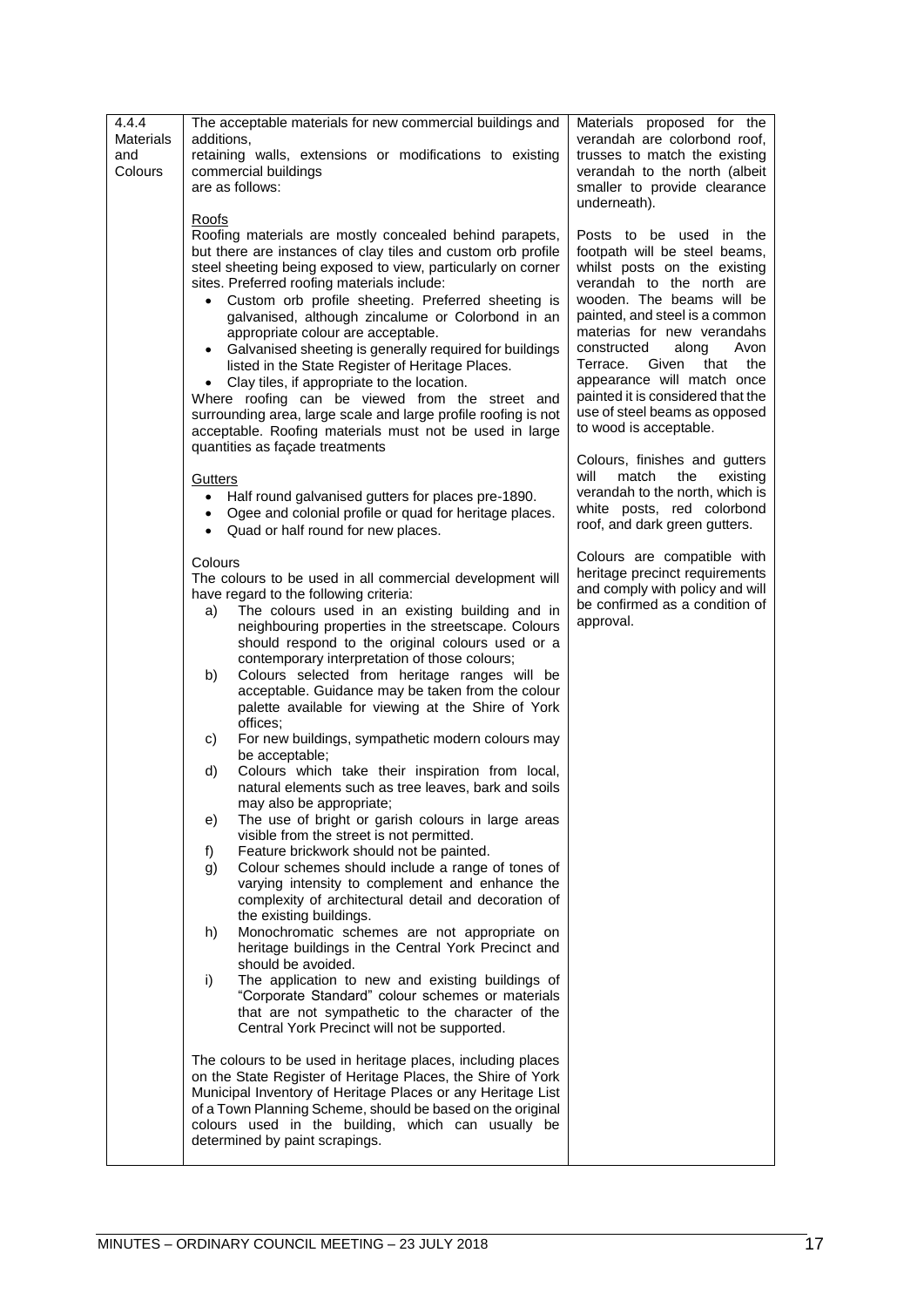| 4.4.4 Materials and Colours | The acceptable materials for new commercial buildings and additions,<br>retaining walls, extensions or modifications to existing commercial buildings<br>are as follows:<br><br>Roofs<br>Roofing materials are mostly concealed behind parapets, but there are instances of clay tiles and custom orb profile steel sheeting being exposed to view, particularly on corner sites. Preferred roofing materials include:<br>• Custom orb profile sheeting. Preferred sheeting is galvanised, although zincalume or Colorbond in an appropriate colour are acceptable.<br>• Galvanised sheeting is generally required for buildings listed in the State Register of Heritage Places.<br>• Clay tiles, if appropriate to the location.<br>Where roofing can be viewed from the street and surrounding area, large scale and large profile roofing is not acceptable. Roofing materials must not be used in large quantities as façade treatments<br><br>Gutters<br>• Half round galvanised gutters for places pre-1890.<br>• Ogee and colonial profile or quad for heritage places.<br>• Quad or half round for new places.<br><br>Colours<br>The colours to be used in all commercial development will have regard to the following criteria:<br>a) The colours used in an existing building and in neighbouring properties in the streetscape. Colours should respond to the original colours used or a contemporary interpretation of those colours;<br>b) Colours selected from heritage ranges will be acceptable. Guidance may be taken from the colour palette available for viewing at the Shire of York offices;<br>c) For new buildings, sympathetic modern colours may be acceptable;<br>d) Colours which take their inspiration from local, natural elements such as tree leaves, bark and soils may also be appropriate;<br>e) The use of bright or garish colours in large areas visible from the street is not permitted.<br>f) Feature brickwork should not be painted.<br>g) Colour schemes should include a range of tones of varying intensity to complement and enhance the complexity of architectural detail and decoration of the existing buildings.<br>h) Monochromatic schemes are not appropriate on heritage buildings in the Central York Precinct and should be avoided.<br>i) The application to new and existing buildings of "Corporate Standard" colour schemes or materials that are not sympathetic to the character of the Central York Precinct will not be supported.<br><br>The colours to be used in heritage places, including places on the State Register of Heritage Places, the Shire of York Municipal Inventory of Heritage Places or any Heritage List of a Town Planning Scheme, should be based on the original colours used in the building, which can usually be determined by paint scrapings. | Materials proposed for the verandah are colorbond roof, trusses to match the existing verandah to the north (albeit smaller to provide clearance underneath).<br><br>Posts to be used in the footpath will be steel beams, whilst posts on the existing verandah to the north are wooden. The beams will be painted, and steel is a common materias for new verandahs constructed along Avon Terrace. Given that the appearance will match once painted it is considered that the use of steel beams as opposed to wood is acceptable.<br><br>Colours, finishes and gutters will match the existing verandah to the north, which is white posts, red colorbond roof, and dark green gutters.<br><br>Colours are compatible with heritage precinct requirements and comply with policy and will be confirmed as a condition of approval. |
|---|---|---|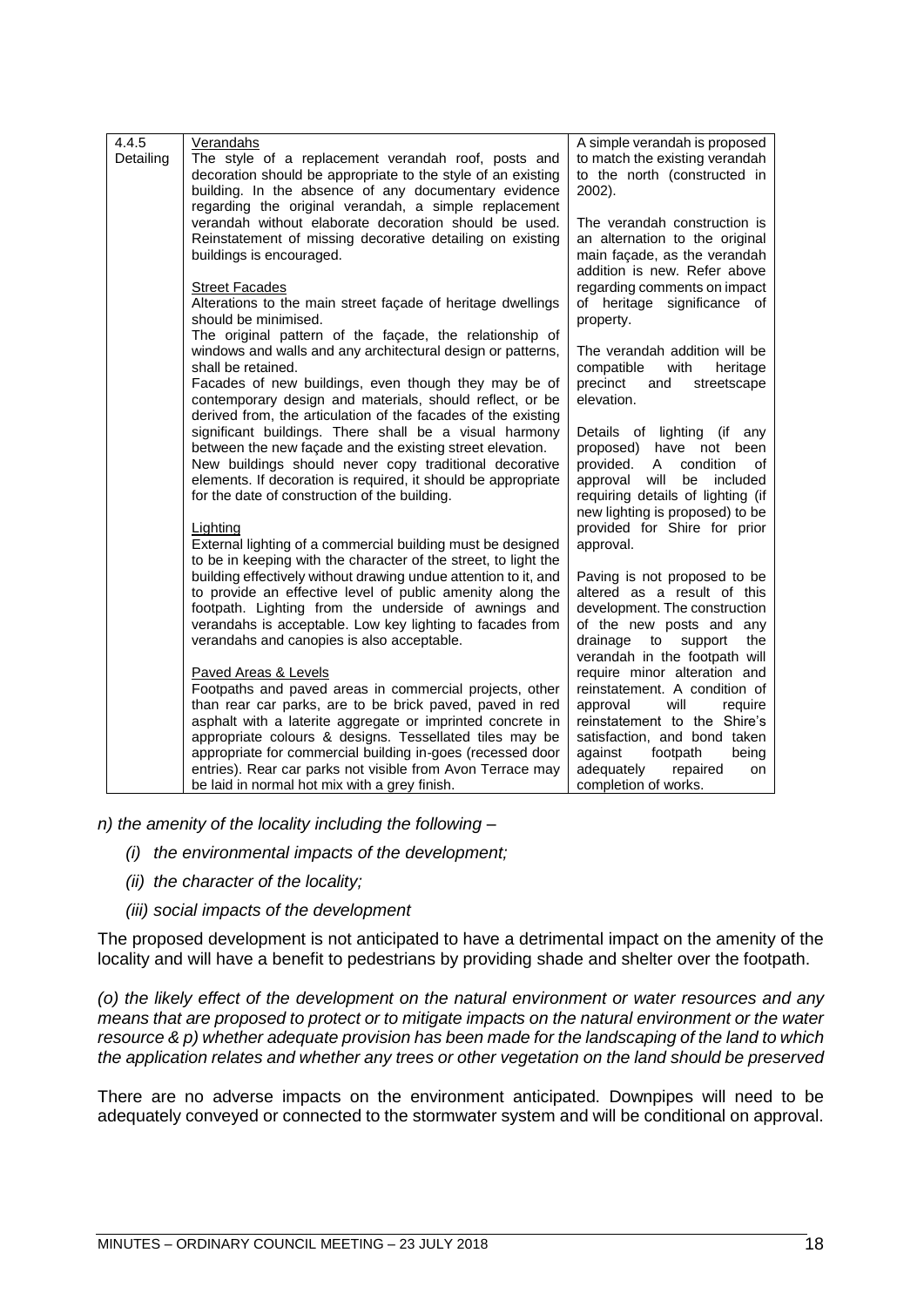| 4.4.5 Detailing | <u>Verandahs</u><br>The style of a replacement verandah roof, posts and decoration should be appropriate to the style of an existing building. In the absence of any documentary evidence regarding the original verandah, a simple replacement verandah without elaborate decoration should be used. Reinstatement of missing decorative detailing on existing buildings is encouraged.<br><br><u>Street Facades</u><br>Alterations to the main street façade of heritage dwellings should be minimised.<br>The original pattern of the façade, the relationship of windows and walls and any architectural design or patterns, shall be retained.<br>Facades of new buildings, even though they may be of contemporary design and materials, should reflect, or be derived from, the articulation of the facades of the existing significant buildings. There shall be a visual harmony between the new façade and the existing street elevation.<br>New buildings should never copy traditional decorative elements. If decoration is required, it should be appropriate for the date of construction of the building.<br><br><u>Lighting</u><br>External lighting of a commercial building must be designed to be in keeping with the character of the street, to light the building effectively without drawing undue attention to it, and to provide an effective level of public amenity along the footpath. Lighting from the underside of awnings and verandahs is acceptable. Low key lighting to facades from verandahs and canopies is also acceptable.<br><br><u>Paved Areas & Levels</u><br>Footpaths and paved areas in commercial projects, other than rear car parks, are to be brick paved, paved in red asphalt with a laterite aggregate or imprinted concrete in appropriate colours & designs. Tessellated tiles may be appropriate for commercial building in-goes (recessed door entries). Rear car parks not visible from Avon Terrace may be laid in normal hot mix with a grey finish. | A simple verandah is proposed to match the existing verandah to the north (constructed in 2002).<br><br>The verandah construction is an alternation to the original main façade, as the verandah addition is new. Refer above regarding comments on impact of heritage significance of property.<br><br>The verandah addition will be compatible with heritage precinct and streetscape elevation.<br><br>Details of lighting (if any proposed) have not been provided. A condition of approval will be included requiring details of lighting (if new lighting is proposed) to be provided for Shire for prior approval.<br><br>Paving is not proposed to be altered as a result of this development. The construction of the new posts and any drainage to support the verandah in the footpath will require minor alteration and reinstatement. A condition of approval will require reinstatement to the Shire's satisfaction, and bond taken against footpath being adequately repaired on completion of works. |
|---|---|---|

*n) the amenity of the locality including the following –*

- *(i) the environmental impacts of the development;*
- *(ii) the character of the locality;*
- *(iii) social impacts of the development*

The proposed development is not anticipated to have a detrimental impact on the amenity of the locality and will have a benefit to pedestrians by providing shade and shelter over the footpath.

*(o) the likely effect of the development on the natural environment or water resources and any means that are proposed to protect or to mitigate impacts on the natural environment or the water resource & p) whether adequate provision has been made for the landscaping of the land to which the application relates and whether any trees or other vegetation on the land should be preserved*

There are no adverse impacts on the environment anticipated. Downpipes will need to be adequately conveyed or connected to the stormwater system and will be conditional on approval.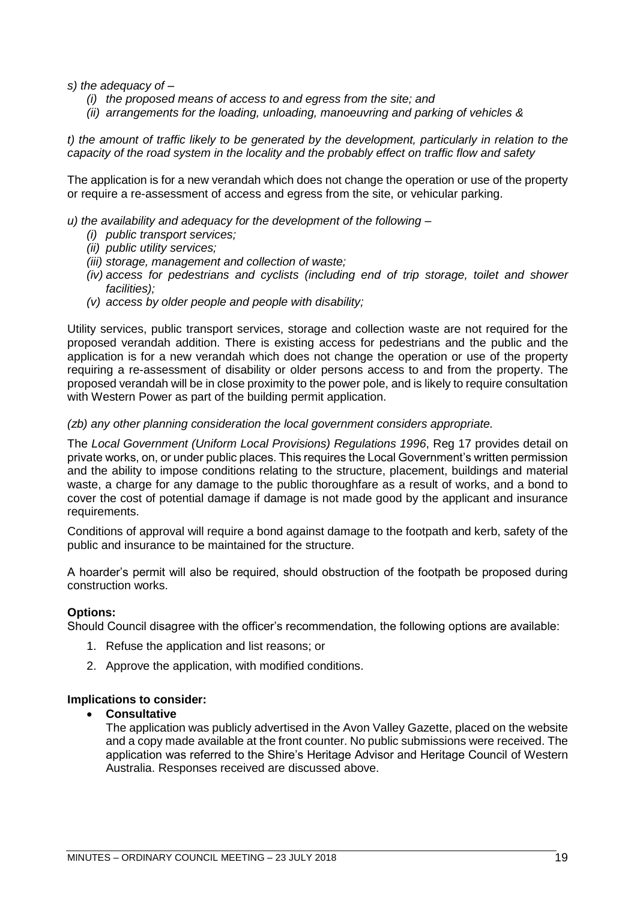*s) the adequacy of –*

- *(i) the proposed means of access to and egress from the site; and*
- *(ii) arrangements for the loading, unloading, manoeuvring and parking of vehicles &*

*t) the amount of traffic likely to be generated by the development, particularly in relation to the capacity of the road system in the locality and the probably effect on traffic flow and safety*

The application is for a new verandah which does not change the operation or use of the property or require a re-assessment of access and egress from the site, or vehicular parking.

*u) the availability and adequacy for the development of the following –*

- *(i) public transport services;*
- *(ii) public utility services;*
- *(iii) storage, management and collection of waste;*
- *(iv) access for pedestrians and cyclists (including end of trip storage, toilet and shower facilities);*
- *(v) access by older people and people with disability;*

Utility services, public transport services, storage and collection waste are not required for the proposed verandah addition. There is existing access for pedestrians and the public and the application is for a new verandah which does not change the operation or use of the property requiring a re-assessment of disability or older persons access to and from the property. The proposed verandah will be in close proximity to the power pole, and is likely to require consultation with Western Power as part of the building permit application.

*(zb) any other planning consideration the local government considers appropriate.*

The *Local Government (Uniform Local Provisions) Regulations 1996*, Reg 17 provides detail on private works, on, or under public places. This requires the Local Government's written permission and the ability to impose conditions relating to the structure, placement, buildings and material waste, a charge for any damage to the public thoroughfare as a result of works, and a bond to cover the cost of potential damage if damage is not made good by the applicant and insurance requirements.

Conditions of approval will require a bond against damage to the footpath and kerb, safety of the public and insurance to be maintained for the structure.

A hoarder's permit will also be required, should obstruction of the footpath be proposed during construction works.

**Options:**

Should Council disagree with the officer's recommendation, the following options are available:

1. Refuse the application and list reasons; or
2. Approve the application, with modified conditions.

**Implications to consider:**

- **Consultative**

  The application was publicly advertised in the Avon Valley Gazette, placed on the website and a copy made available at the front counter. No public submissions were received. The application was referred to the Shire's Heritage Advisor and Heritage Council of Western Australia. Responses received are discussed above.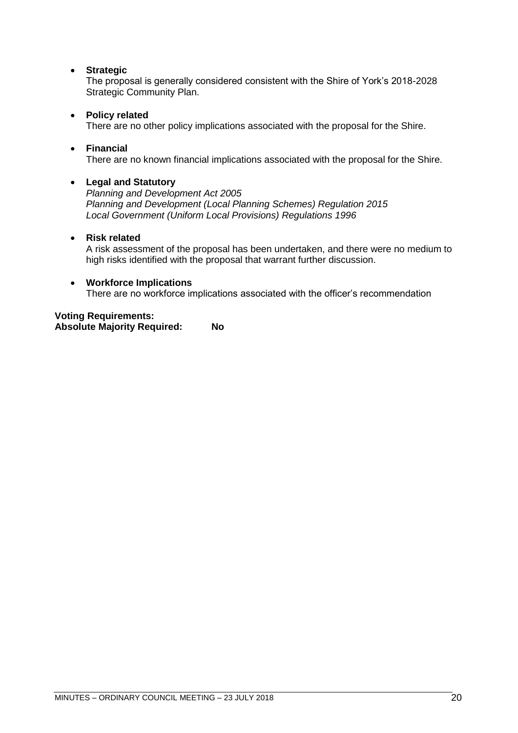- **Strategic**
  The proposal is generally considered consistent with the Shire of York's 2018-2028 Strategic Community Plan.

- **Policy related**
  There are no other policy implications associated with the proposal for the Shire.

- **Financial**
  There are no known financial implications associated with the proposal for the Shire.

- **Legal and Statutory**
  *Planning and Development Act 2005*
  *Planning and Development (Local Planning Schemes) Regulation 2015*
  *Local Government (Uniform Local Provisions) Regulations 1996*

- **Risk related**
  A risk assessment of the proposal has been undertaken, and there were no medium to high risks identified with the proposal that warrant further discussion.

- **Workforce Implications**
  There are no workforce implications associated with the officer's recommendation

**Voting Requirements:**
**Absolute Majority Required: No**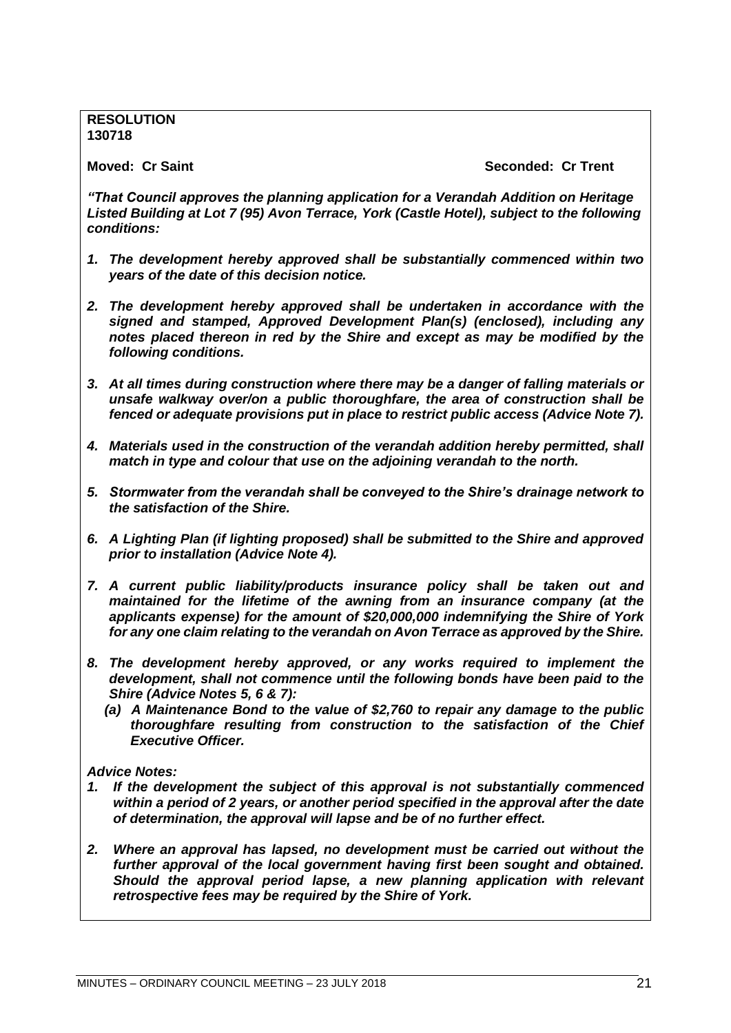**RESOLUTION**
**130718**

**Moved: Cr Saint** **Seconded: Cr Trent**

***"That Council approves the planning application for a Verandah Addition on Heritage Listed Building at Lot 7 (95) Avon Terrace, York (Castle Hotel), subject to the following conditions:***

1. ***The development hereby approved shall be substantially commenced within two years of the date of this decision notice.***
2. ***The development hereby approved shall be undertaken in accordance with the signed and stamped, Approved Development Plan(s) (enclosed), including any notes placed thereon in red by the Shire and except as may be modified by the following conditions.***
3. ***At all times during construction where there may be a danger of falling materials or unsafe walkway over/on a public thoroughfare, the area of construction shall be fenced or adequate provisions put in place to restrict public access (Advice Note 7).***
4. ***Materials used in the construction of the verandah addition hereby permitted, shall match in type and colour that use on the adjoining verandah to the north.***
5. ***Stormwater from the verandah shall be conveyed to the Shire's drainage network to the satisfaction of the Shire.***
6. ***A Lighting Plan (if lighting proposed) shall be submitted to the Shire and approved prior to installation (Advice Note 4).***
7. ***A current public liability/products insurance policy shall be taken out and maintained for the lifetime of the awning from an insurance company (at the applicants expense) for the amount of $20,000,000 indemnifying the Shire of York for any one claim relating to the verandah on Avon Terrace as approved by the Shire.***
8. ***The development hereby approved, or any works required to implement the development, shall not commence until the following bonds have been paid to the Shire (Advice Notes 5, 6 & 7):***
   ***(a) A Maintenance Bond to the value of $2,760 to repair any damage to the public thoroughfare resulting from construction to the satisfaction of the Chief Executive Officer.***

***Advice Notes:***

1. ***If the development the subject of this approval is not substantially commenced within a period of 2 years, or another period specified in the approval after the date of determination, the approval will lapse and be of no further effect.***
2. ***Where an approval has lapsed, no development must be carried out without the further approval of the local government having first been sought and obtained. Should the approval period lapse, a new planning application with relevant retrospective fees may be required by the Shire of York.***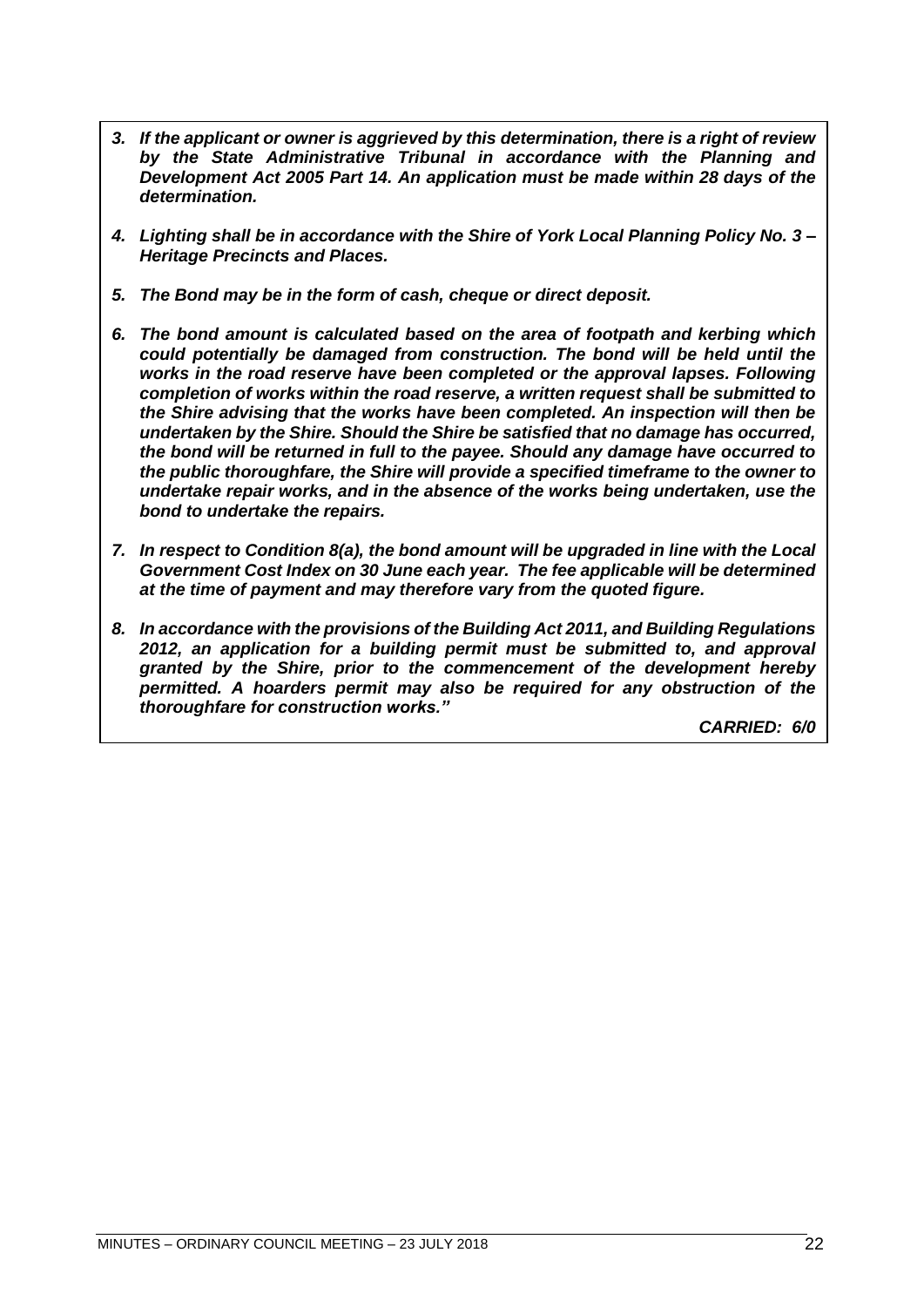3. ***If the applicant or owner is aggrieved by this determination, there is a right of review by the State Administrative Tribunal in accordance with the Planning and Development Act 2005 Part 14. An application must be made within 28 days of the determination.***

4. ***Lighting shall be in accordance with the Shire of York Local Planning Policy No. 3 – Heritage Precincts and Places.***

5. ***The Bond may be in the form of cash, cheque or direct deposit.***

6. ***The bond amount is calculated based on the area of footpath and kerbing which could potentially be damaged from construction. The bond will be held until the works in the road reserve have been completed or the approval lapses. Following completion of works within the road reserve, a written request shall be submitted to the Shire advising that the works have been completed. An inspection will then be undertaken by the Shire. Should the Shire be satisfied that no damage has occurred, the bond will be returned in full to the payee. Should any damage have occurred to the public thoroughfare, the Shire will provide a specified timeframe to the owner to undertake repair works, and in the absence of the works being undertaken, use the bond to undertake the repairs.***

7. ***In respect to Condition 8(a), the bond amount will be upgraded in line with the Local Government Cost Index on 30 June each year. The fee applicable will be determined at the time of payment and may therefore vary from the quoted figure.***

8. ***In accordance with the provisions of the Building Act 2011, and Building Regulations 2012, an application for a building permit must be submitted to, and approval granted by the Shire, prior to the commencement of the development hereby permitted. A hoarders permit may also be required for any obstruction of the thoroughfare for construction works."***

***CARRIED: 6/0***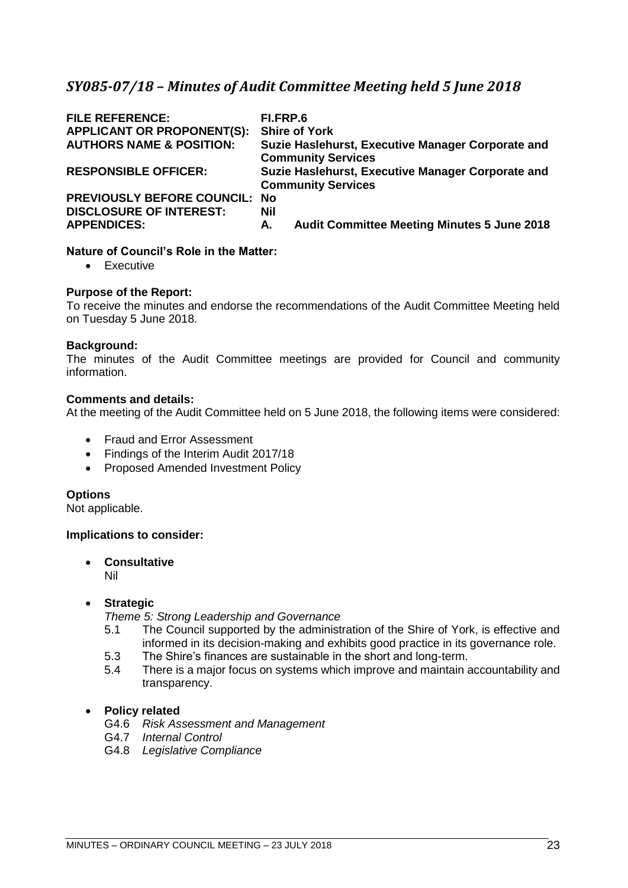## *SY085-07/18 – Minutes of Audit Committee Meeting held 5 June 2018*

| | |
|---|---|
| **FILE REFERENCE:** | **FI.FRP.6** |
| **APPLICANT OR PROPONENT(S):** | **Shire of York** |
| **AUTHORS NAME & POSITION:** | **Suzie Haslehurst, Executive Manager Corporate and Community Services** |
| **RESPONSIBLE OFFICER:** | **Suzie Haslehurst, Executive Manager Corporate and Community Services** |
| **PREVIOUSLY BEFORE COUNCIL:** | **No** |
| **DISCLOSURE OF INTEREST:** | **Nil** |
| **APPENDICES:** | **A. Audit Committee Meeting Minutes 5 June 2018** |

**Nature of Council's Role in the Matter:**

- Executive

**Purpose of the Report:**

To receive the minutes and endorse the recommendations of the Audit Committee Meeting held on Tuesday 5 June 2018.

**Background:**

The minutes of the Audit Committee meetings are provided for Council and community information.

**Comments and details:**

At the meeting of the Audit Committee held on 5 June 2018, the following items were considered:

- Fraud and Error Assessment
- Findings of the Interim Audit 2017/18
- Proposed Amended Investment Policy

**Options**

Not applicable.

**Implications to consider:**

- **Consultative**
  
  Nil

- **Strategic**
  
  *Theme 5: Strong Leadership and Governance*
  
  5.1 The Council supported by the administration of the Shire of York, is effective and informed in its decision-making and exhibits good practice in its governance role.
  
  5.3 The Shire's finances are sustainable in the short and long-term.
  
  5.4 There is a major focus on systems which improve and maintain accountability and transparency.

- **Policy related**
  
  G4.6 *Risk Assessment and Management*
  
  G4.7 *Internal Control*
  
  G4.8 *Legislative Compliance*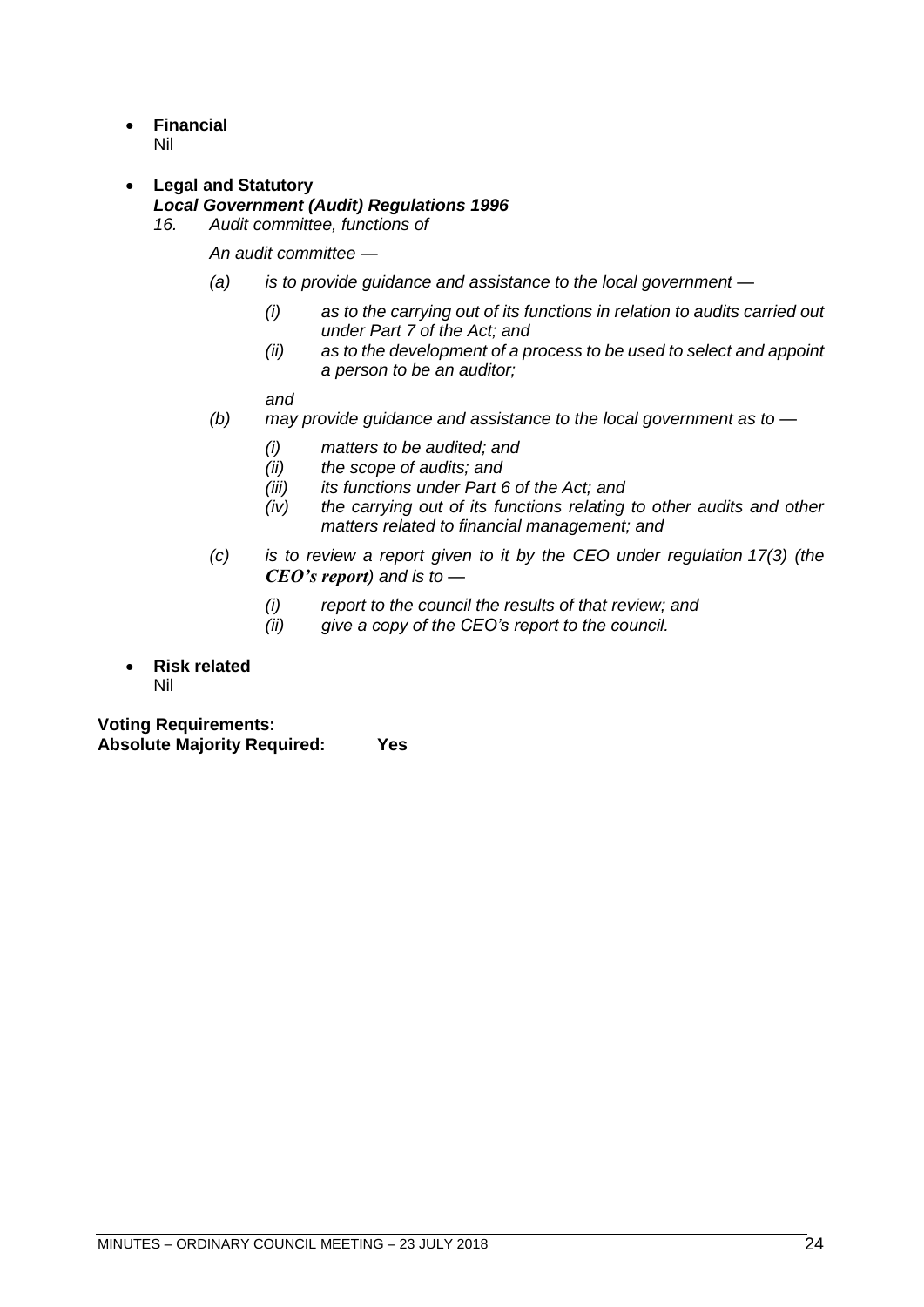- **Financial**
  Nil

- **Legal and Statutory**
  ***Local Government (Audit) Regulations 1996***
  *16. Audit committee, functions of*

  *An audit committee —*

  *(a) is to provide guidance and assistance to the local government —*

  *(i) as to the carrying out of its functions in relation to audits carried out under Part 7 of the Act; and*

  *(ii) as to the development of a process to be used to select and appoint a person to be an auditor;*

  *and*

  *(b) may provide guidance and assistance to the local government as to —*

  *(i) matters to be audited; and*

  *(ii) the scope of audits; and*

  *(iii) its functions under Part 6 of the Act; and*

  *(iv) the carrying out of its functions relating to other audits and other matters related to financial management; and*

  *(c) is to review a report given to it by the CEO under regulation 17(3) (the **CEO's report**) and is to —*

  *(i) report to the council the results of that review; and*

  *(ii) give a copy of the CEO's report to the council.*

- **Risk related**
  Nil

**Voting Requirements:**
**Absolute Majority Required: Yes**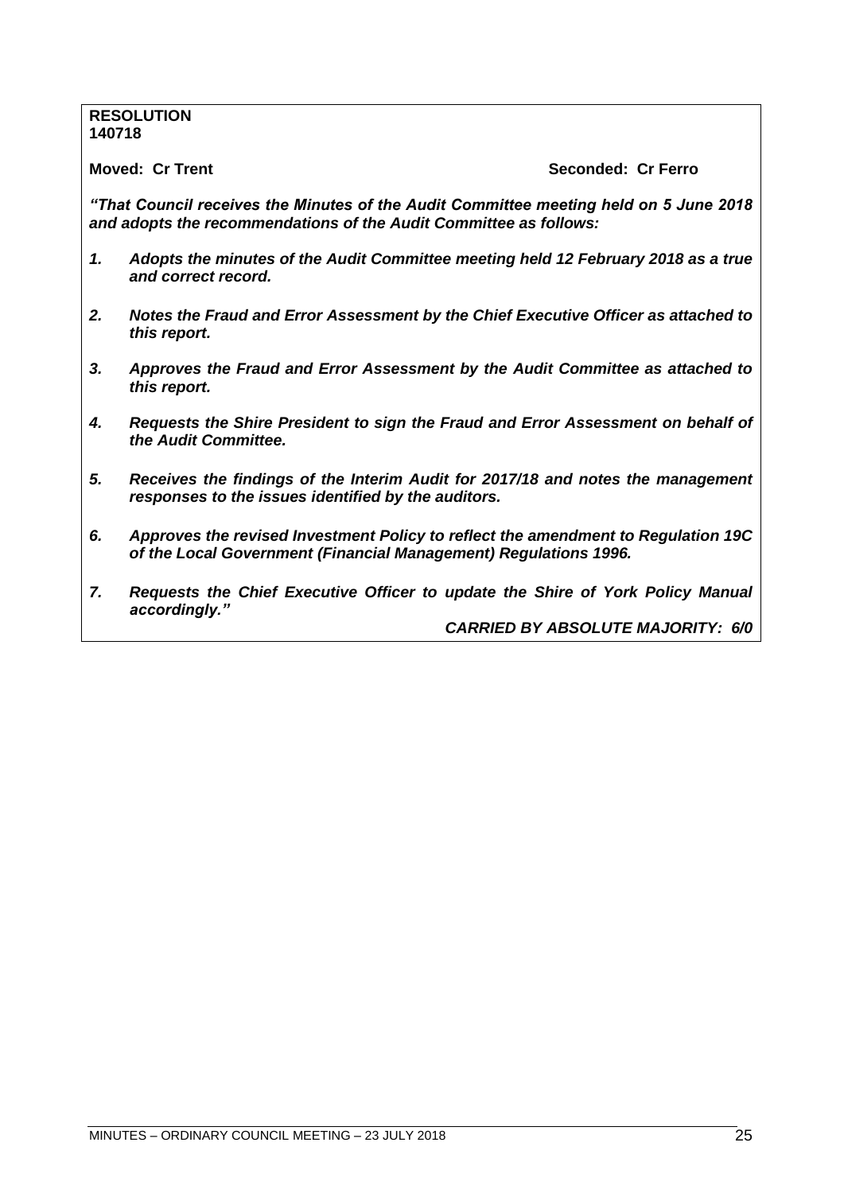**RESOLUTION**
**140718**

**Moved: Cr Trent** **Seconded: Cr Ferro**

***"That Council receives the Minutes of the Audit Committee meeting held on 5 June 2018 and adopts the recommendations of the Audit Committee as follows:***

1. ***Adopts the minutes of the Audit Committee meeting held 12 February 2018 as a true and correct record.***
2. ***Notes the Fraud and Error Assessment by the Chief Executive Officer as attached to this report.***
3. ***Approves the Fraud and Error Assessment by the Audit Committee as attached to this report.***
4. ***Requests the Shire President to sign the Fraud and Error Assessment on behalf of the Audit Committee.***
5. ***Receives the findings of the Interim Audit for 2017/18 and notes the management responses to the issues identified by the auditors.***
6. ***Approves the revised Investment Policy to reflect the amendment to Regulation 19C of the Local Government (Financial Management) Regulations 1996.***
7. ***Requests the Chief Executive Officer to update the Shire of York Policy Manual accordingly."***

***CARRIED BY ABSOLUTE MAJORITY: 6/0***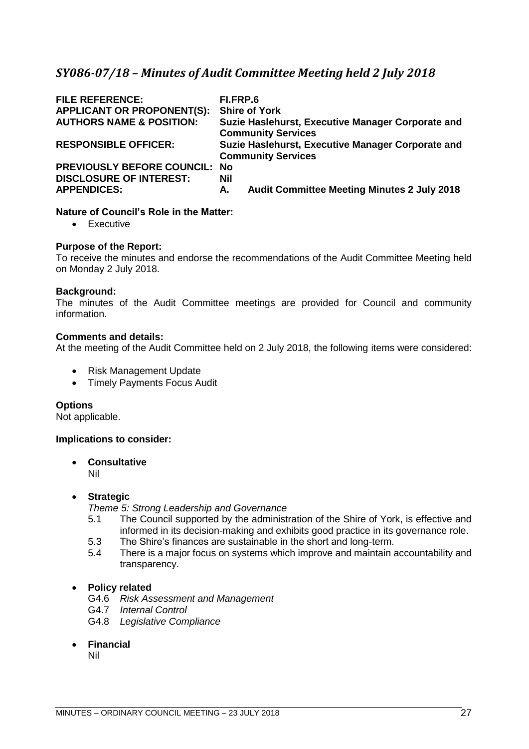## *SY086-07/18 – Minutes of Audit Committee Meeting held 2 July 2018*

| | |
|---|---|
| **FILE REFERENCE:** | **FI.FRP.6** |
| **APPLICANT OR PROPONENT(S):** | **Shire of York** |
| **AUTHORS NAME & POSITION:** | **Suzie Haslehurst, Executive Manager Corporate and Community Services** |
| **RESPONSIBLE OFFICER:** | **Suzie Haslehurst, Executive Manager Corporate and Community Services** |
| **PREVIOUSLY BEFORE COUNCIL:** | **No** |
| **DISCLOSURE OF INTEREST:** | **Nil** |
| **APPENDICES:** | **A. Audit Committee Meeting Minutes 2 July 2018** |

**Nature of Council's Role in the Matter:**

- Executive

**Purpose of the Report:**

To receive the minutes and endorse the recommendations of the Audit Committee Meeting held on Monday 2 July 2018.

**Background:**

The minutes of the Audit Committee meetings are provided for Council and community information.

**Comments and details:**

At the meeting of the Audit Committee held on 2 July 2018, the following items were considered:

- Risk Management Update
- Timely Payments Focus Audit

**Options**

Not applicable.

**Implications to consider:**

- **Consultative**
  Nil

- **Strategic**
  *Theme 5: Strong Leadership and Governance*
  - 5.1 The Council supported by the administration of the Shire of York, is effective and informed in its decision-making and exhibits good practice in its governance role.
  - 5.3 The Shire's finances are sustainable in the short and long-term.
  - 5.4 There is a major focus on systems which improve and maintain accountability and transparency.

- **Policy related**
  - G4.6 *Risk Assessment and Management*
  - G4.7 *Internal Control*
  - G4.8 *Legislative Compliance*

- **Financial**
  Nil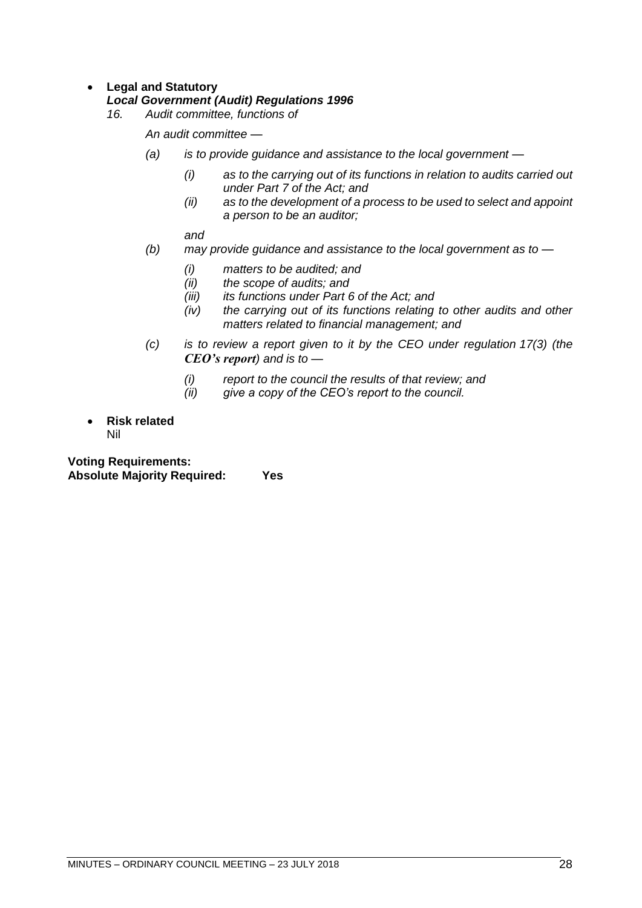- **Legal and Statutory**
  ***Local Government (Audit) Regulations 1996***
  *16. Audit committee, functions of*

  *An audit committee —*

  *(a) is to provide guidance and assistance to the local government —*

  *(i) as to the carrying out of its functions in relation to audits carried out under Part 7 of the Act; and*
  *(ii) as to the development of a process to be used to select and appoint a person to be an auditor;*

  *and*

  *(b) may provide guidance and assistance to the local government as to —*

  *(i) matters to be audited; and*
  *(ii) the scope of audits; and*
  *(iii) its functions under Part 6 of the Act; and*
  *(iv) the carrying out of its functions relating to other audits and other matters related to financial management; and*

  *(c) is to review a report given to it by the CEO under regulation 17(3) (the **CEO's report**) and is to —*

  *(i) report to the council the results of that review; and*
  *(ii) give a copy of the CEO's report to the council.*

- **Risk related**
  Nil

**Voting Requirements:**
**Absolute Majority Required: Yes**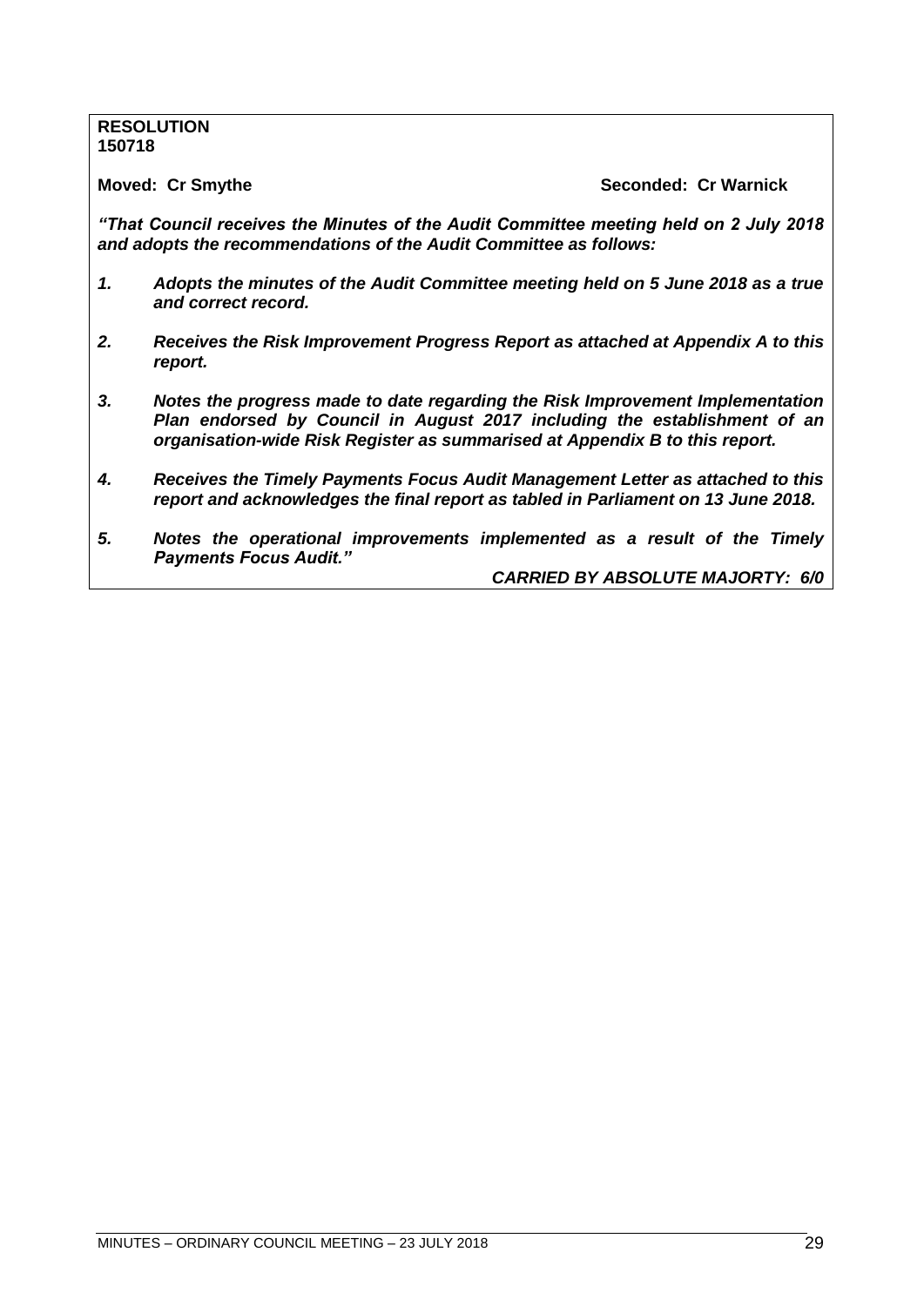**RESOLUTION**
**150718**

**Moved: Cr Smythe** **Seconded: Cr Warnick**

***"That Council receives the Minutes of the Audit Committee meeting held on 2 July 2018 and adopts the recommendations of the Audit Committee as follows:***

1. ***Adopts the minutes of the Audit Committee meeting held on 5 June 2018 as a true and correct record.***

2. ***Receives the Risk Improvement Progress Report as attached at Appendix A to this report.***

3. ***Notes the progress made to date regarding the Risk Improvement Implementation Plan endorsed by Council in August 2017 including the establishment of an organisation-wide Risk Register as summarised at Appendix B to this report.***

4. ***Receives the Timely Payments Focus Audit Management Letter as attached to this report and acknowledges the final report as tabled in Parliament on 13 June 2018.***

5. ***Notes the operational improvements implemented as a result of the Timely Payments Focus Audit."***

***CARRIED BY ABSOLUTE MAJORTY: 6/0***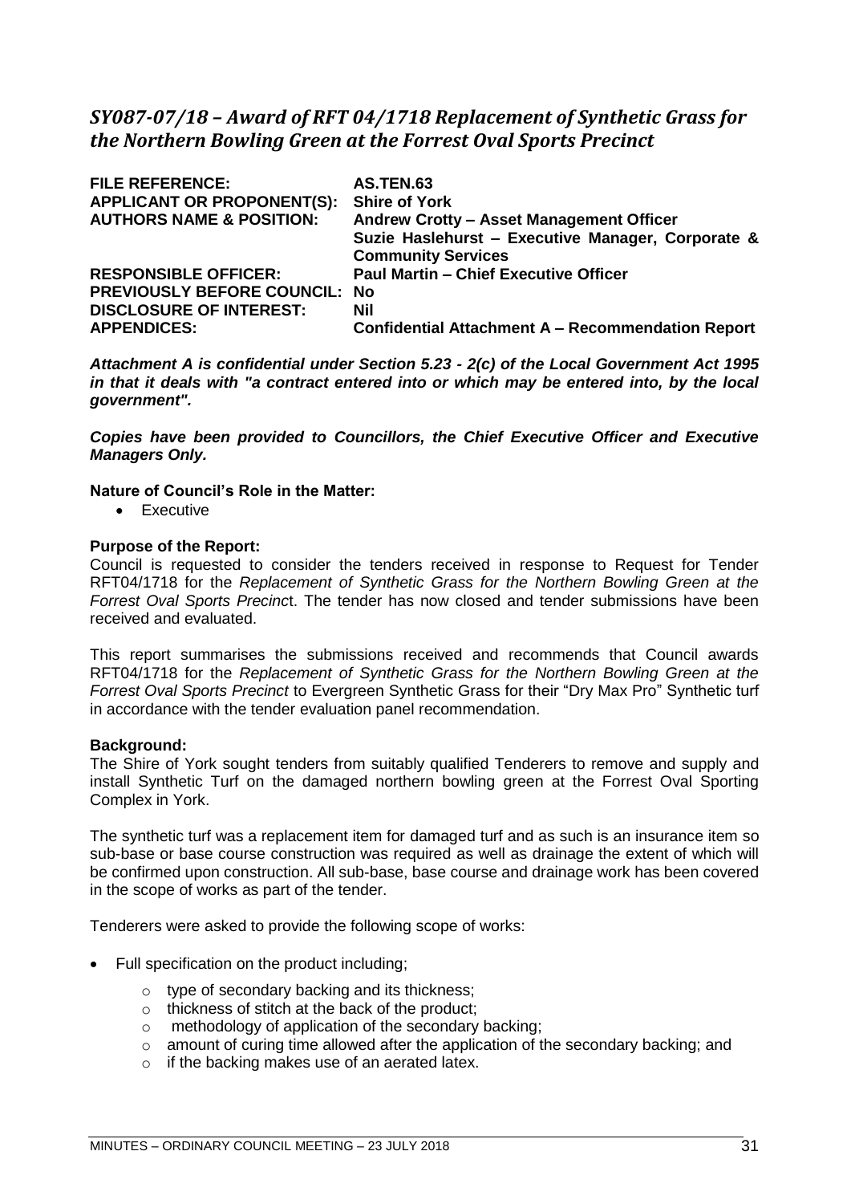## *SY087-07/18 – Award of RFT 04/1718 Replacement of Synthetic Grass for the Northern Bowling Green at the Forrest Oval Sports Precinct*

| | |
|---|---|
| **FILE REFERENCE:** | **AS.TEN.63** |
| **APPLICANT OR PROPONENT(S):** | **Shire of York** |
| **AUTHORS NAME & POSITION:** | **Andrew Crotty – Asset Management Officer**<br>**Suzie Haslehurst – Executive Manager, Corporate & Community Services** |
| **RESPONSIBLE OFFICER:** | **Paul Martin – Chief Executive Officer** |
| **PREVIOUSLY BEFORE COUNCIL:** | **No** |
| **DISCLOSURE OF INTEREST:** | **Nil** |
| **APPENDICES:** | **Confidential Attachment A – Recommendation Report** |

***Attachment A is confidential under Section 5.23 - 2(c) of the Local Government Act 1995 in that it deals with "a contract entered into or which may be entered into, by the local government".***

***Copies have been provided to Councillors, the Chief Executive Officer and Executive Managers Only.***

**Nature of Council's Role in the Matter:**

- Executive

**Purpose of the Report:**

Council is requested to consider the tenders received in response to Request for Tender RFT04/1718 for the *Replacement of Synthetic Grass for the Northern Bowling Green at the Forrest Oval Sports Precinc*t. The tender has now closed and tender submissions have been received and evaluated.

This report summarises the submissions received and recommends that Council awards RFT04/1718 for the *Replacement of Synthetic Grass for the Northern Bowling Green at the Forrest Oval Sports Precinct* to Evergreen Synthetic Grass for their "Dry Max Pro" Synthetic turf in accordance with the tender evaluation panel recommendation.

**Background:**

The Shire of York sought tenders from suitably qualified Tenderers to remove and supply and install Synthetic Turf on the damaged northern bowling green at the Forrest Oval Sporting Complex in York.

The synthetic turf was a replacement item for damaged turf and as such is an insurance item so sub-base or base course construction was required as well as drainage the extent of which will be confirmed upon construction. All sub-base, base course and drainage work has been covered in the scope of works as part of the tender.

Tenderers were asked to provide the following scope of works:

- Full specification on the product including;
    - type of secondary backing and its thickness;
    - thickness of stitch at the back of the product;
    - methodology of application of the secondary backing;
    - amount of curing time allowed after the application of the secondary backing; and
    - if the backing makes use of an aerated latex.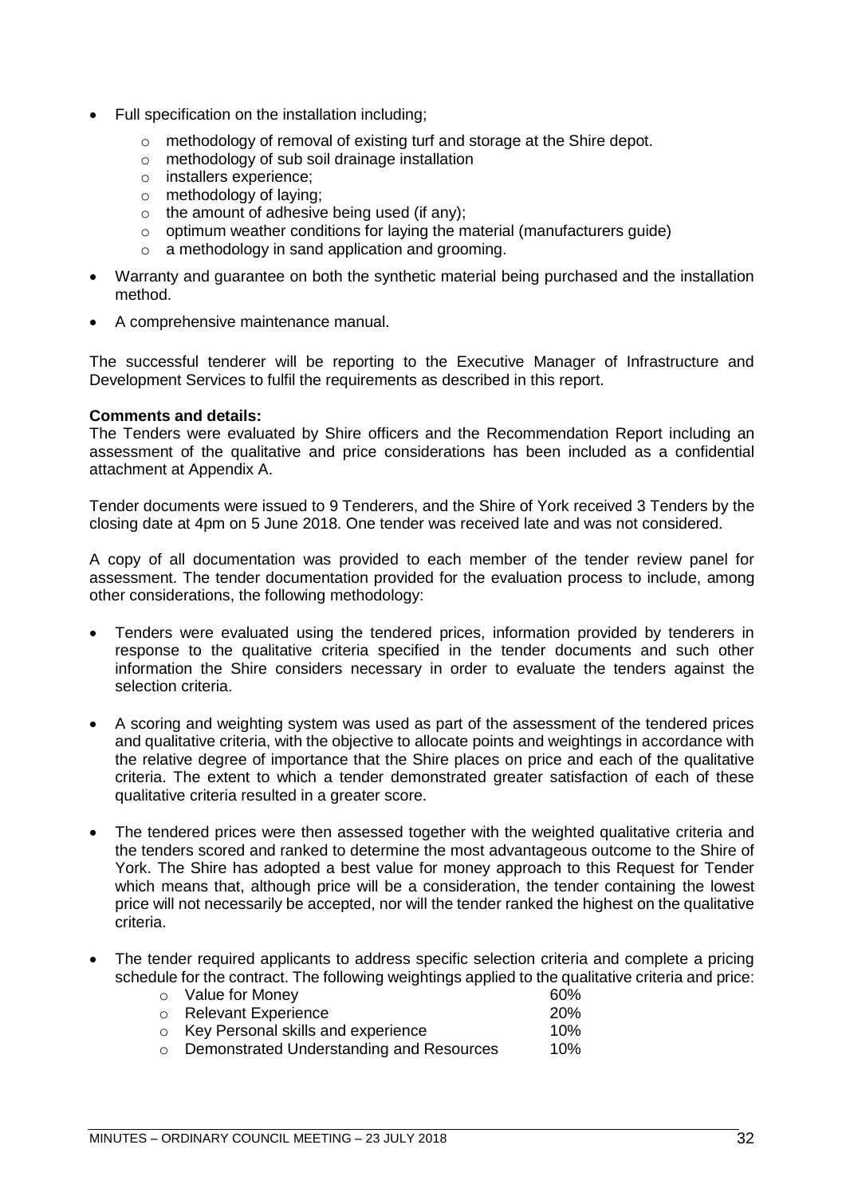- Full specification on the installation including;
  - methodology of removal of existing turf and storage at the Shire depot.
  - methodology of sub soil drainage installation
  - installers experience;
  - methodology of laying;
  - the amount of adhesive being used (if any);
  - optimum weather conditions for laying the material (manufacturers guide)
  - a methodology in sand application and grooming.
- Warranty and guarantee on both the synthetic material being purchased and the installation method.
- A comprehensive maintenance manual.

The successful tenderer will be reporting to the Executive Manager of Infrastructure and Development Services to fulfil the requirements as described in this report.

**Comments and details:**
The Tenders were evaluated by Shire officers and the Recommendation Report including an assessment of the qualitative and price considerations has been included as a confidential attachment at Appendix A.

Tender documents were issued to 9 Tenderers, and the Shire of York received 3 Tenders by the closing date at 4pm on 5 June 2018. One tender was received late and was not considered.

A copy of all documentation was provided to each member of the tender review panel for assessment. The tender documentation provided for the evaluation process to include, among other considerations, the following methodology:

- Tenders were evaluated using the tendered prices, information provided by tenderers in response to the qualitative criteria specified in the tender documents and such other information the Shire considers necessary in order to evaluate the tenders against the selection criteria.
- A scoring and weighting system was used as part of the assessment of the tendered prices and qualitative criteria, with the objective to allocate points and weightings in accordance with the relative degree of importance that the Shire places on price and each of the qualitative criteria. The extent to which a tender demonstrated greater satisfaction of each of these qualitative criteria resulted in a greater score.
- The tendered prices were then assessed together with the weighted qualitative criteria and the tenders scored and ranked to determine the most advantageous outcome to the Shire of York. The Shire has adopted a best value for money approach to this Request for Tender which means that, although price will be a consideration, the tender containing the lowest price will not necessarily be accepted, nor will the tender ranked the highest on the qualitative criteria.
- The tender required applicants to address specific selection criteria and complete a pricing schedule for the contract. The following weightings applied to the qualitative criteria and price:
  - Value for Money 60%
  - Relevant Experience 20%
  - Key Personal skills and experience 10%
  - Demonstrated Understanding and Resources 10%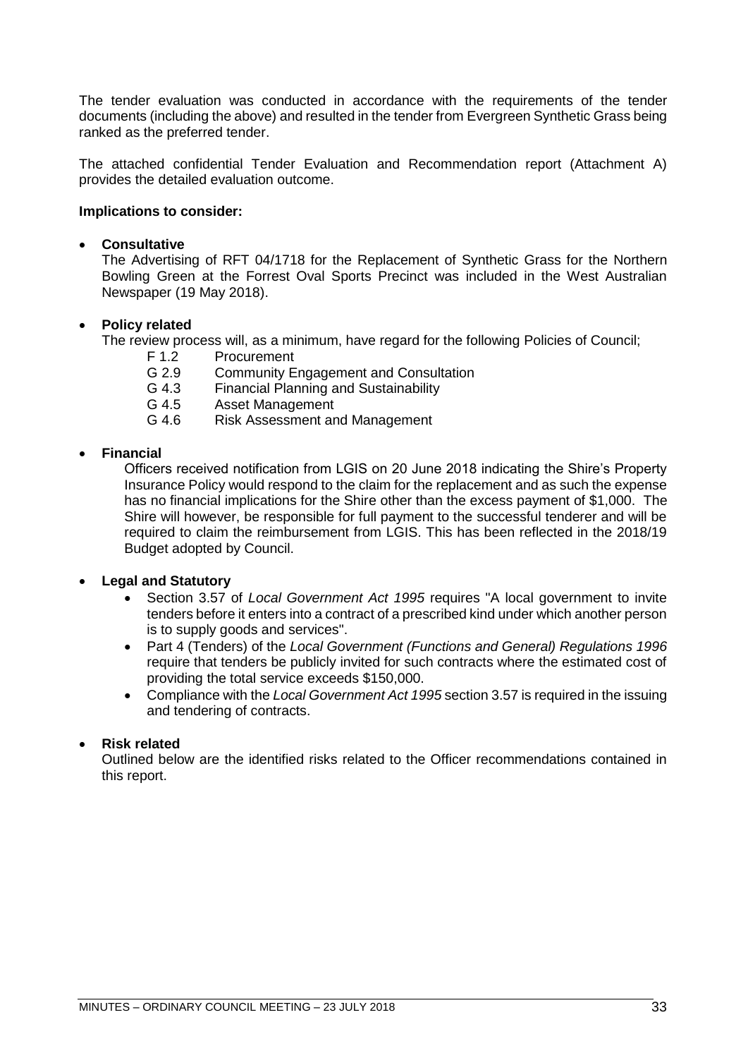The tender evaluation was conducted in accordance with the requirements of the tender documents (including the above) and resulted in the tender from Evergreen Synthetic Grass being ranked as the preferred tender.

The attached confidential Tender Evaluation and Recommendation report (Attachment A) provides the detailed evaluation outcome.

**Implications to consider:**

- **Consultative**
  The Advertising of RFT 04/1718 for the Replacement of Synthetic Grass for the Northern Bowling Green at the Forrest Oval Sports Precinct was included in the West Australian Newspaper (19 May 2018).

- **Policy related**
  The review process will, as a minimum, have regard for the following Policies of Council;
  - F 1.2 Procurement
  - G 2.9 Community Engagement and Consultation
  - G 4.3 Financial Planning and Sustainability
  - G 4.5 Asset Management
  - G 4.6 Risk Assessment and Management

- **Financial**
  Officers received notification from LGIS on 20 June 2018 indicating the Shire's Property Insurance Policy would respond to the claim for the replacement and as such the expense has no financial implications for the Shire other than the excess payment of $1,000. The Shire will however, be responsible for full payment to the successful tenderer and will be required to claim the reimbursement from LGIS. This has been reflected in the 2018/19 Budget adopted by Council.

- **Legal and Statutory**
  - Section 3.57 of *Local Government Act 1995* requires "A local government to invite tenders before it enters into a contract of a prescribed kind under which another person is to supply goods and services".
  - Part 4 (Tenders) of the *Local Government (Functions and General) Regulations 1996* require that tenders be publicly invited for such contracts where the estimated cost of providing the total service exceeds $150,000.
  - Compliance with the *Local Government Act 1995* section 3.57 is required in the issuing and tendering of contracts.

- **Risk related**
  Outlined below are the identified risks related to the Officer recommendations contained in this report.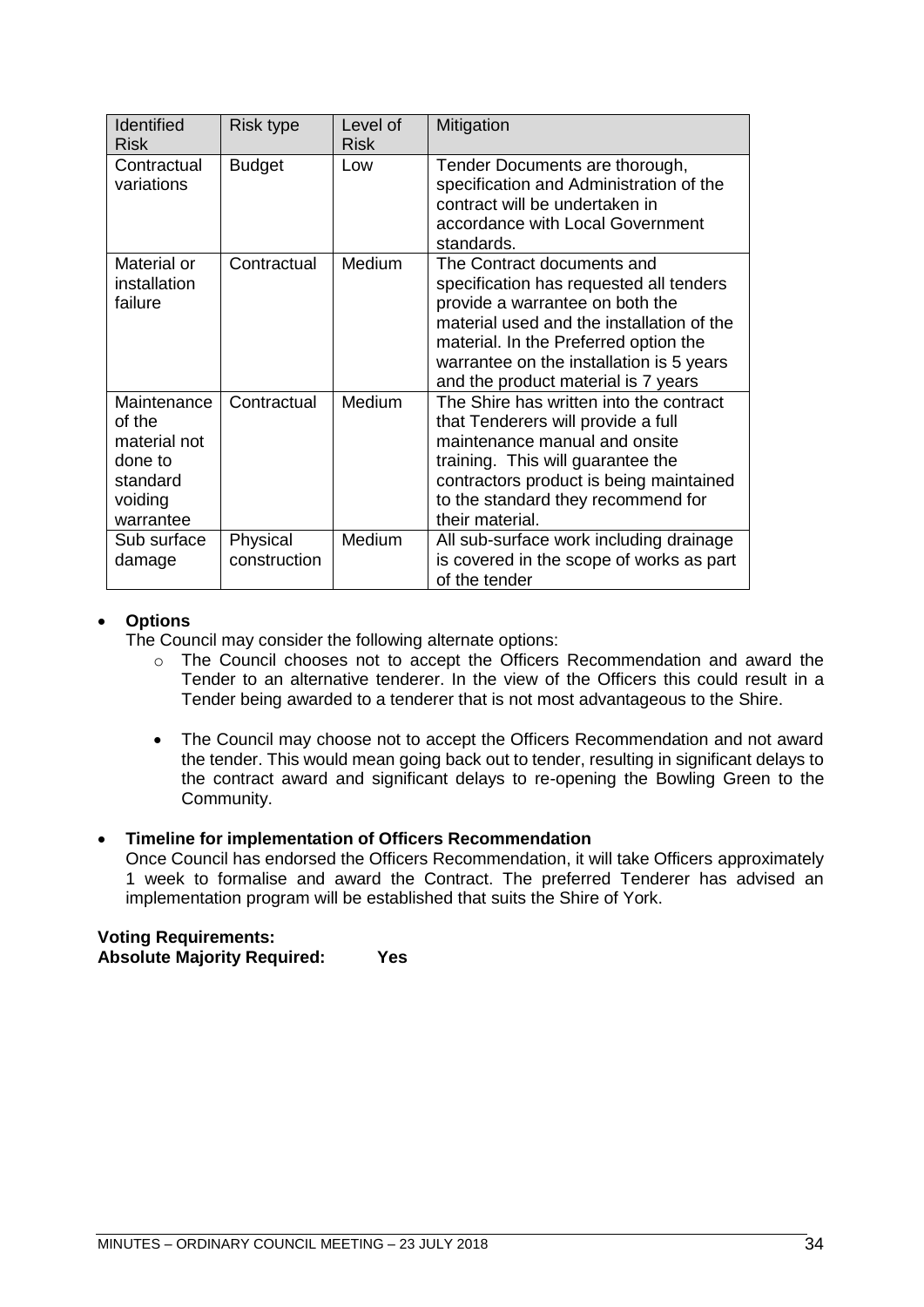| Identified Risk | Risk type | Level of Risk | Mitigation |
|---|---|---|---|
| Contractual variations | Budget | Low | Tender Documents are thorough, specification and Administration of the contract will be undertaken in accordance with Local Government standards. |
| Material or installation failure | Contractual | Medium | The Contract documents and specification has requested all tenders provide a warrantee on both the material used and the installation of the material. In the Preferred option the warrantee on the installation is 5 years and the product material is 7 years |
| Maintenance of the material not done to standard voiding warrantee | Contractual | Medium | The Shire has written into the contract that Tenderers will provide a full maintenance manual and onsite training. This will guarantee the contractors product is being maintained to the standard they recommend for their material. |
| Sub surface damage | Physical construction | Medium | All sub-surface work including drainage is covered in the scope of works as part of the tender |

- **Options**

  The Council may consider the following alternate options:

  - The Council chooses not to accept the Officers Recommendation and award the Tender to an alternative tenderer. In the view of the Officers this could result in a Tender being awarded to a tenderer that is not most advantageous to the Shire.

  - The Council may choose not to accept the Officers Recommendation and not award the tender. This would mean going back out to tender, resulting in significant delays to the contract award and significant delays to re-opening the Bowling Green to the Community.

- **Timeline for implementation of Officers Recommendation**

  Once Council has endorsed the Officers Recommendation, it will take Officers approximately 1 week to formalise and award the Contract. The preferred Tenderer has advised an implementation program will be established that suits the Shire of York.

**Voting Requirements:**
**Absolute Majority Required: Yes**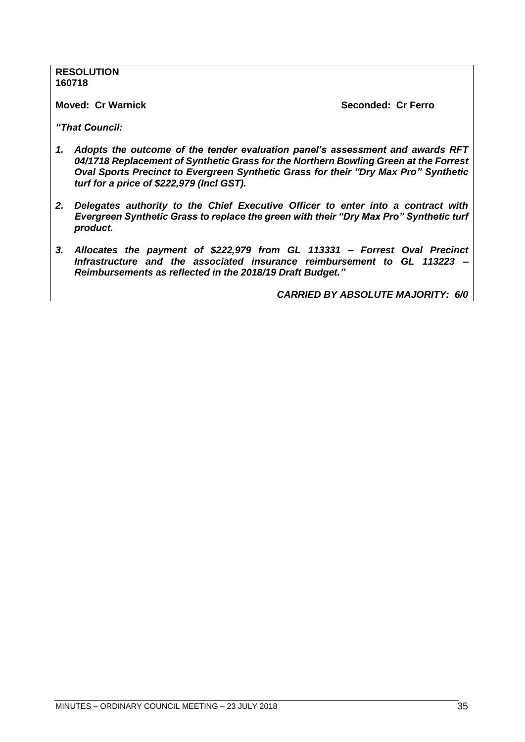**RESOLUTION**
**160718**

**Moved: Cr Warnick** **Seconded: Cr Ferro**

***"That Council:***

1. ***Adopts the outcome of the tender evaluation panel's assessment and awards RFT 04/1718 Replacement of Synthetic Grass for the Northern Bowling Green at the Forrest Oval Sports Precinct to Evergreen Synthetic Grass for their "Dry Max Pro" Synthetic turf for a price of $222,979 (Incl GST).***

2. ***Delegates authority to the Chief Executive Officer to enter into a contract with Evergreen Synthetic Grass to replace the green with their "Dry Max Pro" Synthetic turf product.***

3. ***Allocates the payment of $222,979 from GL 113331 – Forrest Oval Precinct Infrastructure and the associated insurance reimbursement to GL 113223 – Reimbursements as reflected in the 2018/19 Draft Budget."***

***CARRIED BY ABSOLUTE MAJORITY: 6/0***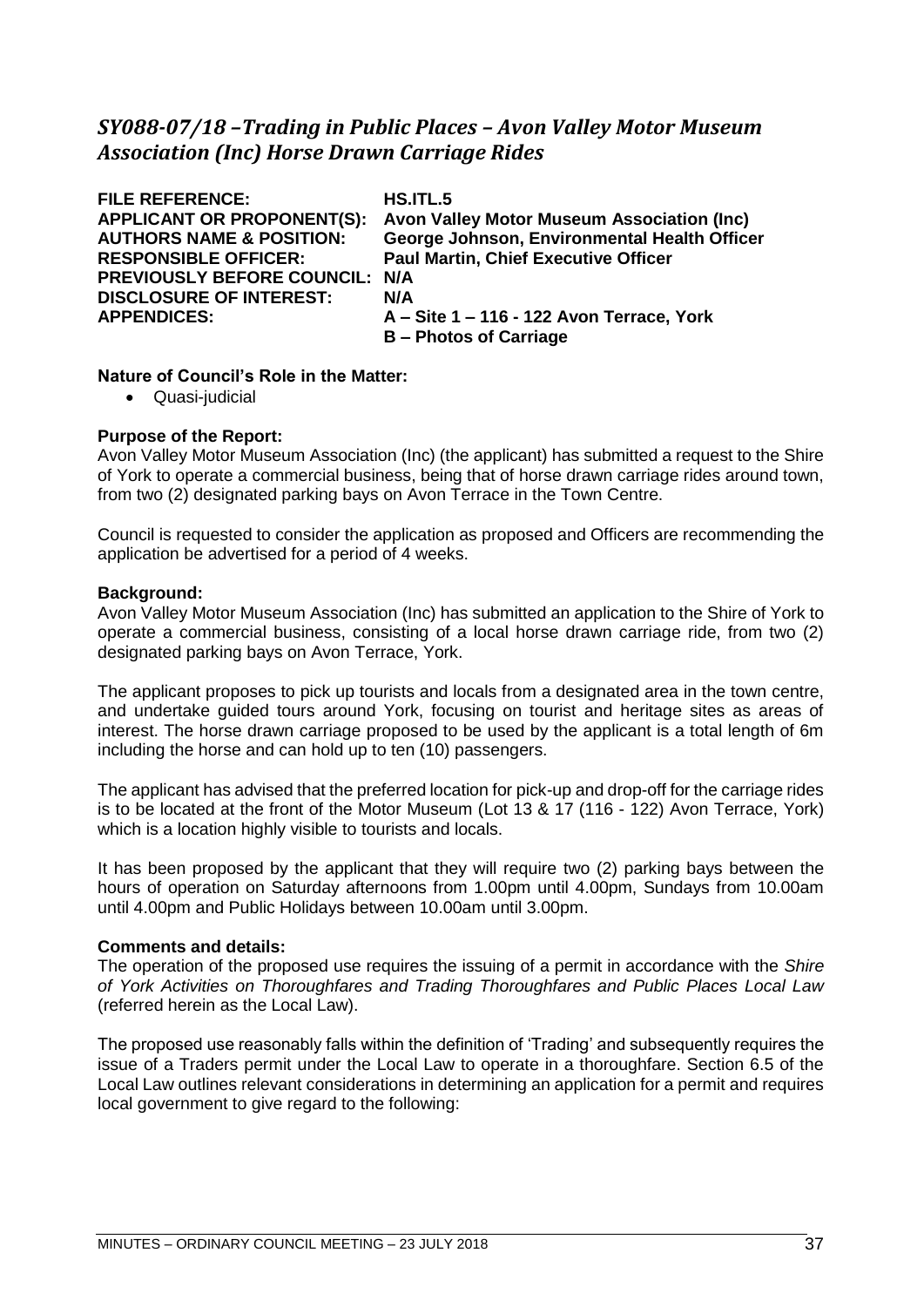## *SY088-07/18 –Trading in Public Places – Avon Valley Motor Museum Association (Inc) Horse Drawn Carriage Rides*

**FILE REFERENCE:** **HS.ITL.5**
**APPLICANT OR PROPONENT(S):** **Avon Valley Motor Museum Association (Inc)**
**AUTHORS NAME & POSITION:** **George Johnson, Environmental Health Officer**
**RESPONSIBLE OFFICER:** **Paul Martin, Chief Executive Officer**
**PREVIOUSLY BEFORE COUNCIL:** **N/A**
**DISCLOSURE OF INTEREST:** **N/A**
**APPENDICES:** **A – Site 1 – 116 - 122 Avon Terrace, York**
**B – Photos of Carriage**

**Nature of Council's Role in the Matter:**

- Quasi-judicial

**Purpose of the Report:**

Avon Valley Motor Museum Association (Inc) (the applicant) has submitted a request to the Shire of York to operate a commercial business, being that of horse drawn carriage rides around town, from two (2) designated parking bays on Avon Terrace in the Town Centre.

Council is requested to consider the application as proposed and Officers are recommending the application be advertised for a period of 4 weeks.

**Background:**

Avon Valley Motor Museum Association (Inc) has submitted an application to the Shire of York to operate a commercial business, consisting of a local horse drawn carriage ride, from two (2) designated parking bays on Avon Terrace, York.

The applicant proposes to pick up tourists and locals from a designated area in the town centre, and undertake guided tours around York, focusing on tourist and heritage sites as areas of interest. The horse drawn carriage proposed to be used by the applicant is a total length of 6m including the horse and can hold up to ten (10) passengers.

The applicant has advised that the preferred location for pick-up and drop-off for the carriage rides is to be located at the front of the Motor Museum (Lot 13 & 17 (116 - 122) Avon Terrace, York) which is a location highly visible to tourists and locals.

It has been proposed by the applicant that they will require two (2) parking bays between the hours of operation on Saturday afternoons from 1.00pm until 4.00pm, Sundays from 10.00am until 4.00pm and Public Holidays between 10.00am until 3.00pm.

**Comments and details:**

The operation of the proposed use requires the issuing of a permit in accordance with the *Shire of York Activities on Thoroughfares and Trading Thoroughfares and Public Places Local Law* (referred herein as the Local Law).

The proposed use reasonably falls within the definition of 'Trading' and subsequently requires the issue of a Traders permit under the Local Law to operate in a thoroughfare. Section 6.5 of the Local Law outlines relevant considerations in determining an application for a permit and requires local government to give regard to the following: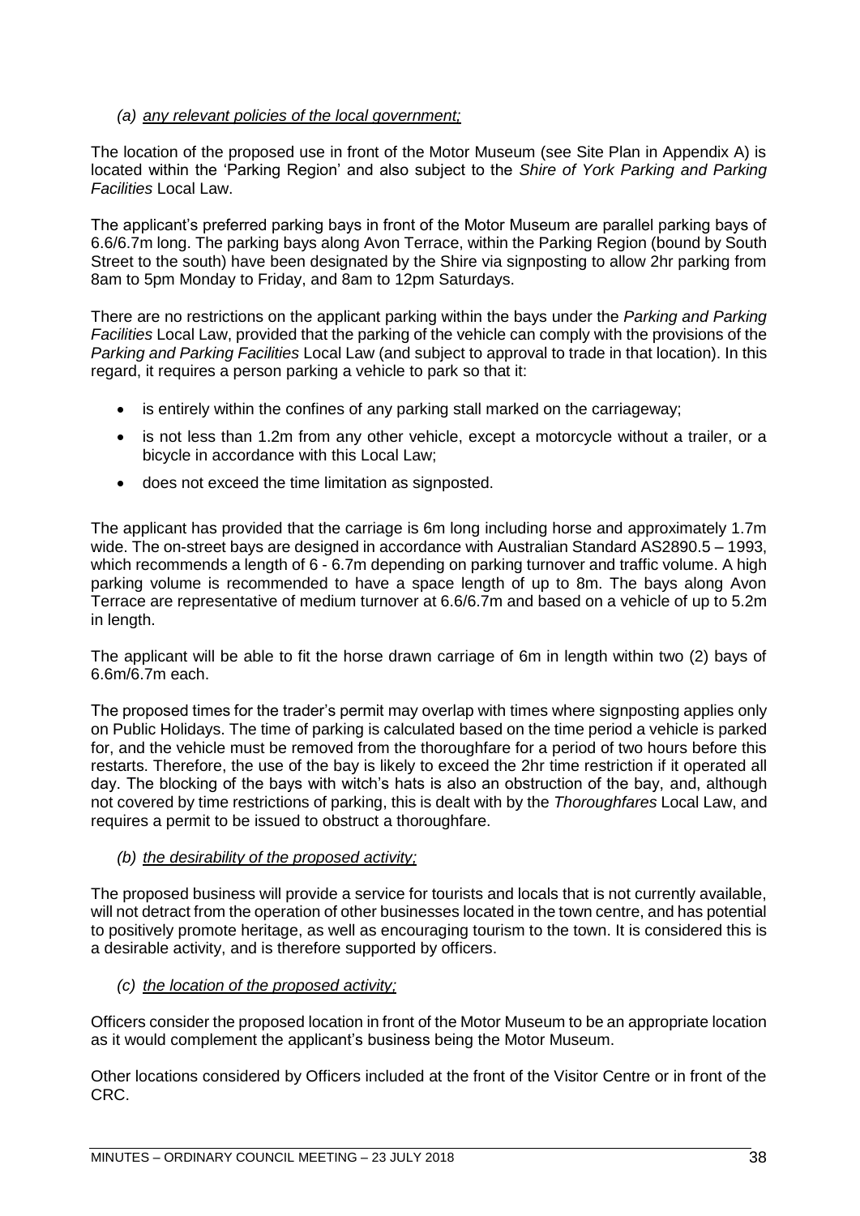*(a) any relevant policies of the local government;*

The location of the proposed use in front of the Motor Museum (see Site Plan in Appendix A) is located within the 'Parking Region' and also subject to the *Shire of York Parking and Parking Facilities* Local Law.

The applicant's preferred parking bays in front of the Motor Museum are parallel parking bays of 6.6/6.7m long. The parking bays along Avon Terrace, within the Parking Region (bound by South Street to the south) have been designated by the Shire via signposting to allow 2hr parking from 8am to 5pm Monday to Friday, and 8am to 12pm Saturdays.

There are no restrictions on the applicant parking within the bays under the *Parking and Parking Facilities* Local Law, provided that the parking of the vehicle can comply with the provisions of the *Parking and Parking Facilities* Local Law (and subject to approval to trade in that location). In this regard, it requires a person parking a vehicle to park so that it:

- is entirely within the confines of any parking stall marked on the carriageway;
- is not less than 1.2m from any other vehicle, except a motorcycle without a trailer, or a bicycle in accordance with this Local Law;
- does not exceed the time limitation as signposted.

The applicant has provided that the carriage is 6m long including horse and approximately 1.7m wide. The on-street bays are designed in accordance with Australian Standard AS2890.5 – 1993, which recommends a length of 6 - 6.7m depending on parking turnover and traffic volume. A high parking volume is recommended to have a space length of up to 8m. The bays along Avon Terrace are representative of medium turnover at 6.6/6.7m and based on a vehicle of up to 5.2m in length.

The applicant will be able to fit the horse drawn carriage of 6m in length within two (2) bays of 6.6m/6.7m each.

The proposed times for the trader's permit may overlap with times where signposting applies only on Public Holidays. The time of parking is calculated based on the time period a vehicle is parked for, and the vehicle must be removed from the thoroughfare for a period of two hours before this restarts. Therefore, the use of the bay is likely to exceed the 2hr time restriction if it operated all day. The blocking of the bays with witch's hats is also an obstruction of the bay, and, although not covered by time restrictions of parking, this is dealt with by the *Thoroughfares* Local Law, and requires a permit to be issued to obstruct a thoroughfare.

*(b) the desirability of the proposed activity;*

The proposed business will provide a service for tourists and locals that is not currently available, will not detract from the operation of other businesses located in the town centre, and has potential to positively promote heritage, as well as encouraging tourism to the town. It is considered this is a desirable activity, and is therefore supported by officers.

*(c) the location of the proposed activity;*

Officers consider the proposed location in front of the Motor Museum to be an appropriate location as it would complement the applicant's business being the Motor Museum.

Other locations considered by Officers included at the front of the Visitor Centre or in front of the CRC.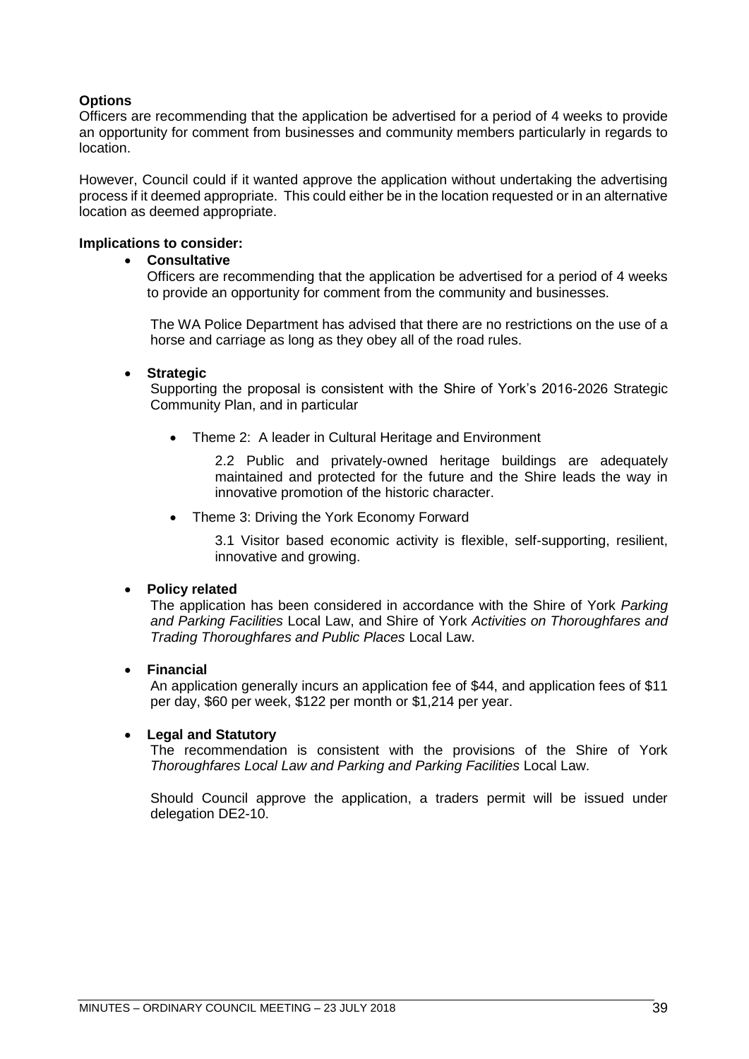**Options**

Officers are recommending that the application be advertised for a period of 4 weeks to provide an opportunity for comment from businesses and community members particularly in regards to location.

However, Council could if it wanted approve the application without undertaking the advertising process if it deemed appropriate. This could either be in the location requested or in an alternative location as deemed appropriate.

**Implications to consider:**

- **Consultative**

  Officers are recommending that the application be advertised for a period of 4 weeks to provide an opportunity for comment from the community and businesses.

  The WA Police Department has advised that there are no restrictions on the use of a horse and carriage as long as they obey all of the road rules.

- **Strategic**

  Supporting the proposal is consistent with the Shire of York's 2016-2026 Strategic Community Plan, and in particular

  - Theme 2: A leader in Cultural Heritage and Environment

    2.2 Public and privately-owned heritage buildings are adequately maintained and protected for the future and the Shire leads the way in innovative promotion of the historic character.

  - Theme 3: Driving the York Economy Forward

    3.1 Visitor based economic activity is flexible, self-supporting, resilient, innovative and growing.

- **Policy related**

  The application has been considered in accordance with the Shire of York *Parking and Parking Facilities* Local Law, and Shire of York *Activities on Thoroughfares and Trading Thoroughfares and Public Places* Local Law.

- **Financial**

  An application generally incurs an application fee of $44, and application fees of $11 per day, $60 per week, $122 per month or $1,214 per year.

- **Legal and Statutory**

  The recommendation is consistent with the provisions of the Shire of York *Thoroughfares Local Law and Parking and Parking Facilities* Local Law.

  Should Council approve the application, a traders permit will be issued under delegation DE2-10.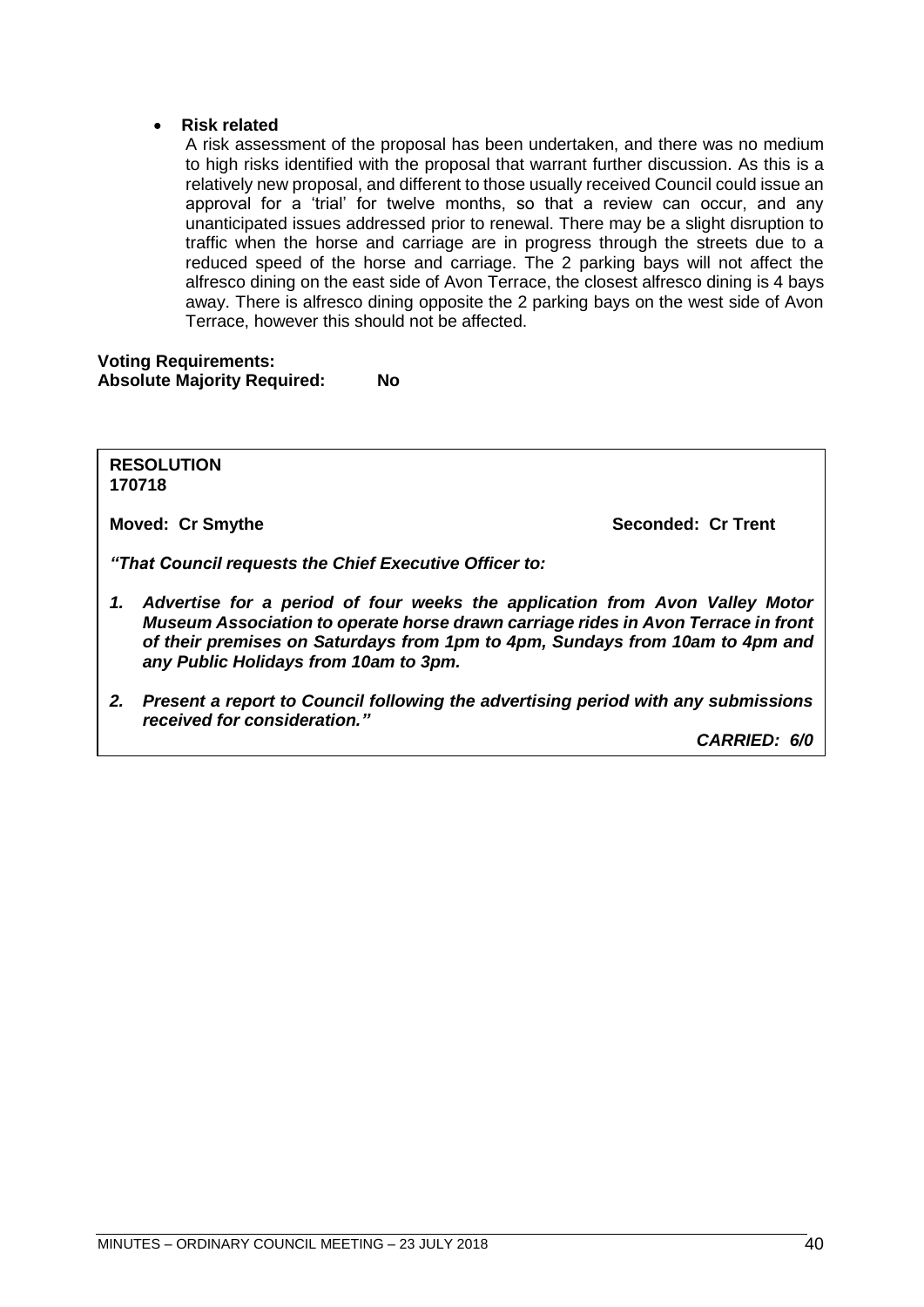- **Risk related**

  A risk assessment of the proposal has been undertaken, and there was no medium to high risks identified with the proposal that warrant further discussion. As this is a relatively new proposal, and different to those usually received Council could issue an approval for a 'trial' for twelve months, so that a review can occur, and any unanticipated issues addressed prior to renewal. There may be a slight disruption to traffic when the horse and carriage are in progress through the streets due to a reduced speed of the horse and carriage. The 2 parking bays will not affect the alfresco dining on the east side of Avon Terrace, the closest alfresco dining is 4 bays away. There is alfresco dining opposite the 2 parking bays on the west side of Avon Terrace, however this should not be affected.

**Voting Requirements:**
**Absolute Majority Required: No**

**RESOLUTION**
**170718**

**Moved: Cr Smythe** **Seconded: Cr Trent**

***"That Council requests the Chief Executive Officer to:***

1. ***Advertise for a period of four weeks the application from Avon Valley Motor Museum Association to operate horse drawn carriage rides in Avon Terrace in front of their premises on Saturdays from 1pm to 4pm, Sundays from 10am to 4pm and any Public Holidays from 10am to 3pm.***

2. ***Present a report to Council following the advertising period with any submissions received for consideration."***

***CARRIED: 6/0***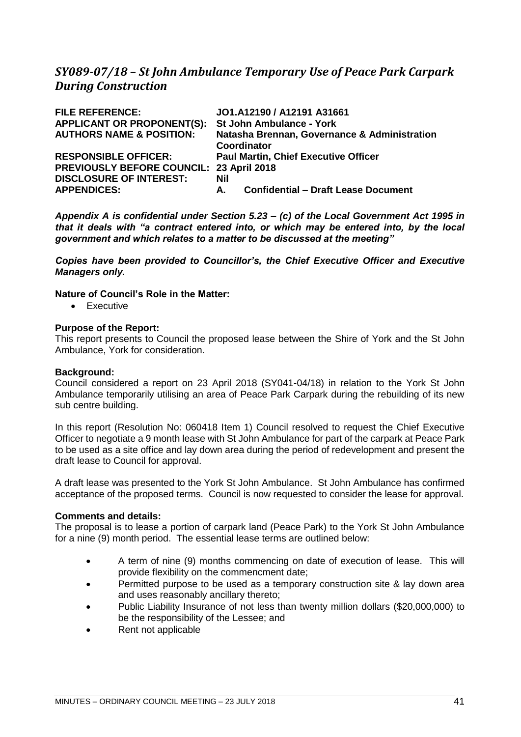## *SY089-07/18 – St John Ambulance Temporary Use of Peace Park Carpark During Construction*

**FILE REFERENCE:** **JO1.A12190 / A12191 A31661**
**APPLICANT OR PROPONENT(S):** **St John Ambulance - York**
**AUTHORS NAME & POSITION:** **Natasha Brennan, Governance & Administration Coordinator**
**RESPONSIBLE OFFICER:** **Paul Martin, Chief Executive Officer**
**PREVIOUSLY BEFORE COUNCIL:** **23 April 2018**
**DISCLOSURE OF INTEREST:** **Nil**
**APPENDICES:** **A. Confidential – Draft Lease Document**

***Appendix A is confidential under Section 5.23 – (c) of the Local Government Act 1995 in that it deals with "a contract entered into, or which may be entered into, by the local government and which relates to a matter to be discussed at the meeting"***

***Copies have been provided to Councillor's, the Chief Executive Officer and Executive Managers only.***

**Nature of Council's Role in the Matter:**

- Executive

**Purpose of the Report:**

This report presents to Council the proposed lease between the Shire of York and the St John Ambulance, York for consideration.

**Background:**

Council considered a report on 23 April 2018 (SY041-04/18) in relation to the York St John Ambulance temporarily utilising an area of Peace Park Carpark during the rebuilding of its new sub centre building.

In this report (Resolution No: 060418 Item 1) Council resolved to request the Chief Executive Officer to negotiate a 9 month lease with St John Ambulance for part of the carpark at Peace Park to be used as a site office and lay down area during the period of redevelopment and present the draft lease to Council for approval.

A draft lease was presented to the York St John Ambulance. St John Ambulance has confirmed acceptance of the proposed terms. Council is now requested to consider the lease for approval.

**Comments and details:**

The proposal is to lease a portion of carpark land (Peace Park) to the York St John Ambulance for a nine (9) month period. The essential lease terms are outlined below:

- A term of nine (9) months commencing on date of execution of lease. This will provide flexibility on the commencment date;
- Permitted purpose to be used as a temporary construction site & lay down area and uses reasonably ancillary thereto;
- Public Liability Insurance of not less than twenty million dollars ($20,000,000) to be the responsibility of the Lessee; and
- Rent not applicable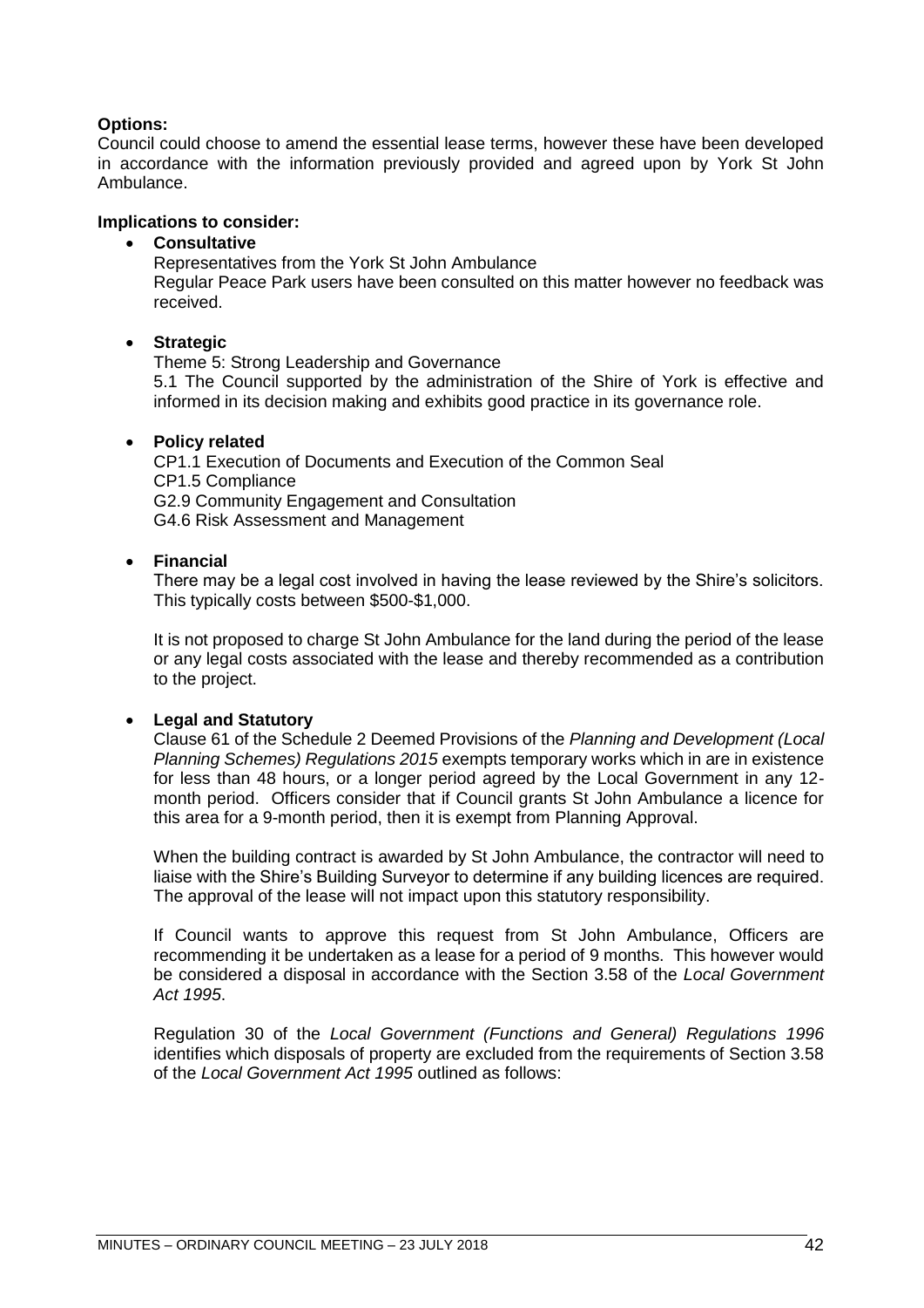**Options:**
Council could choose to amend the essential lease terms, however these have been developed in accordance with the information previously provided and agreed upon by York St John Ambulance.

**Implications to consider:**

- **Consultative**

  Representatives from the York St John Ambulance
  Regular Peace Park users have been consulted on this matter however no feedback was received.

- **Strategic**

  Theme 5: Strong Leadership and Governance
  5.1 The Council supported by the administration of the Shire of York is effective and informed in its decision making and exhibits good practice in its governance role.

- **Policy related**

  CP1.1 Execution of Documents and Execution of the Common Seal
  CP1.5 Compliance
  G2.9 Community Engagement and Consultation
  G4.6 Risk Assessment and Management

- **Financial**

  There may be a legal cost involved in having the lease reviewed by the Shire's solicitors. This typically costs between $500-$1,000.

  It is not proposed to charge St John Ambulance for the land during the period of the lease or any legal costs associated with the lease and thereby recommended as a contribution to the project.

- **Legal and Statutory**

  Clause 61 of the Schedule 2 Deemed Provisions of the *Planning and Development (Local Planning Schemes) Regulations 2015* exempts temporary works which in are in existence for less than 48 hours, or a longer period agreed by the Local Government in any 12-month period. Officers consider that if Council grants St John Ambulance a licence for this area for a 9-month period, then it is exempt from Planning Approval.

  When the building contract is awarded by St John Ambulance, the contractor will need to liaise with the Shire's Building Surveyor to determine if any building licences are required. The approval of the lease will not impact upon this statutory responsibility.

  If Council wants to approve this request from St John Ambulance, Officers are recommending it be undertaken as a lease for a period of 9 months. This however would be considered a disposal in accordance with the Section 3.58 of the *Local Government Act 1995*.

  Regulation 30 of the *Local Government (Functions and General) Regulations 1996* identifies which disposals of property are excluded from the requirements of Section 3.58 of the *Local Government Act 1995* outlined as follows: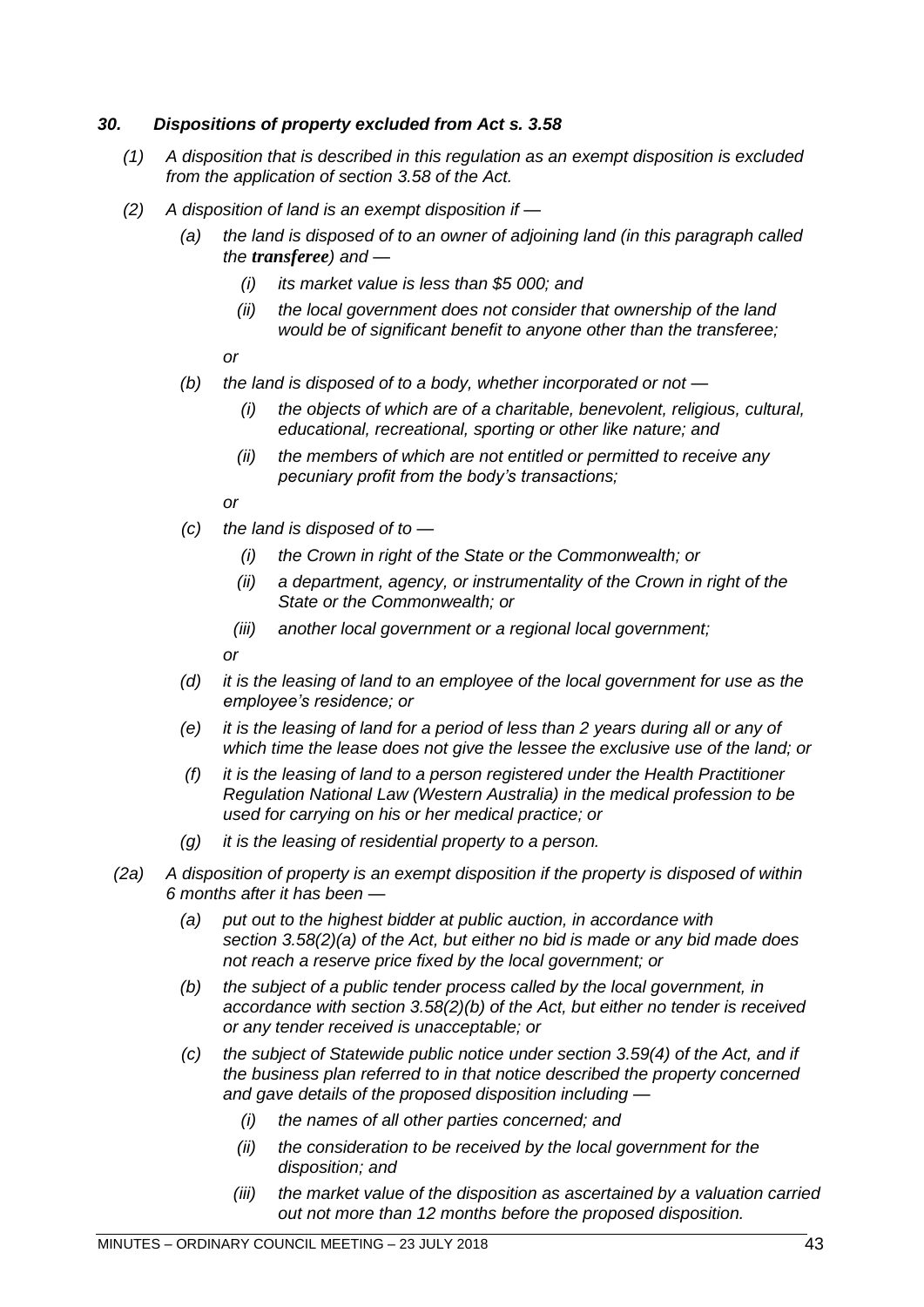### *30. Dispositions of property excluded from Act s. 3.58*

*(1) A disposition that is described in this regulation as an exempt disposition is excluded from the application of section 3.58 of the Act.*

*(2) A disposition of land is an exempt disposition if —*

*(a) the land is disposed of to an owner of adjoining land (in this paragraph called the **transferee**) and —*

*(i) its market value is less than $5 000; and*

*(ii) the local government does not consider that ownership of the land would be of significant benefit to anyone other than the transferee;*

*or*

*(b) the land is disposed of to a body, whether incorporated or not —*

*(i) the objects of which are of a charitable, benevolent, religious, cultural, educational, recreational, sporting or other like nature; and*

*(ii) the members of which are not entitled or permitted to receive any pecuniary profit from the body's transactions;*

*or*

*(c) the land is disposed of to —*

*(i) the Crown in right of the State or the Commonwealth; or*

*(ii) a department, agency, or instrumentality of the Crown in right of the State or the Commonwealth; or*

*(iii) another local government or a regional local government;*

*or*

*(d) it is the leasing of land to an employee of the local government for use as the employee's residence; or*

*(e) it is the leasing of land for a period of less than 2 years during all or any of which time the lease does not give the lessee the exclusive use of the land; or*

*(f) it is the leasing of land to a person registered under the Health Practitioner Regulation National Law (Western Australia) in the medical profession to be used for carrying on his or her medical practice; or*

*(g) it is the leasing of residential property to a person.*

*(2a) A disposition of property is an exempt disposition if the property is disposed of within 6 months after it has been —*

*(a) put out to the highest bidder at public auction, in accordance with section 3.58(2)(a) of the Act, but either no bid is made or any bid made does not reach a reserve price fixed by the local government; or*

*(b) the subject of a public tender process called by the local government, in accordance with section 3.58(2)(b) of the Act, but either no tender is received or any tender received is unacceptable; or*

*(c) the subject of Statewide public notice under section 3.59(4) of the Act, and if the business plan referred to in that notice described the property concerned and gave details of the proposed disposition including —*

*(i) the names of all other parties concerned; and*

*(ii) the consideration to be received by the local government for the disposition; and*

*(iii) the market value of the disposition as ascertained by a valuation carried out not more than 12 months before the proposed disposition.*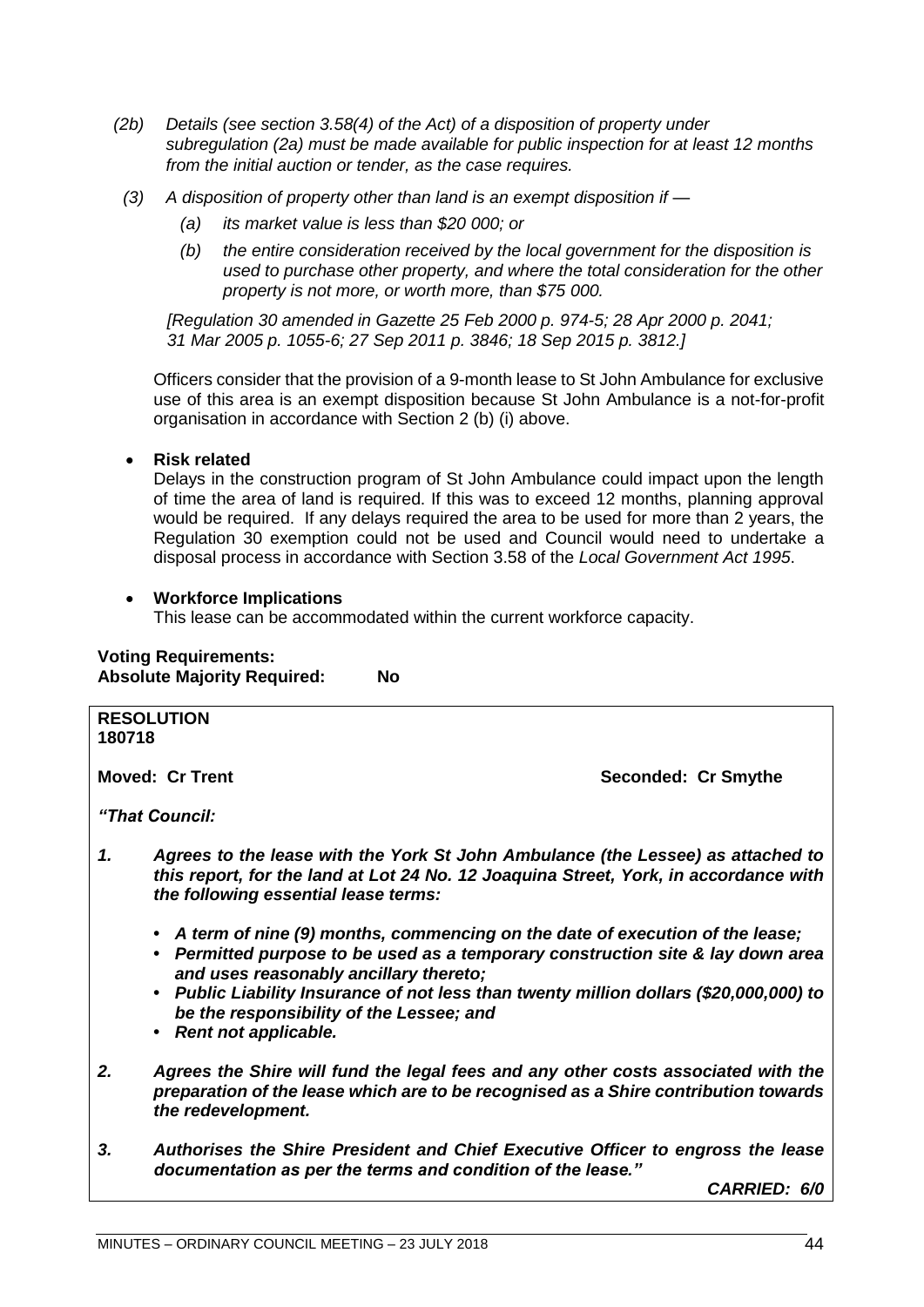*(2b) Details (see section 3.58(4) of the Act) of a disposition of property under subregulation (2a) must be made available for public inspection for at least 12 months from the initial auction or tender, as the case requires.*

*(3) A disposition of property other than land is an exempt disposition if —*

*(a) its market value is less than $20 000; or*

*(b) the entire consideration received by the local government for the disposition is used to purchase other property, and where the total consideration for the other property is not more, or worth more, than $75 000.*

*[Regulation 30 amended in Gazette 25 Feb 2000 p. 974-5; 28 Apr 2000 p. 2041; 31 Mar 2005 p. 1055-6; 27 Sep 2011 p. 3846; 18 Sep 2015 p. 3812.]*

Officers consider that the provision of a 9-month lease to St John Ambulance for exclusive use of this area is an exempt disposition because St John Ambulance is a not-for-profit organisation in accordance with Section 2 (b) (i) above.

- **Risk related**

  Delays in the construction program of St John Ambulance could impact upon the length of time the area of land is required. If this was to exceed 12 months, planning approval would be required. If any delays required the area to be used for more than 2 years, the Regulation 30 exemption could not be used and Council would need to undertake a disposal process in accordance with Section 3.58 of the *Local Government Act 1995*.

- **Workforce Implications**

  This lease can be accommodated within the current workforce capacity.

**Voting Requirements:**
**Absolute Majority Required: No**

**RESOLUTION**
**180718**

**Moved: Cr Trent** **Seconded: Cr Smythe**

***"That Council:***

***1. Agrees to the lease with the York St John Ambulance (the Lessee) as attached to this report, for the land at Lot 24 No. 12 Joaquina Street, York, in accordance with the following essential lease terms:***

- ***A term of nine (9) months, commencing on the date of execution of the lease;***
- ***Permitted purpose to be used as a temporary construction site & lay down area and uses reasonably ancillary thereto;***
- ***Public Liability Insurance of not less than twenty million dollars ($20,000,000) to be the responsibility of the Lessee; and***
- ***Rent not applicable.***

***2. Agrees the Shire will fund the legal fees and any other costs associated with the preparation of the lease which are to be recognised as a Shire contribution towards the redevelopment.***

***3. Authorises the Shire President and Chief Executive Officer to engross the lease documentation as per the terms and condition of the lease."***

***CARRIED: 6/0***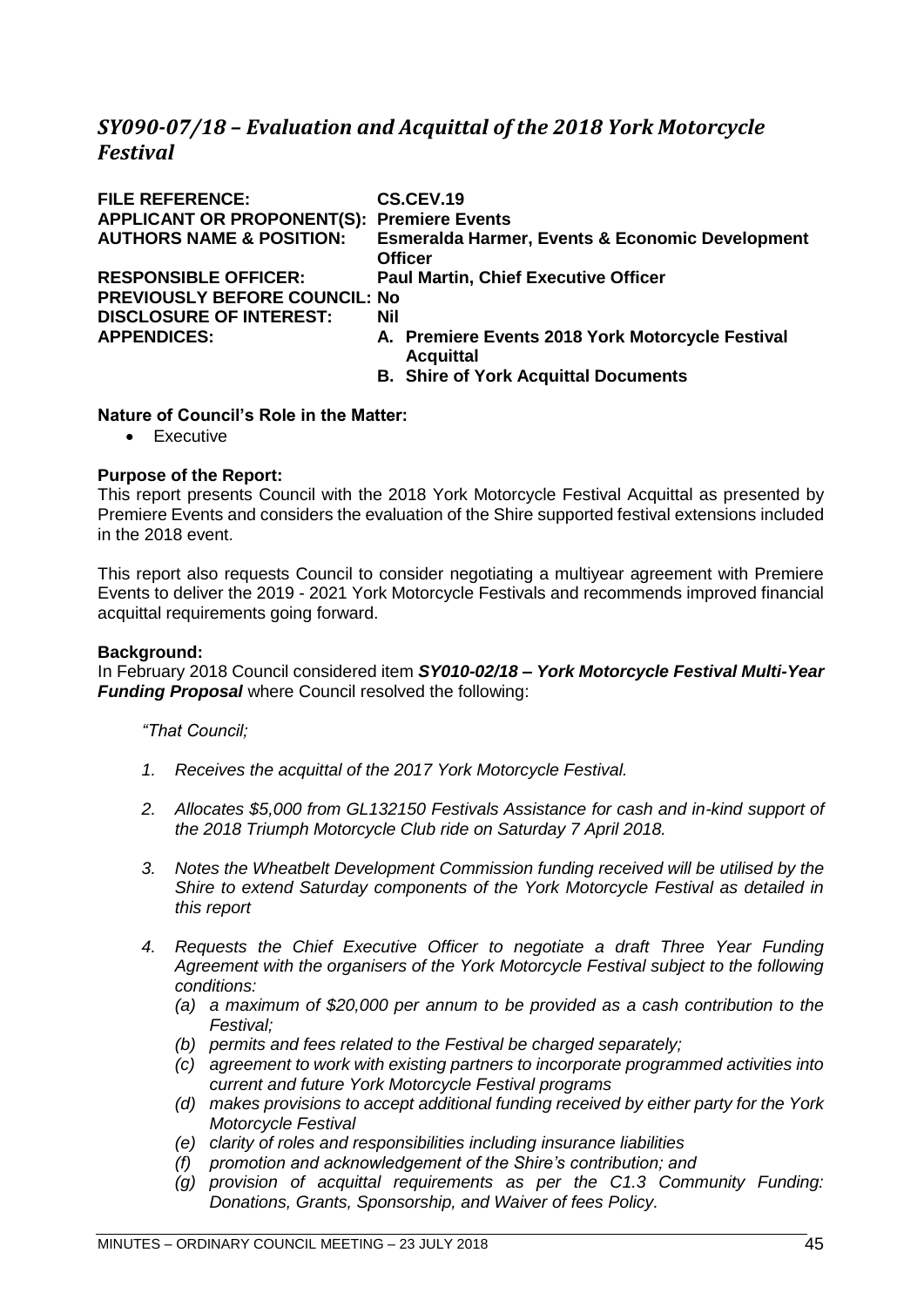## *SY090-07/18 – Evaluation and Acquittal of the 2018 York Motorcycle Festival*

| | |
|---|---|
| **FILE REFERENCE:** | **CS.CEV.19** |
| **APPLICANT OR PROPONENT(S):** | **Premiere Events** |
| **AUTHORS NAME & POSITION:** | **Esmeralda Harmer, Events & Economic Development Officer** |
| **RESPONSIBLE OFFICER:** | **Paul Martin, Chief Executive Officer** |
| **PREVIOUSLY BEFORE COUNCIL:** | **No** |
| **DISCLOSURE OF INTEREST:** | **Nil** |
| **APPENDICES:** | **A. Premiere Events 2018 York Motorcycle Festival Acquittal**<br>**B. Shire of York Acquittal Documents** |

**Nature of Council's Role in the Matter:**

- Executive

**Purpose of the Report:**

This report presents Council with the 2018 York Motorcycle Festival Acquittal as presented by Premiere Events and considers the evaluation of the Shire supported festival extensions included in the 2018 event.

This report also requests Council to consider negotiating a multiyear agreement with Premiere Events to deliver the 2019 - 2021 York Motorcycle Festivals and recommends improved financial acquittal requirements going forward.

**Background:**

In February 2018 Council considered item ***SY010-02/18 – York Motorcycle Festival Multi-Year Funding Proposal*** where Council resolved the following:

*"That Council;*

1. *Receives the acquittal of the 2017 York Motorcycle Festival.*
2. *Allocates $5,000 from GL132150 Festivals Assistance for cash and in-kind support of the 2018 Triumph Motorcycle Club ride on Saturday 7 April 2018.*
3. *Notes the Wheatbelt Development Commission funding received will be utilised by the Shire to extend Saturday components of the York Motorcycle Festival as detailed in this report*
4. *Requests the Chief Executive Officer to negotiate a draft Three Year Funding Agreement with the organisers of the York Motorcycle Festival subject to the following conditions:*
   - *(a) a maximum of $20,000 per annum to be provided as a cash contribution to the Festival;*
   - *(b) permits and fees related to the Festival be charged separately;*
   - *(c) agreement to work with existing partners to incorporate programmed activities into current and future York Motorcycle Festival programs*
   - *(d) makes provisions to accept additional funding received by either party for the York Motorcycle Festival*
   - *(e) clarity of roles and responsibilities including insurance liabilities*
   - *(f) promotion and acknowledgement of the Shire's contribution; and*
   - *(g) provision of acquittal requirements as per the C1.3 Community Funding: Donations, Grants, Sponsorship, and Waiver of fees Policy.*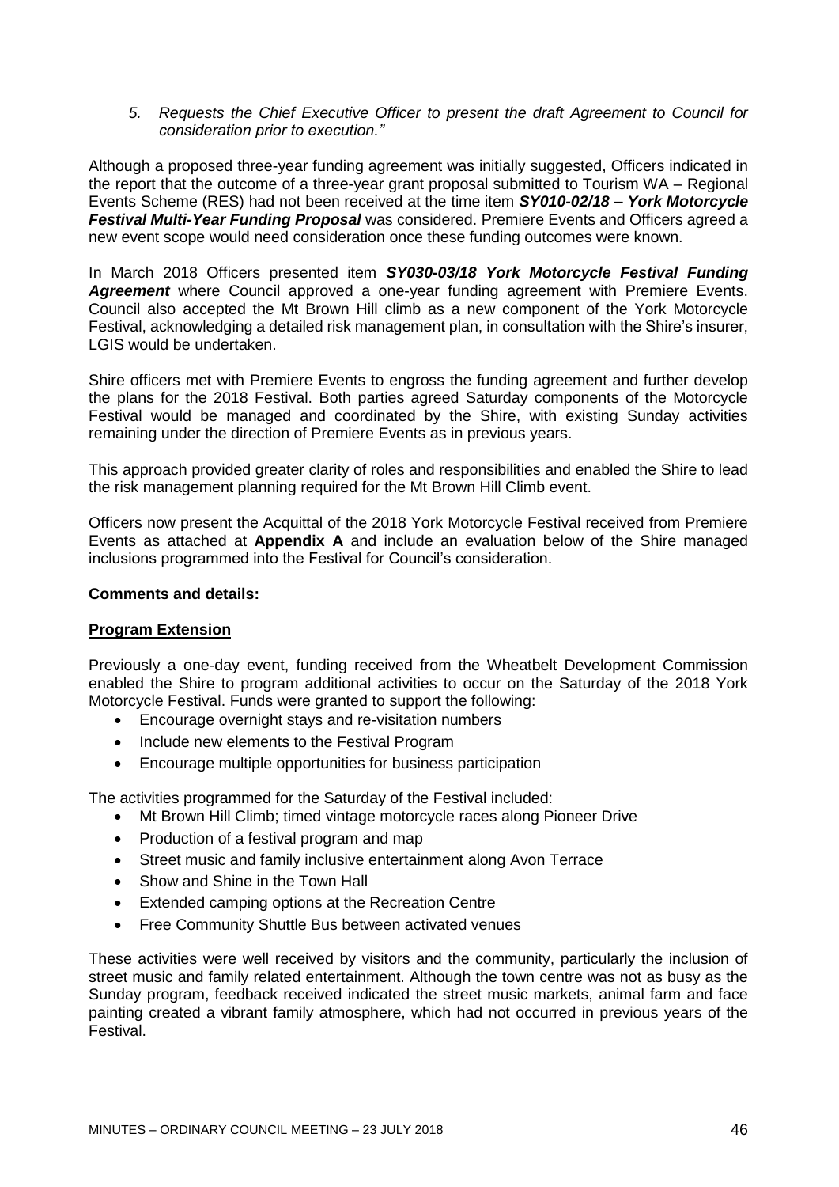*5. Requests the Chief Executive Officer to present the draft Agreement to Council for consideration prior to execution."*

Although a proposed three-year funding agreement was initially suggested, Officers indicated in the report that the outcome of a three-year grant proposal submitted to Tourism WA – Regional Events Scheme (RES) had not been received at the time item ***SY010-02/18 – York Motorcycle Festival Multi-Year Funding Proposal*** was considered. Premiere Events and Officers agreed a new event scope would need consideration once these funding outcomes were known.

In March 2018 Officers presented item ***SY030-03/18 York Motorcycle Festival Funding Agreement*** where Council approved a one-year funding agreement with Premiere Events. Council also accepted the Mt Brown Hill climb as a new component of the York Motorcycle Festival, acknowledging a detailed risk management plan, in consultation with the Shire's insurer, LGIS would be undertaken.

Shire officers met with Premiere Events to engross the funding agreement and further develop the plans for the 2018 Festival. Both parties agreed Saturday components of the Motorcycle Festival would be managed and coordinated by the Shire, with existing Sunday activities remaining under the direction of Premiere Events as in previous years.

This approach provided greater clarity of roles and responsibilities and enabled the Shire to lead the risk management planning required for the Mt Brown Hill Climb event.

Officers now present the Acquittal of the 2018 York Motorcycle Festival received from Premiere Events as attached at **Appendix A** and include an evaluation below of the Shire managed inclusions programmed into the Festival for Council's consideration.

**Comments and details:**

**Program Extension**

Previously a one-day event, funding received from the Wheatbelt Development Commission enabled the Shire to program additional activities to occur on the Saturday of the 2018 York Motorcycle Festival. Funds were granted to support the following:

- Encourage overnight stays and re-visitation numbers
- Include new elements to the Festival Program
- Encourage multiple opportunities for business participation

The activities programmed for the Saturday of the Festival included:

- Mt Brown Hill Climb; timed vintage motorcycle races along Pioneer Drive
- Production of a festival program and map
- Street music and family inclusive entertainment along Avon Terrace
- Show and Shine in the Town Hall
- Extended camping options at the Recreation Centre
- Free Community Shuttle Bus between activated venues

These activities were well received by visitors and the community, particularly the inclusion of street music and family related entertainment. Although the town centre was not as busy as the Sunday program, feedback received indicated the street music markets, animal farm and face painting created a vibrant family atmosphere, which had not occurred in previous years of the Festival.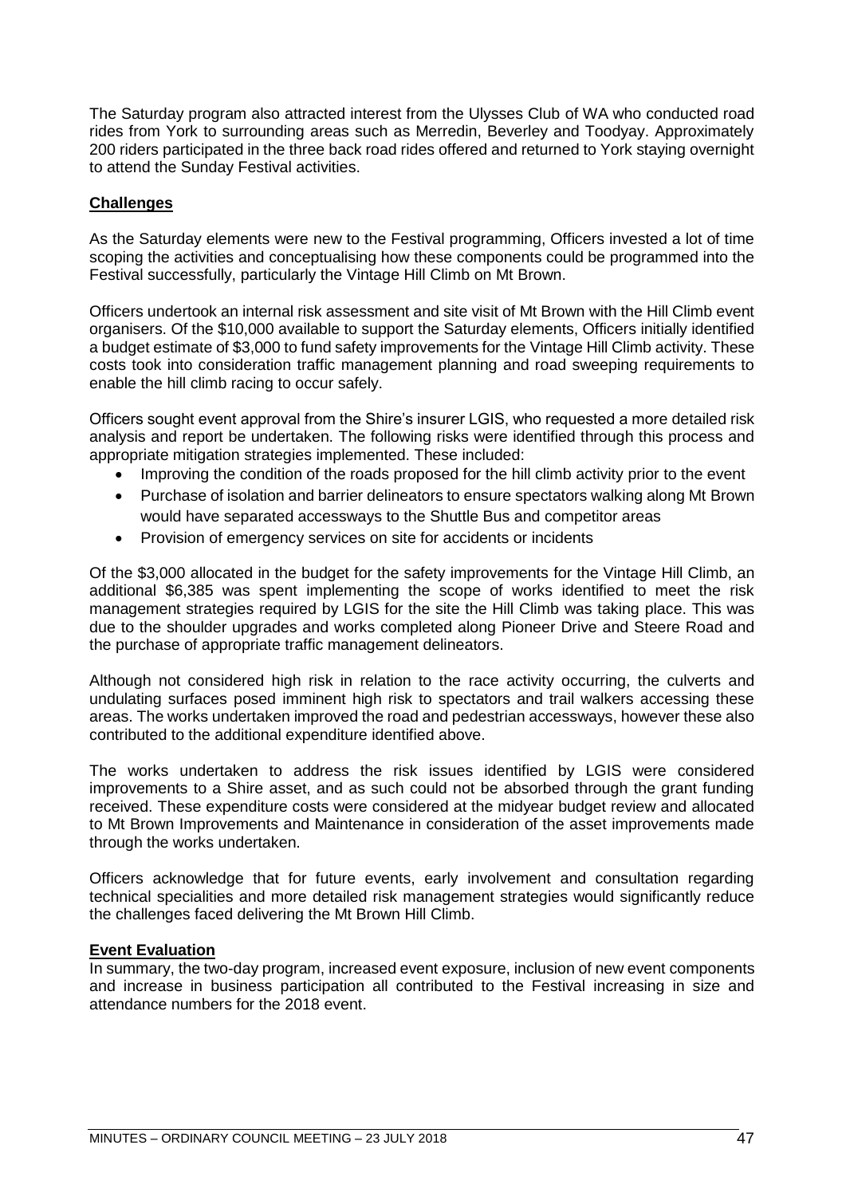The Saturday program also attracted interest from the Ulysses Club of WA who conducted road rides from York to surrounding areas such as Merredin, Beverley and Toodyay. Approximately 200 riders participated in the three back road rides offered and returned to York staying overnight to attend the Sunday Festival activities.

**Challenges**

As the Saturday elements were new to the Festival programming, Officers invested a lot of time scoping the activities and conceptualising how these components could be programmed into the Festival successfully, particularly the Vintage Hill Climb on Mt Brown.

Officers undertook an internal risk assessment and site visit of Mt Brown with the Hill Climb event organisers. Of the $10,000 available to support the Saturday elements, Officers initially identified a budget estimate of $3,000 to fund safety improvements for the Vintage Hill Climb activity. These costs took into consideration traffic management planning and road sweeping requirements to enable the hill climb racing to occur safely.

Officers sought event approval from the Shire's insurer LGIS, who requested a more detailed risk analysis and report be undertaken. The following risks were identified through this process and appropriate mitigation strategies implemented. These included:

- Improving the condition of the roads proposed for the hill climb activity prior to the event
- Purchase of isolation and barrier delineators to ensure spectators walking along Mt Brown would have separated accessways to the Shuttle Bus and competitor areas
- Provision of emergency services on site for accidents or incidents

Of the $3,000 allocated in the budget for the safety improvements for the Vintage Hill Climb, an additional $6,385 was spent implementing the scope of works identified to meet the risk management strategies required by LGIS for the site the Hill Climb was taking place. This was due to the shoulder upgrades and works completed along Pioneer Drive and Steere Road and the purchase of appropriate traffic management delineators.

Although not considered high risk in relation to the race activity occurring, the culverts and undulating surfaces posed imminent high risk to spectators and trail walkers accessing these areas. The works undertaken improved the road and pedestrian accessways, however these also contributed to the additional expenditure identified above.

The works undertaken to address the risk issues identified by LGIS were considered improvements to a Shire asset, and as such could not be absorbed through the grant funding received. These expenditure costs were considered at the midyear budget review and allocated to Mt Brown Improvements and Maintenance in consideration of the asset improvements made through the works undertaken.

Officers acknowledge that for future events, early involvement and consultation regarding technical specialities and more detailed risk management strategies would significantly reduce the challenges faced delivering the Mt Brown Hill Climb.

**Event Evaluation**

In summary, the two-day program, increased event exposure, inclusion of new event components and increase in business participation all contributed to the Festival increasing in size and attendance numbers for the 2018 event.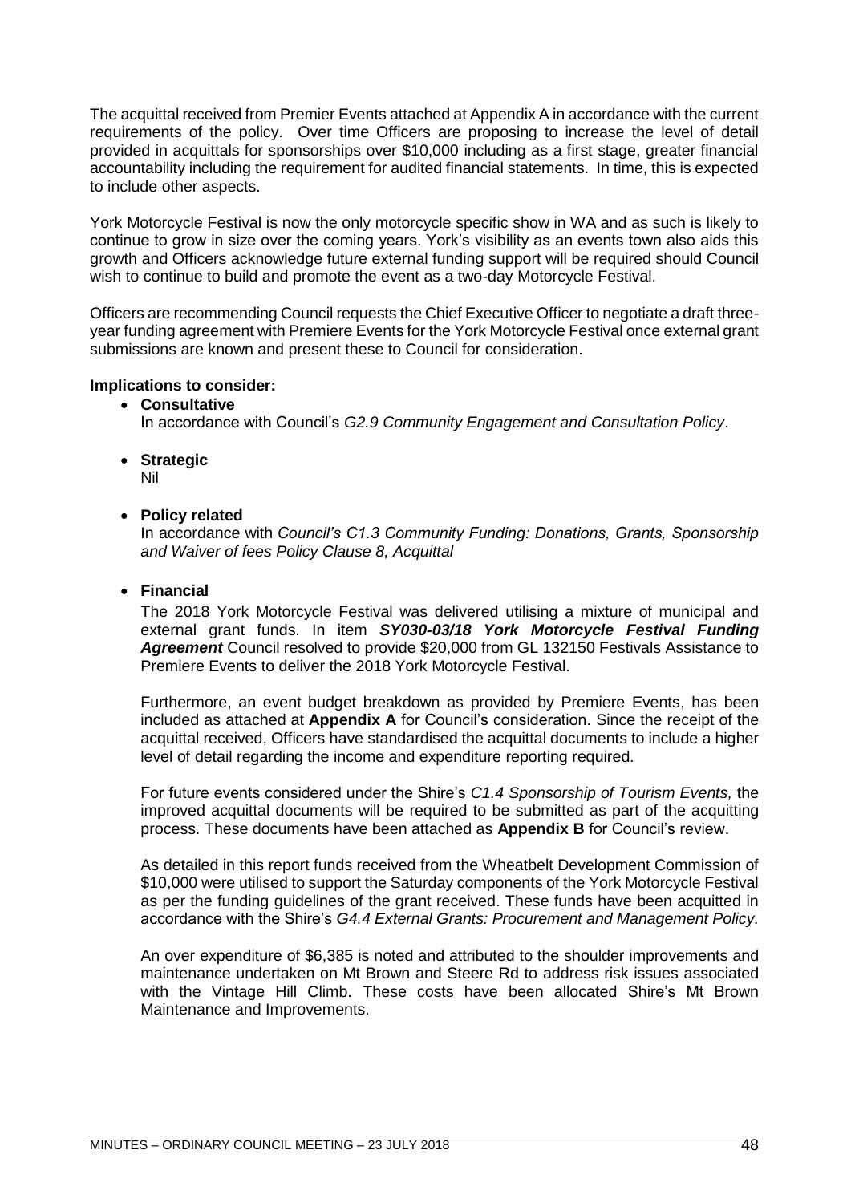The acquittal received from Premier Events attached at Appendix A in accordance with the current requirements of the policy. Over time Officers are proposing to increase the level of detail provided in acquittals for sponsorships over $10,000 including as a first stage, greater financial accountability including the requirement for audited financial statements. In time, this is expected to include other aspects.

York Motorcycle Festival is now the only motorcycle specific show in WA and as such is likely to continue to grow in size over the coming years. York's visibility as an events town also aids this growth and Officers acknowledge future external funding support will be required should Council wish to continue to build and promote the event as a two-day Motorcycle Festival.

Officers are recommending Council requests the Chief Executive Officer to negotiate a draft three-year funding agreement with Premiere Events for the York Motorcycle Festival once external grant submissions are known and present these to Council for consideration.

**Implications to consider:**

- **Consultative**
  In accordance with Council's *G2.9 Community Engagement and Consultation Policy*.

- **Strategic**
  Nil

- **Policy related**
  In accordance with *Council's C1.3 Community Funding: Donations, Grants, Sponsorship and Waiver of fees Policy Clause 8, Acquittal*

- **Financial**
  The 2018 York Motorcycle Festival was delivered utilising a mixture of municipal and external grant funds. In item ***SY030-03/18 York Motorcycle Festival Funding Agreement*** Council resolved to provide $20,000 from GL 132150 Festivals Assistance to Premiere Events to deliver the 2018 York Motorcycle Festival.

  Furthermore, an event budget breakdown as provided by Premiere Events, has been included as attached at **Appendix A** for Council's consideration. Since the receipt of the acquittal received, Officers have standardised the acquittal documents to include a higher level of detail regarding the income and expenditure reporting required.

  For future events considered under the Shire's *C1.4 Sponsorship of Tourism Events,* the improved acquittal documents will be required to be submitted as part of the acquitting process. These documents have been attached as **Appendix B** for Council's review.

  As detailed in this report funds received from the Wheatbelt Development Commission of $10,000 were utilised to support the Saturday components of the York Motorcycle Festival as per the funding guidelines of the grant received. These funds have been acquitted in accordance with the Shire's *G4.4 External Grants: Procurement and Management Policy.*

  An over expenditure of $6,385 is noted and attributed to the shoulder improvements and maintenance undertaken on Mt Brown and Steere Rd to address risk issues associated with the Vintage Hill Climb. These costs have been allocated Shire's Mt Brown Maintenance and Improvements.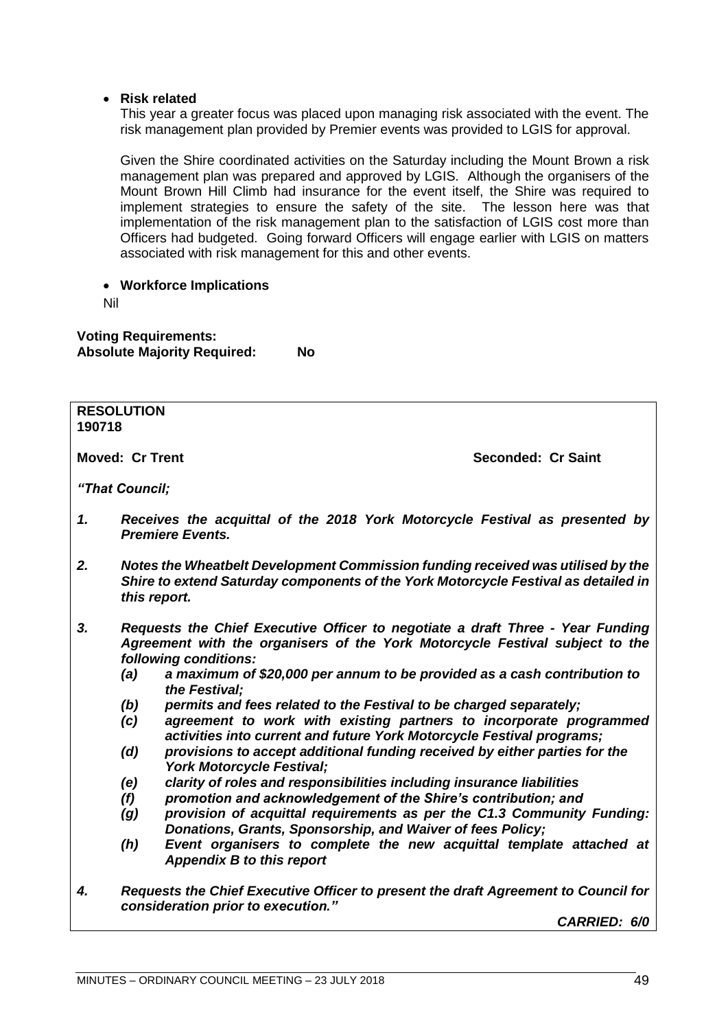- **Risk related**

  This year a greater focus was placed upon managing risk associated with the event. The risk management plan provided by Premier events was provided to LGIS for approval.

  Given the Shire coordinated activities on the Saturday including the Mount Brown a risk management plan was prepared and approved by LGIS. Although the organisers of the Mount Brown Hill Climb had insurance for the event itself, the Shire was required to implement strategies to ensure the safety of the site. The lesson here was that implementation of the risk management plan to the satisfaction of LGIS cost more than Officers had budgeted. Going forward Officers will engage earlier with LGIS on matters associated with risk management for this and other events.

- **Workforce Implications**

  Nil

**Voting Requirements:**
**Absolute Majority Required: No**

**RESOLUTION**
**190718**

**Moved: Cr Trent** **Seconded: Cr Saint**

***"That Council;***

1. ***Receives the acquittal of the 2018 York Motorcycle Festival as presented by Premiere Events.***

2. ***Notes the Wheatbelt Development Commission funding received was utilised by the Shire to extend Saturday components of the York Motorcycle Festival as detailed in this report.***

3. ***Requests the Chief Executive Officer to negotiate a draft Three - Year Funding Agreement with the organisers of the York Motorcycle Festival subject to the following conditions:***
   - ***(a) a maximum of $20,000 per annum to be provided as a cash contribution to the Festival;***
   - ***(b) permits and fees related to the Festival to be charged separately;***
   - ***(c) agreement to work with existing partners to incorporate programmed activities into current and future York Motorcycle Festival programs;***
   - ***(d) provisions to accept additional funding received by either parties for the York Motorcycle Festival;***
   - ***(e) clarity of roles and responsibilities including insurance liabilities***
   - ***(f) promotion and acknowledgement of the Shire's contribution; and***
   - ***(g) provision of acquittal requirements as per the C1.3 Community Funding: Donations, Grants, Sponsorship, and Waiver of fees Policy;***
   - ***(h) Event organisers to complete the new acquittal template attached at Appendix B to this report***

4. ***Requests the Chief Executive Officer to present the draft Agreement to Council for consideration prior to execution."***

***CARRIED: 6/0***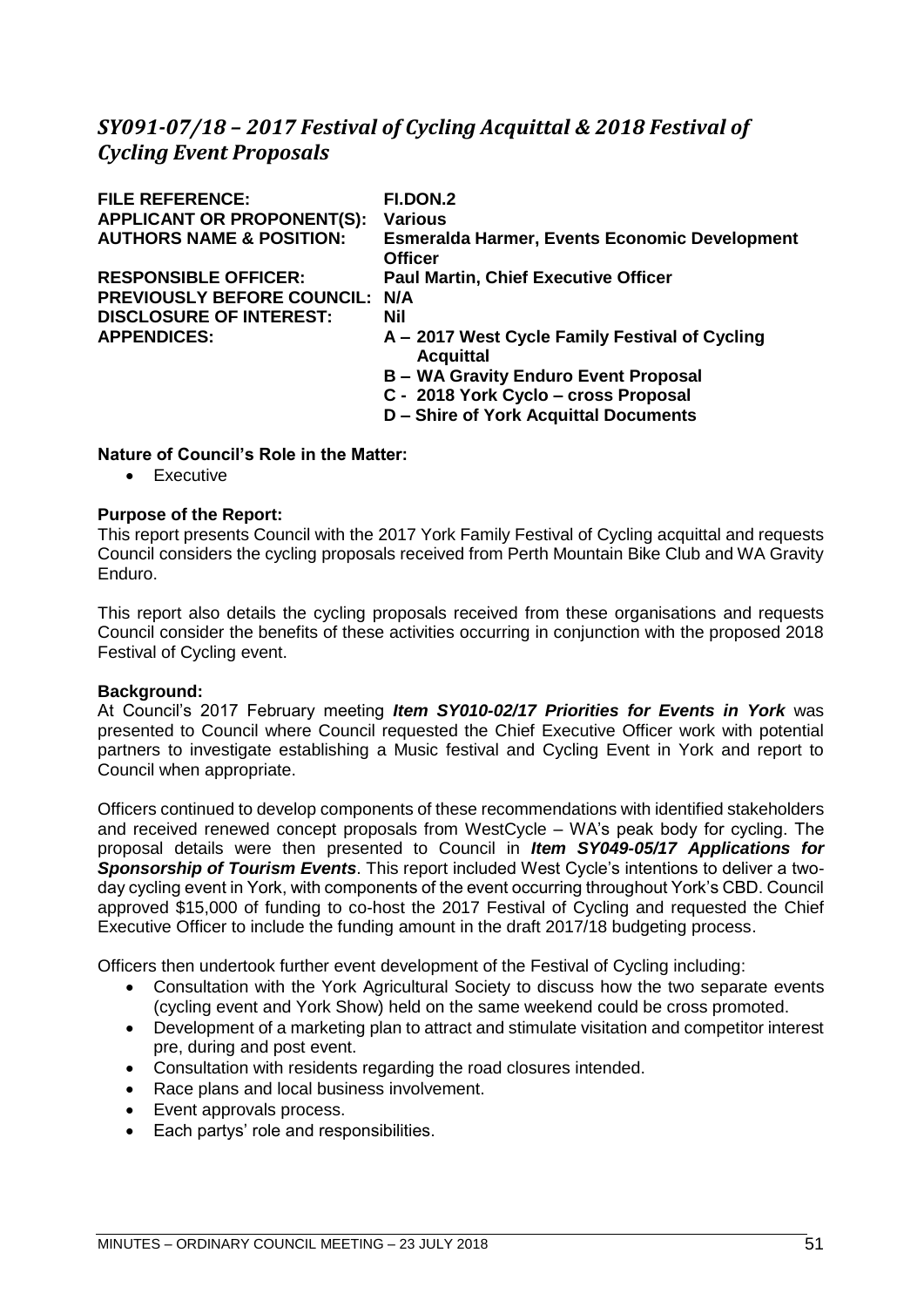## *SY091-07/18 – 2017 Festival of Cycling Acquittal & 2018 Festival of Cycling Event Proposals*

| | |
|---|---|
| **FILE REFERENCE:** | **FI.DON.2** |
| **APPLICANT OR PROPONENT(S):** | **Various** |
| **AUTHORS NAME & POSITION:** | **Esmeralda Harmer, Events Economic Development Officer** |
| **RESPONSIBLE OFFICER:** | **Paul Martin, Chief Executive Officer** |
| **PREVIOUSLY BEFORE COUNCIL:** | **N/A** |
| **DISCLOSURE OF INTEREST:** | **Nil** |
| **APPENDICES:** | **A – 2017 West Cycle Family Festival of Cycling Acquittal**<br>**B – WA Gravity Enduro Event Proposal**<br>**C - 2018 York Cyclo – cross Proposal**<br>**D – Shire of York Acquittal Documents** |

**Nature of Council's Role in the Matter:**

- Executive

**Purpose of the Report:**

This report presents Council with the 2017 York Family Festival of Cycling acquittal and requests Council considers the cycling proposals received from Perth Mountain Bike Club and WA Gravity Enduro.

This report also details the cycling proposals received from these organisations and requests Council consider the benefits of these activities occurring in conjunction with the proposed 2018 Festival of Cycling event.

**Background:**

At Council's 2017 February meeting ***Item SY010-02/17 Priorities for Events in York*** was presented to Council where Council requested the Chief Executive Officer work with potential partners to investigate establishing a Music festival and Cycling Event in York and report to Council when appropriate.

Officers continued to develop components of these recommendations with identified stakeholders and received renewed concept proposals from WestCycle – WA's peak body for cycling. The proposal details were then presented to Council in ***Item SY049-05/17 Applications for Sponsorship of Tourism Events***. This report included West Cycle's intentions to deliver a two-day cycling event in York, with components of the event occurring throughout York's CBD. Council approved $15,000 of funding to co-host the 2017 Festival of Cycling and requested the Chief Executive Officer to include the funding amount in the draft 2017/18 budgeting process.

Officers then undertook further event development of the Festival of Cycling including:

- Consultation with the York Agricultural Society to discuss how the two separate events (cycling event and York Show) held on the same weekend could be cross promoted.
- Development of a marketing plan to attract and stimulate visitation and competitor interest pre, during and post event.
- Consultation with residents regarding the road closures intended.
- Race plans and local business involvement.
- Event approvals process.
- Each partys' role and responsibilities.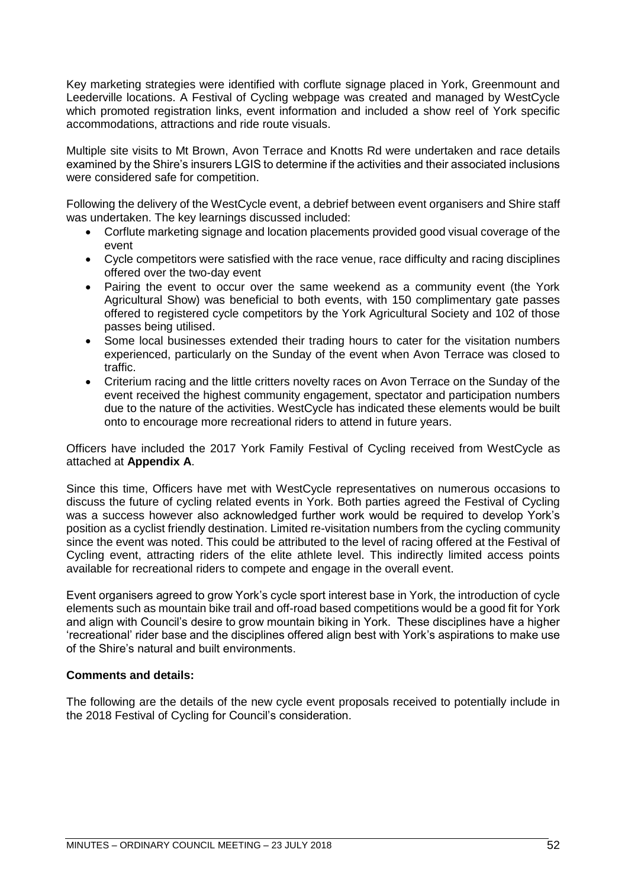Key marketing strategies were identified with corflute signage placed in York, Greenmount and Leederville locations. A Festival of Cycling webpage was created and managed by WestCycle which promoted registration links, event information and included a show reel of York specific accommodations, attractions and ride route visuals.

Multiple site visits to Mt Brown, Avon Terrace and Knotts Rd were undertaken and race details examined by the Shire's insurers LGIS to determine if the activities and their associated inclusions were considered safe for competition.

Following the delivery of the WestCycle event, a debrief between event organisers and Shire staff was undertaken. The key learnings discussed included:

- Corflute marketing signage and location placements provided good visual coverage of the event
- Cycle competitors were satisfied with the race venue, race difficulty and racing disciplines offered over the two-day event
- Pairing the event to occur over the same weekend as a community event (the York Agricultural Show) was beneficial to both events, with 150 complimentary gate passes offered to registered cycle competitors by the York Agricultural Society and 102 of those passes being utilised.
- Some local businesses extended their trading hours to cater for the visitation numbers experienced, particularly on the Sunday of the event when Avon Terrace was closed to traffic.
- Criterium racing and the little critters novelty races on Avon Terrace on the Sunday of the event received the highest community engagement, spectator and participation numbers due to the nature of the activities. WestCycle has indicated these elements would be built onto to encourage more recreational riders to attend in future years.

Officers have included the 2017 York Family Festival of Cycling received from WestCycle as attached at **Appendix A**.

Since this time, Officers have met with WestCycle representatives on numerous occasions to discuss the future of cycling related events in York. Both parties agreed the Festival of Cycling was a success however also acknowledged further work would be required to develop York's position as a cyclist friendly destination. Limited re-visitation numbers from the cycling community since the event was noted. This could be attributed to the level of racing offered at the Festival of Cycling event, attracting riders of the elite athlete level. This indirectly limited access points available for recreational riders to compete and engage in the overall event.

Event organisers agreed to grow York's cycle sport interest base in York, the introduction of cycle elements such as mountain bike trail and off-road based competitions would be a good fit for York and align with Council's desire to grow mountain biking in York. These disciplines have a higher 'recreational' rider base and the disciplines offered align best with York's aspirations to make use of the Shire's natural and built environments.

**Comments and details:**

The following are the details of the new cycle event proposals received to potentially include in the 2018 Festival of Cycling for Council's consideration.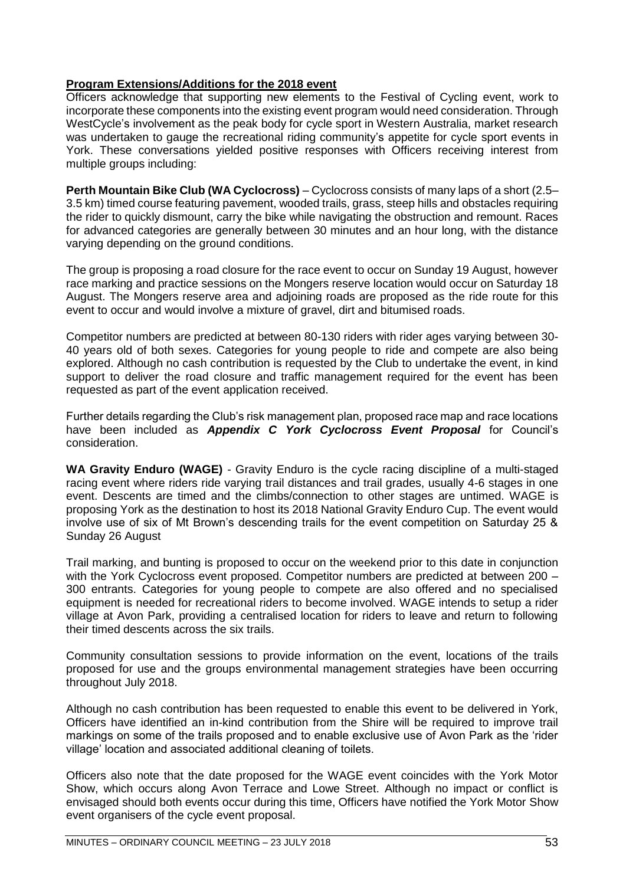**Program Extensions/Additions for the 2018 event**

Officers acknowledge that supporting new elements to the Festival of Cycling event, work to incorporate these components into the existing event program would need consideration. Through WestCycle's involvement as the peak body for cycle sport in Western Australia, market research was undertaken to gauge the recreational riding community's appetite for cycle sport events in York. These conversations yielded positive responses with Officers receiving interest from multiple groups including:

**Perth Mountain Bike Club (WA Cyclocross)** – Cyclocross consists of many laps of a short (2.5–3.5 km) timed course featuring pavement, wooded trails, grass, steep hills and obstacles requiring the rider to quickly dismount, carry the bike while navigating the obstruction and remount. Races for advanced categories are generally between 30 minutes and an hour long, with the distance varying depending on the ground conditions.

The group is proposing a road closure for the race event to occur on Sunday 19 August, however race marking and practice sessions on the Mongers reserve location would occur on Saturday 18 August. The Mongers reserve area and adjoining roads are proposed as the ride route for this event to occur and would involve a mixture of gravel, dirt and bitumised roads.

Competitor numbers are predicted at between 80-130 riders with rider ages varying between 30-40 years old of both sexes. Categories for young people to ride and compete are also being explored. Although no cash contribution is requested by the Club to undertake the event, in kind support to deliver the road closure and traffic management required for the event has been requested as part of the event application received.

Further details regarding the Club's risk management plan, proposed race map and race locations have been included as ***Appendix C York Cyclocross Event Proposal*** for Council's consideration.

**WA Gravity Enduro (WAGE)** - Gravity Enduro is the cycle racing discipline of a multi-staged racing event where riders ride varying trail distances and trail grades, usually 4-6 stages in one event. Descents are timed and the climbs/connection to other stages are untimed. WAGE is proposing York as the destination to host its 2018 National Gravity Enduro Cup. The event would involve use of six of Mt Brown's descending trails for the event competition on Saturday 25 & Sunday 26 August

Trail marking, and bunting is proposed to occur on the weekend prior to this date in conjunction with the York Cyclocross event proposed. Competitor numbers are predicted at between 200 – 300 entrants. Categories for young people to compete are also offered and no specialised equipment is needed for recreational riders to become involved. WAGE intends to setup a rider village at Avon Park, providing a centralised location for riders to leave and return to following their timed descents across the six trails.

Community consultation sessions to provide information on the event, locations of the trails proposed for use and the groups environmental management strategies have been occurring throughout July 2018.

Although no cash contribution has been requested to enable this event to be delivered in York, Officers have identified an in-kind contribution from the Shire will be required to improve trail markings on some of the trails proposed and to enable exclusive use of Avon Park as the 'rider village' location and associated additional cleaning of toilets.

Officers also note that the date proposed for the WAGE event coincides with the York Motor Show, which occurs along Avon Terrace and Lowe Street. Although no impact or conflict is envisaged should both events occur during this time, Officers have notified the York Motor Show event organisers of the cycle event proposal.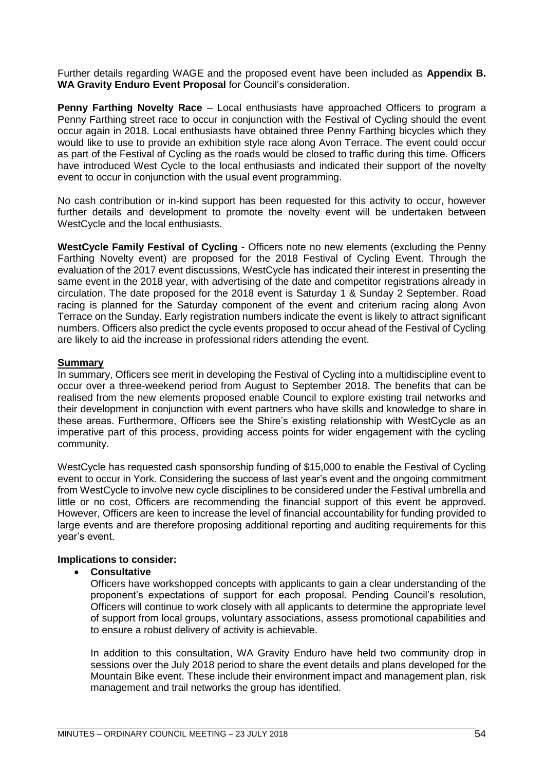Further details regarding WAGE and the proposed event have been included as **Appendix B. WA Gravity Enduro Event Proposal** for Council's consideration.

**Penny Farthing Novelty Race** – Local enthusiasts have approached Officers to program a Penny Farthing street race to occur in conjunction with the Festival of Cycling should the event occur again in 2018. Local enthusiasts have obtained three Penny Farthing bicycles which they would like to use to provide an exhibition style race along Avon Terrace. The event could occur as part of the Festival of Cycling as the roads would be closed to traffic during this time. Officers have introduced West Cycle to the local enthusiasts and indicated their support of the novelty event to occur in conjunction with the usual event programming.

No cash contribution or in-kind support has been requested for this activity to occur, however further details and development to promote the novelty event will be undertaken between WestCycle and the local enthusiasts.

**WestCycle Family Festival of Cycling** - Officers note no new elements (excluding the Penny Farthing Novelty event) are proposed for the 2018 Festival of Cycling Event. Through the evaluation of the 2017 event discussions, WestCycle has indicated their interest in presenting the same event in the 2018 year, with advertising of the date and competitor registrations already in circulation. The date proposed for the 2018 event is Saturday 1 & Sunday 2 September. Road racing is planned for the Saturday component of the event and criterium racing along Avon Terrace on the Sunday. Early registration numbers indicate the event is likely to attract significant numbers. Officers also predict the cycle events proposed to occur ahead of the Festival of Cycling are likely to aid the increase in professional riders attending the event.

**Summary**

In summary, Officers see merit in developing the Festival of Cycling into a multidiscipline event to occur over a three-weekend period from August to September 2018. The benefits that can be realised from the new elements proposed enable Council to explore existing trail networks and their development in conjunction with event partners who have skills and knowledge to share in these areas. Furthermore, Officers see the Shire's existing relationship with WestCycle as an imperative part of this process, providing access points for wider engagement with the cycling community.

WestCycle has requested cash sponsorship funding of $15,000 to enable the Festival of Cycling event to occur in York. Considering the success of last year's event and the ongoing commitment from WestCycle to involve new cycle disciplines to be considered under the Festival umbrella and little or no cost, Officers are recommending the financial support of this event be approved. However, Officers are keen to increase the level of financial accountability for funding provided to large events and are therefore proposing additional reporting and auditing requirements for this year's event.

**Implications to consider:**

- **Consultative**

  Officers have workshopped concepts with applicants to gain a clear understanding of the proponent's expectations of support for each proposal. Pending Council's resolution, Officers will continue to work closely with all applicants to determine the appropriate level of support from local groups, voluntary associations, assess promotional capabilities and to ensure a robust delivery of activity is achievable.

  In addition to this consultation, WA Gravity Enduro have held two community drop in sessions over the July 2018 period to share the event details and plans developed for the Mountain Bike event. These include their environment impact and management plan, risk management and trail networks the group has identified.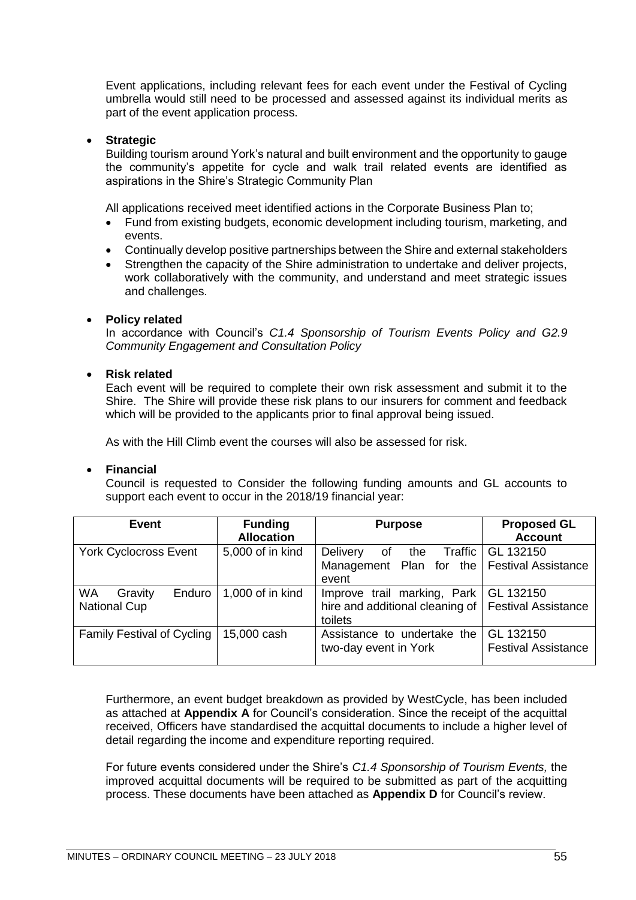Event applications, including relevant fees for each event under the Festival of Cycling umbrella would still need to be processed and assessed against its individual merits as part of the event application process.

- **Strategic**

  Building tourism around York's natural and built environment and the opportunity to gauge the community's appetite for cycle and walk trail related events are identified as aspirations in the Shire's Strategic Community Plan

  All applications received meet identified actions in the Corporate Business Plan to;

  - Fund from existing budgets, economic development including tourism, marketing, and events.
  - Continually develop positive partnerships between the Shire and external stakeholders
  - Strengthen the capacity of the Shire administration to undertake and deliver projects, work collaboratively with the community, and understand and meet strategic issues and challenges.

- **Policy related**

  In accordance with Council's *C1.4 Sponsorship of Tourism Events Policy and G2.9 Community Engagement and Consultation Policy*

- **Risk related**

  Each event will be required to complete their own risk assessment and submit it to the Shire. The Shire will provide these risk plans to our insurers for comment and feedback which will be provided to the applicants prior to final approval being issued.

  As with the Hill Climb event the courses will also be assessed for risk.

- **Financial**

  Council is requested to Consider the following funding amounts and GL accounts to support each event to occur in the 2018/19 financial year:

| Event | Funding Allocation | Purpose | Proposed GL Account |
|---|---|---|---|
| York Cyclocross Event | 5,000 of in kind | Delivery of the Traffic Management Plan for the event | GL 132150 Festival Assistance |
| WA Gravity Enduro National Cup | 1,000 of in kind | Improve trail marking, Park hire and additional cleaning of toilets | GL 132150 Festival Assistance |
| Family Festival of Cycling | 15,000 cash | Assistance to undertake the two-day event in York | GL 132150 Festival Assistance |

Furthermore, an event budget breakdown as provided by WestCycle, has been included as attached at **Appendix A** for Council's consideration. Since the receipt of the acquittal received, Officers have standardised the acquittal documents to include a higher level of detail regarding the income and expenditure reporting required.

For future events considered under the Shire's *C1.4 Sponsorship of Tourism Events,* the improved acquittal documents will be required to be submitted as part of the acquitting process. These documents have been attached as **Appendix D** for Council's review.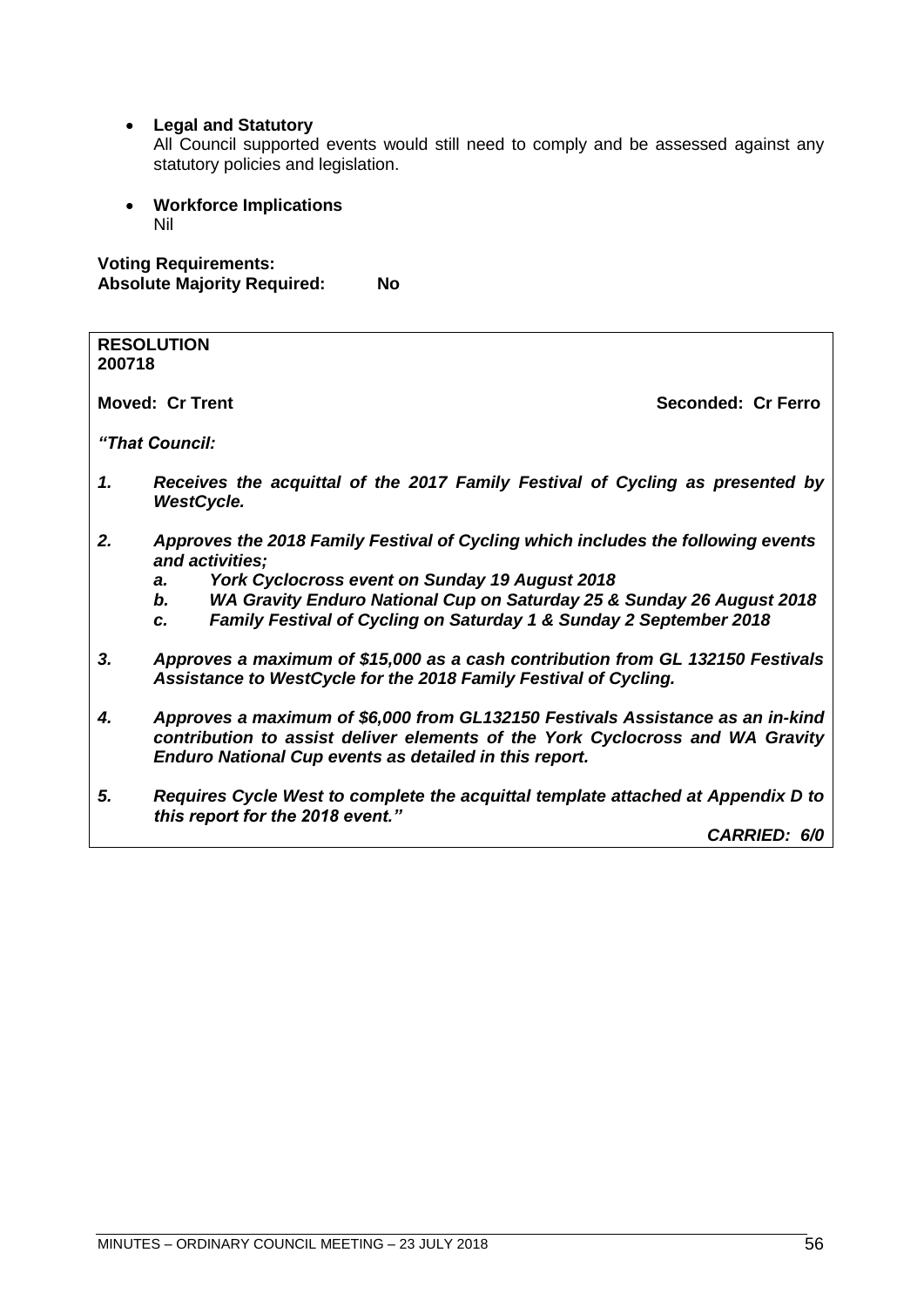- **Legal and Statutory**
  All Council supported events would still need to comply and be assessed against any statutory policies and legislation.

- **Workforce Implications**
  Nil

**Voting Requirements:**
**Absolute Majority Required: No**

**RESOLUTION**
**200718**

**Moved: Cr Trent** **Seconded: Cr Ferro**

***"That Council:***

1. ***Receives the acquittal of the 2017 Family Festival of Cycling as presented by WestCycle.***

2. ***Approves the 2018 Family Festival of Cycling which includes the following events and activities;***
   a. ***York Cyclocross event on Sunday 19 August 2018***
   b. ***WA Gravity Enduro National Cup on Saturday 25 & Sunday 26 August 2018***
   c. ***Family Festival of Cycling on Saturday 1 & Sunday 2 September 2018***

3. ***Approves a maximum of $15,000 as a cash contribution from GL 132150 Festivals Assistance to WestCycle for the 2018 Family Festival of Cycling.***

4. ***Approves a maximum of $6,000 from GL132150 Festivals Assistance as an in-kind contribution to assist deliver elements of the York Cyclocross and WA Gravity Enduro National Cup events as detailed in this report.***

5. ***Requires Cycle West to complete the acquittal template attached at Appendix D to this report for the 2018 event."***

***CARRIED: 6/0***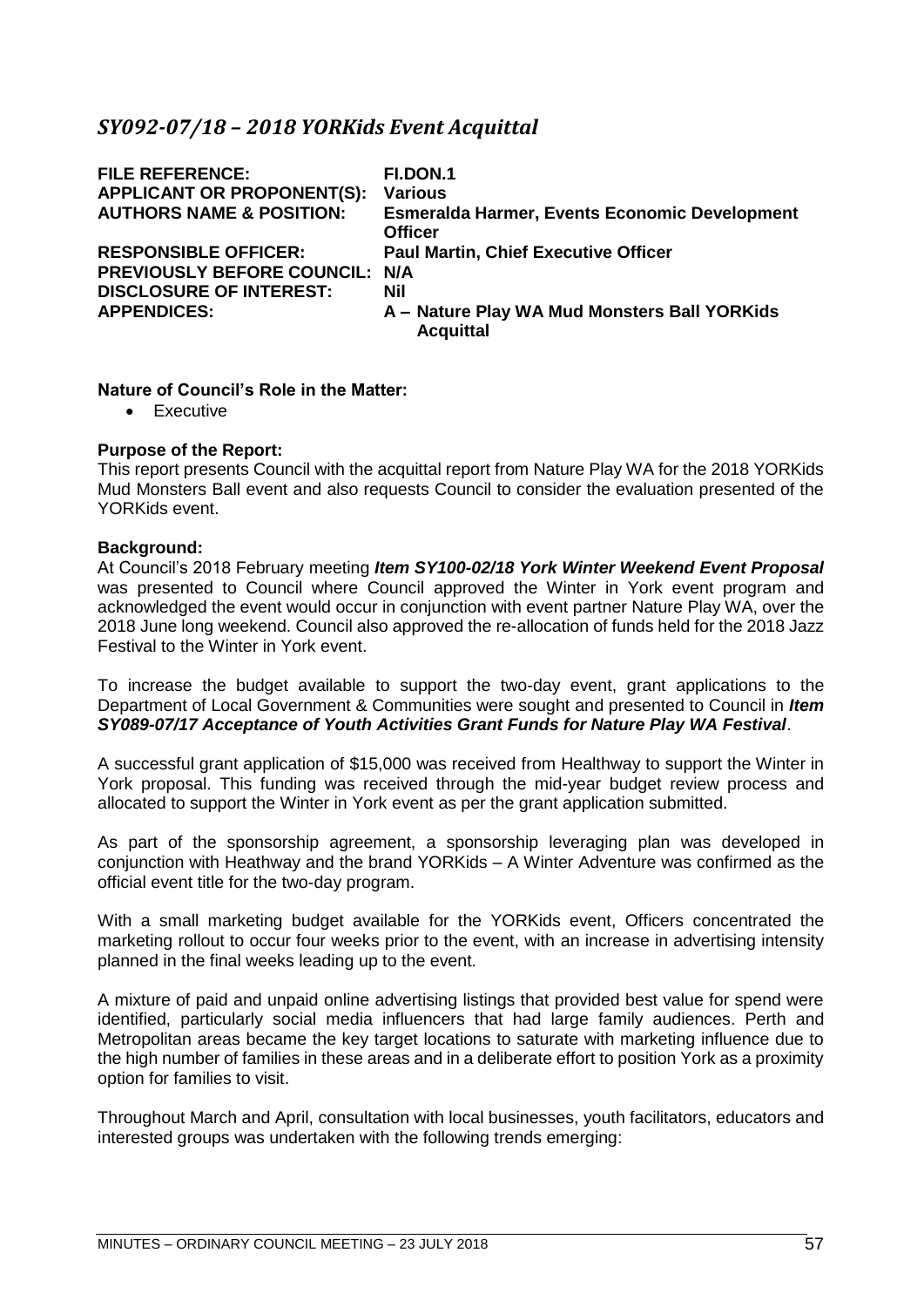## *SY092-07/18 – 2018 YORKids Event Acquittal*

| | |
|---|---|
| **FILE REFERENCE:** | **FI.DON.1** |
| **APPLICANT OR PROPONENT(S):** | **Various** |
| **AUTHORS NAME & POSITION:** | **Esmeralda Harmer, Events Economic Development Officer** |
| **RESPONSIBLE OFFICER:** | **Paul Martin, Chief Executive Officer** |
| **PREVIOUSLY BEFORE COUNCIL:** | **N/A** |
| **DISCLOSURE OF INTEREST:** | **Nil** |
| **APPENDICES:** | **A – Nature Play WA Mud Monsters Ball YORKids Acquittal** |

**Nature of Council's Role in the Matter:**

- Executive

**Purpose of the Report:**

This report presents Council with the acquittal report from Nature Play WA for the 2018 YORKids Mud Monsters Ball event and also requests Council to consider the evaluation presented of the YORKids event.

**Background:**

At Council's 2018 February meeting ***Item SY100-02/18 York Winter Weekend Event Proposal*** was presented to Council where Council approved the Winter in York event program and acknowledged the event would occur in conjunction with event partner Nature Play WA, over the 2018 June long weekend. Council also approved the re-allocation of funds held for the 2018 Jazz Festival to the Winter in York event.

To increase the budget available to support the two-day event, grant applications to the Department of Local Government & Communities were sought and presented to Council in ***Item SY089-07/17 Acceptance of Youth Activities Grant Funds for Nature Play WA Festival***.

A successful grant application of $15,000 was received from Healthway to support the Winter in York proposal. This funding was received through the mid-year budget review process and allocated to support the Winter in York event as per the grant application submitted.

As part of the sponsorship agreement, a sponsorship leveraging plan was developed in conjunction with Heathway and the brand YORKids – A Winter Adventure was confirmed as the official event title for the two-day program.

With a small marketing budget available for the YORKids event, Officers concentrated the marketing rollout to occur four weeks prior to the event, with an increase in advertising intensity planned in the final weeks leading up to the event.

A mixture of paid and unpaid online advertising listings that provided best value for spend were identified, particularly social media influencers that had large family audiences. Perth and Metropolitan areas became the key target locations to saturate with marketing influence due to the high number of families in these areas and in a deliberate effort to position York as a proximity option for families to visit.

Throughout March and April, consultation with local businesses, youth facilitators, educators and interested groups was undertaken with the following trends emerging: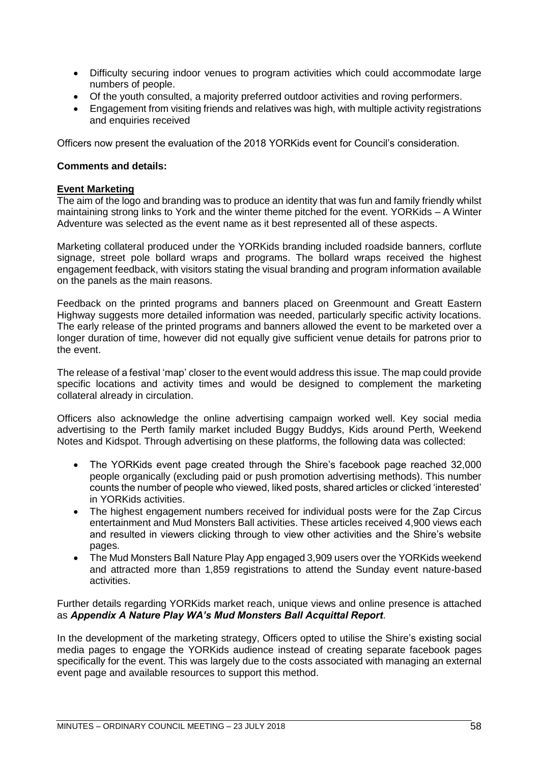- Difficulty securing indoor venues to program activities which could accommodate large numbers of people.
- Of the youth consulted, a majority preferred outdoor activities and roving performers.
- Engagement from visiting friends and relatives was high, with multiple activity registrations and enquiries received

Officers now present the evaluation of the 2018 YORKids event for Council's consideration.

**Comments and details:**

**Event Marketing**

The aim of the logo and branding was to produce an identity that was fun and family friendly whilst maintaining strong links to York and the winter theme pitched for the event. YORKids – A Winter Adventure was selected as the event name as it best represented all of these aspects.

Marketing collateral produced under the YORKids branding included roadside banners, corflute signage, street pole bollard wraps and programs. The bollard wraps received the highest engagement feedback, with visitors stating the visual branding and program information available on the panels as the main reasons.

Feedback on the printed programs and banners placed on Greenmount and Greatt Eastern Highway suggests more detailed information was needed, particularly specific activity locations. The early release of the printed programs and banners allowed the event to be marketed over a longer duration of time, however did not equally give sufficient venue details for patrons prior to the event.

The release of a festival 'map' closer to the event would address this issue. The map could provide specific locations and activity times and would be designed to complement the marketing collateral already in circulation.

Officers also acknowledge the online advertising campaign worked well. Key social media advertising to the Perth family market included Buggy Buddys, Kids around Perth, Weekend Notes and Kidspot. Through advertising on these platforms, the following data was collected:

- The YORKids event page created through the Shire's facebook page reached 32,000 people organically (excluding paid or push promotion advertising methods). This number counts the number of people who viewed, liked posts, shared articles or clicked 'interested' in YORKids activities.
- The highest engagement numbers received for individual posts were for the Zap Circus entertainment and Mud Monsters Ball activities. These articles received 4,900 views each and resulted in viewers clicking through to view other activities and the Shire's website pages.
- The Mud Monsters Ball Nature Play App engaged 3,909 users over the YORKids weekend and attracted more than 1,859 registrations to attend the Sunday event nature-based activities.

Further details regarding YORKids market reach, unique views and online presence is attached as ***Appendix A Nature Play WA's Mud Monsters Ball Acquittal Report***.

In the development of the marketing strategy, Officers opted to utilise the Shire's existing social media pages to engage the YORKids audience instead of creating separate facebook pages specifically for the event. This was largely due to the costs associated with managing an external event page and available resources to support this method.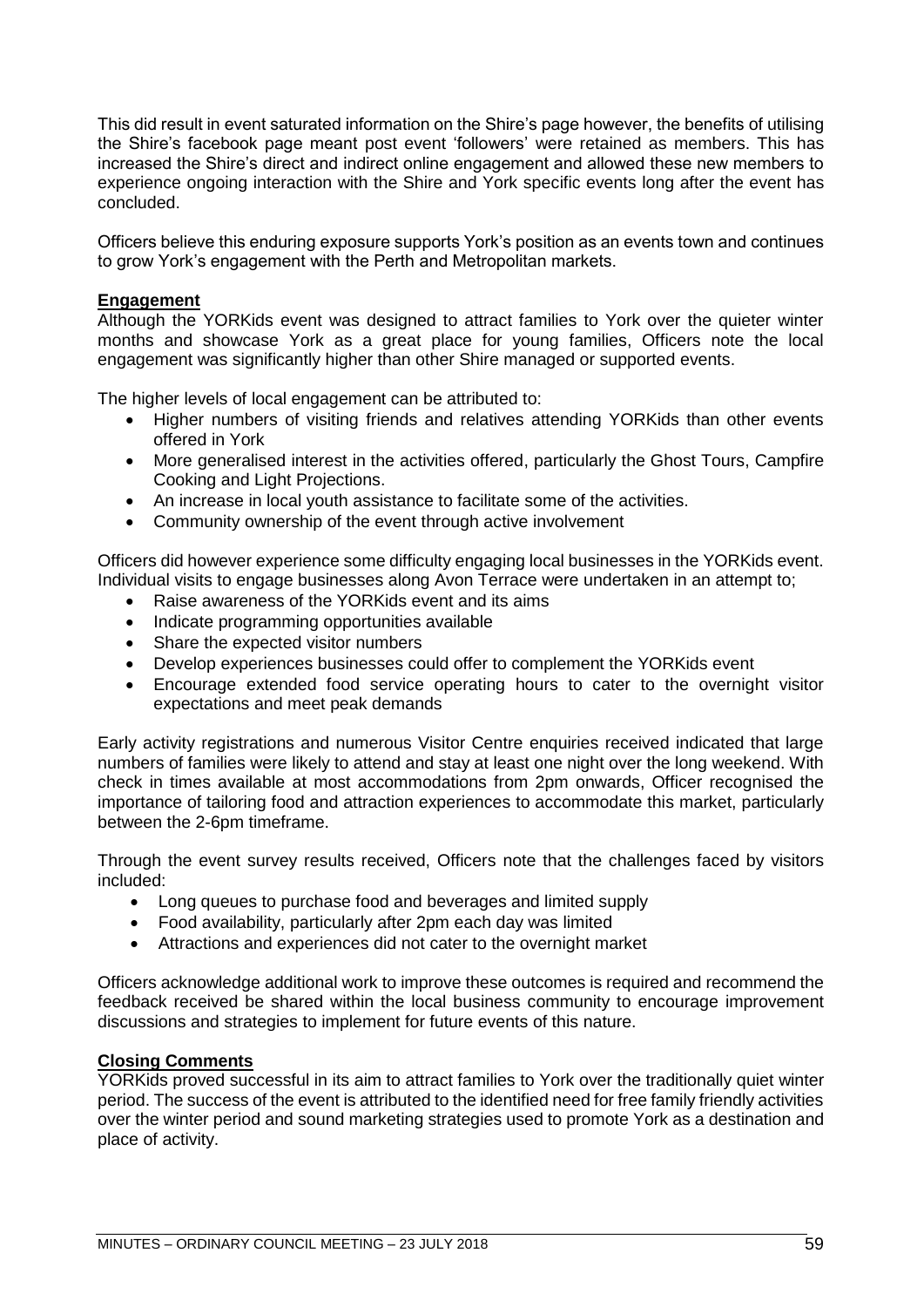This did result in event saturated information on the Shire's page however, the benefits of utilising the Shire's facebook page meant post event 'followers' were retained as members. This has increased the Shire's direct and indirect online engagement and allowed these new members to experience ongoing interaction with the Shire and York specific events long after the event has concluded.

Officers believe this enduring exposure supports York's position as an events town and continues to grow York's engagement with the Perth and Metropolitan markets.

**Engagement**

Although the YORKids event was designed to attract families to York over the quieter winter months and showcase York as a great place for young families, Officers note the local engagement was significantly higher than other Shire managed or supported events.

The higher levels of local engagement can be attributed to:

- Higher numbers of visiting friends and relatives attending YORKids than other events offered in York
- More generalised interest in the activities offered, particularly the Ghost Tours, Campfire Cooking and Light Projections.
- An increase in local youth assistance to facilitate some of the activities.
- Community ownership of the event through active involvement

Officers did however experience some difficulty engaging local businesses in the YORKids event. Individual visits to engage businesses along Avon Terrace were undertaken in an attempt to;

- Raise awareness of the YORKids event and its aims
- Indicate programming opportunities available
- Share the expected visitor numbers
- Develop experiences businesses could offer to complement the YORKids event
- Encourage extended food service operating hours to cater to the overnight visitor expectations and meet peak demands

Early activity registrations and numerous Visitor Centre enquiries received indicated that large numbers of families were likely to attend and stay at least one night over the long weekend. With check in times available at most accommodations from 2pm onwards, Officer recognised the importance of tailoring food and attraction experiences to accommodate this market, particularly between the 2-6pm timeframe.

Through the event survey results received, Officers note that the challenges faced by visitors included:

- Long queues to purchase food and beverages and limited supply
- Food availability, particularly after 2pm each day was limited
- Attractions and experiences did not cater to the overnight market

Officers acknowledge additional work to improve these outcomes is required and recommend the feedback received be shared within the local business community to encourage improvement discussions and strategies to implement for future events of this nature.

**Closing Comments**

YORKids proved successful in its aim to attract families to York over the traditionally quiet winter period. The success of the event is attributed to the identified need for free family friendly activities over the winter period and sound marketing strategies used to promote York as a destination and place of activity.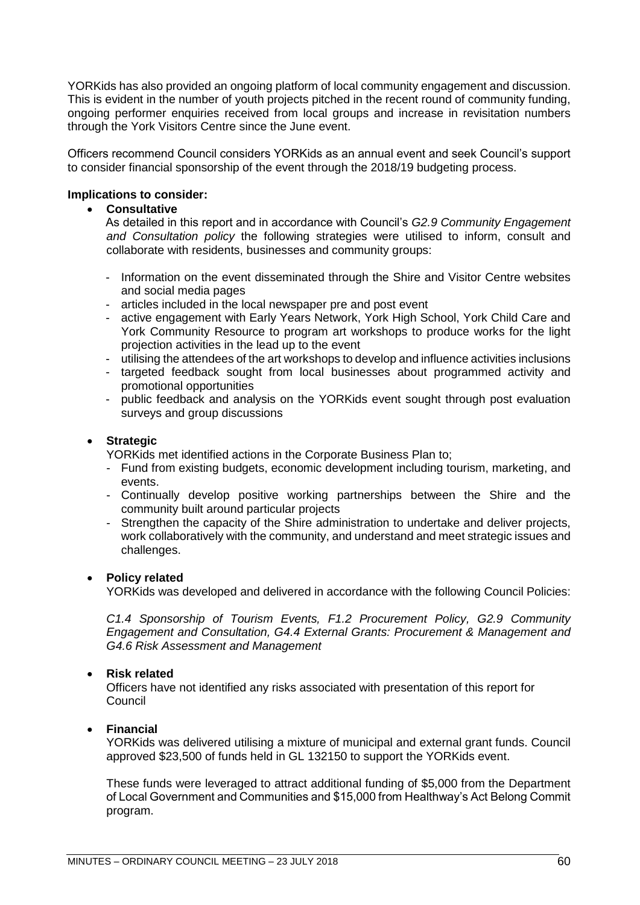YORKids has also provided an ongoing platform of local community engagement and discussion. This is evident in the number of youth projects pitched in the recent round of community funding, ongoing performer enquiries received from local groups and increase in revisitation numbers through the York Visitors Centre since the June event.

Officers recommend Council considers YORKids as an annual event and seek Council's support to consider financial sponsorship of the event through the 2018/19 budgeting process.

**Implications to consider:**

- **Consultative**

  As detailed in this report and in accordance with Council's *G2.9 Community Engagement and Consultation policy* the following strategies were utilised to inform, consult and collaborate with residents, businesses and community groups:

  - Information on the event disseminated through the Shire and Visitor Centre websites and social media pages
  - articles included in the local newspaper pre and post event
  - active engagement with Early Years Network, York High School, York Child Care and York Community Resource to program art workshops to produce works for the light projection activities in the lead up to the event
  - utilising the attendees of the art workshops to develop and influence activities inclusions
  - targeted feedback sought from local businesses about programmed activity and promotional opportunities
  - public feedback and analysis on the YORKids event sought through post evaluation surveys and group discussions

- **Strategic**

  YORKids met identified actions in the Corporate Business Plan to;

  - Fund from existing budgets, economic development including tourism, marketing, and events.
  - Continually develop positive working partnerships between the Shire and the community built around particular projects
  - Strengthen the capacity of the Shire administration to undertake and deliver projects, work collaboratively with the community, and understand and meet strategic issues and challenges.

- **Policy related**

  YORKids was developed and delivered in accordance with the following Council Policies:

  *C1.4 Sponsorship of Tourism Events, F1.2 Procurement Policy, G2.9 Community Engagement and Consultation, G4.4 External Grants: Procurement & Management and G4.6 Risk Assessment and Management*

- **Risk related**

  Officers have not identified any risks associated with presentation of this report for Council

- **Financial**

  YORKids was delivered utilising a mixture of municipal and external grant funds. Council approved $23,500 of funds held in GL 132150 to support the YORKids event.

  These funds were leveraged to attract additional funding of $5,000 from the Department of Local Government and Communities and $15,000 from Healthway's Act Belong Commit program.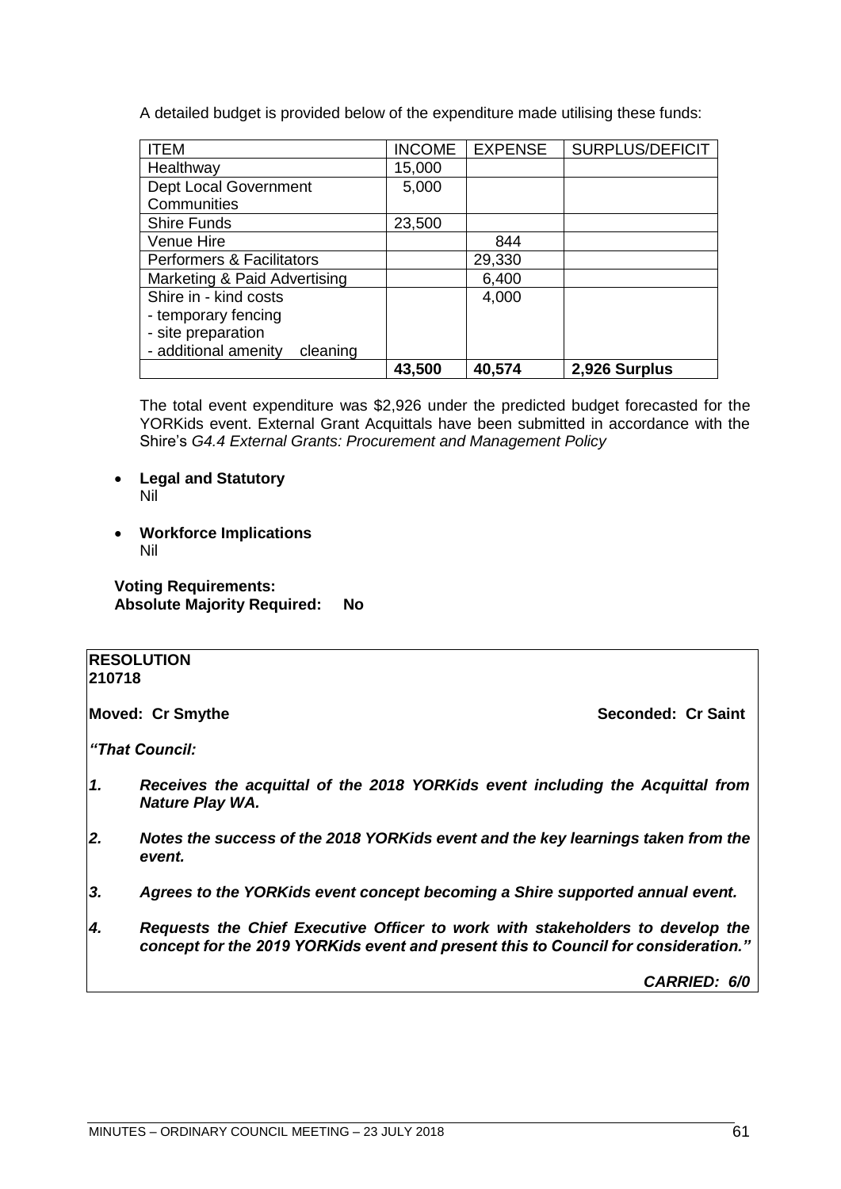A detailed budget is provided below of the expenditure made utilising these funds:

| ITEM | INCOME | EXPENSE | SURPLUS/DEFICIT |
|---|---|---|---|
| Healthway | 15,000 | | |
| Dept Local Government Communities | 5,000 | | |
| Shire Funds | 23,500 | | |
| Venue Hire | | 844 | |
| Performers & Facilitators | | 29,330 | |
| Marketing & Paid Advertising | | 6,400 | |
| Shire in - kind costs<br>- temporary fencing<br>- site preparation<br>- additional amenity cleaning | | 4,000 | |
| | **43,500** | **40,574** | **2,926 Surplus** |

The total event expenditure was $2,926 under the predicted budget forecasted for the YORKids event. External Grant Acquittals have been submitted in accordance with the Shire's *G4.4 External Grants: Procurement and Management Policy*

- **Legal and Statutory**
  Nil

- **Workforce Implications**
  Nil

**Voting Requirements:**
**Absolute Majority Required: No**

**RESOLUTION**
**210718**

**Moved: Cr Smythe** **Seconded: Cr Saint**

***"That Council:***

1. ***Receives the acquittal of the 2018 YORKids event including the Acquittal from Nature Play WA.***

2. ***Notes the success of the 2018 YORKids event and the key learnings taken from the event.***

3. ***Agrees to the YORKids event concept becoming a Shire supported annual event.***

4. ***Requests the Chief Executive Officer to work with stakeholders to develop the concept for the 2019 YORKids event and present this to Council for consideration."***

***CARRIED: 6/0***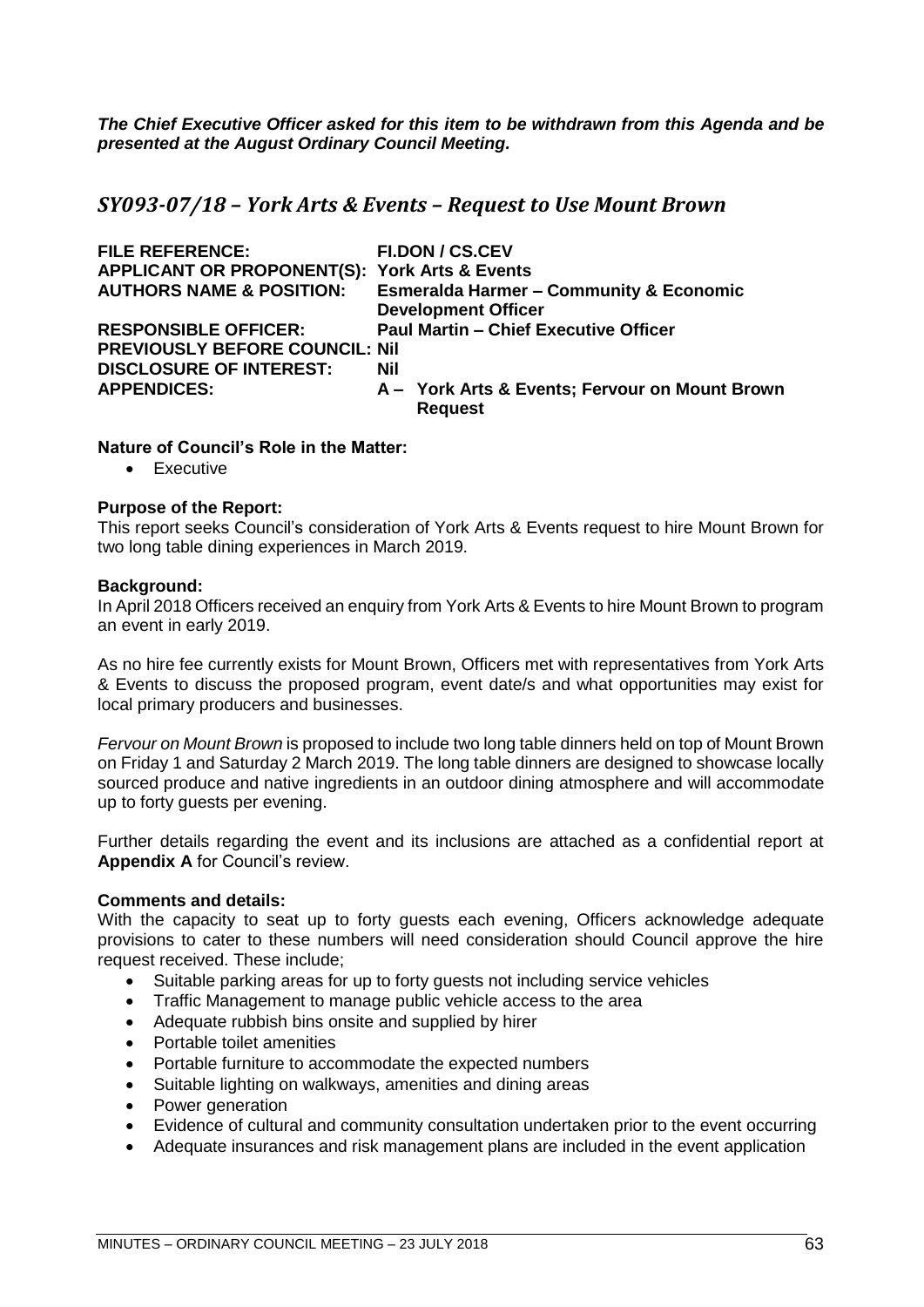***The Chief Executive Officer asked for this item to be withdrawn from this Agenda and be presented at the August Ordinary Council Meeting.***

## *SY093-07/18 – York Arts & Events – Request to Use Mount Brown*

| | |
|---|---|
| **FILE REFERENCE:** | **FI.DON / CS.CEV** |
| **APPLICANT OR PROPONENT(S):** | **York Arts & Events** |
| **AUTHORS NAME & POSITION:** | **Esmeralda Harmer – Community & Economic Development Officer** |
| **RESPONSIBLE OFFICER:** | **Paul Martin – Chief Executive Officer** |
| **PREVIOUSLY BEFORE COUNCIL:** | **Nil** |
| **DISCLOSURE OF INTEREST:** | **Nil** |
| **APPENDICES:** | **A – York Arts & Events; Fervour on Mount Brown Request** |

**Nature of Council's Role in the Matter:**

- Executive

**Purpose of the Report:**

This report seeks Council's consideration of York Arts & Events request to hire Mount Brown for two long table dining experiences in March 2019.

**Background:**

In April 2018 Officers received an enquiry from York Arts & Events to hire Mount Brown to program an event in early 2019.

As no hire fee currently exists for Mount Brown, Officers met with representatives from York Arts & Events to discuss the proposed program, event date/s and what opportunities may exist for local primary producers and businesses.

*Fervour on Mount Brown* is proposed to include two long table dinners held on top of Mount Brown on Friday 1 and Saturday 2 March 2019. The long table dinners are designed to showcase locally sourced produce and native ingredients in an outdoor dining atmosphere and will accommodate up to forty guests per evening.

Further details regarding the event and its inclusions are attached as a confidential report at **Appendix A** for Council's review.

**Comments and details:**

With the capacity to seat up to forty guests each evening, Officers acknowledge adequate provisions to cater to these numbers will need consideration should Council approve the hire request received. These include;

- Suitable parking areas for up to forty guests not including service vehicles
- Traffic Management to manage public vehicle access to the area
- Adequate rubbish bins onsite and supplied by hirer
- Portable toilet amenities
- Portable furniture to accommodate the expected numbers
- Suitable lighting on walkways, amenities and dining areas
- Power generation
- Evidence of cultural and community consultation undertaken prior to the event occurring
- Adequate insurances and risk management plans are included in the event application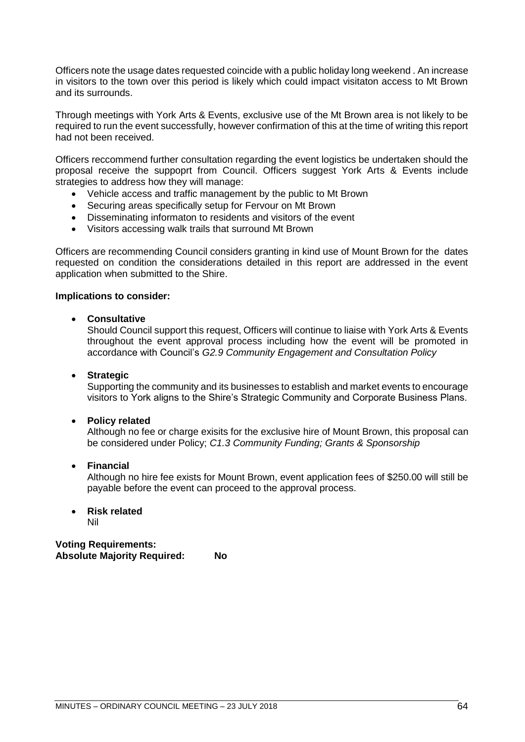Officers note the usage dates requested coincide with a public holiday long weekend . An increase in visitors to the town over this period is likely which could impact visitaton access to Mt Brown and its surrounds.

Through meetings with York Arts & Events, exclusive use of the Mt Brown area is not likely to be required to run the event successfully, however confirmation of this at the time of writing this report had not been received.

Officers reccommend further consultation regarding the event logistics be undertaken should the proposal receive the suppoprt from Council. Officers suggest York Arts & Events include strategies to address how they will manage:

- Vehicle access and traffic management by the public to Mt Brown
- Securing areas specifically setup for Fervour on Mt Brown
- Disseminating informaton to residents and visitors of the event
- Visitors accessing walk trails that surround Mt Brown

Officers are recommending Council considers granting in kind use of Mount Brown for the dates requested on condition the considerations detailed in this report are addressed in the event application when submitted to the Shire.

**Implications to consider:**

- **Consultative**
  Should Council support this request, Officers will continue to liaise with York Arts & Events throughout the event approval process including how the event will be promoted in accordance with Council's *G2.9 Community Engagement and Consultation Policy*

- **Strategic**
  Supporting the community and its businesses to establish and market events to encourage visitors to York aligns to the Shire's Strategic Community and Corporate Business Plans.

- **Policy related**
  Although no fee or charge exisits for the exclusive hire of Mount Brown, this proposal can be considered under Policy; *C1.3 Community Funding; Grants & Sponsorship*

- **Financial**
  Although no hire fee exists for Mount Brown, event application fees of $250.00 will still be payable before the event can proceed to the approval process.

- **Risk related**
  Nil

**Voting Requirements:**
**Absolute Majority Required: No**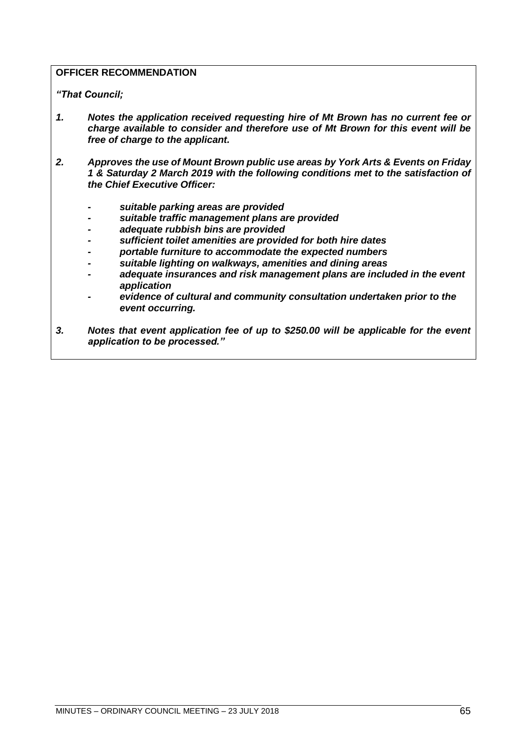**OFFICER RECOMMENDATION**

***"That Council;***

1. ***Notes the application received requesting hire of Mt Brown has no current fee or charge available to consider and therefore use of Mt Brown for this event will be free of charge to the applicant.***

2. ***Approves the use of Mount Brown public use areas by York Arts & Events on Friday 1 & Saturday 2 March 2019 with the following conditions met to the satisfaction of the Chief Executive Officer:***

   - ***suitable parking areas are provided***
   - ***suitable traffic management plans are provided***
   - ***adequate rubbish bins are provided***
   - ***sufficient toilet amenities are provided for both hire dates***
   - ***portable furniture to accommodate the expected numbers***
   - ***suitable lighting on walkways, amenities and dining areas***
   - ***adequate insurances and risk management plans are included in the event application***
   - ***evidence of cultural and community consultation undertaken prior to the event occurring.***

3. ***Notes that event application fee of up to $250.00 will be applicable for the event application to be processed."***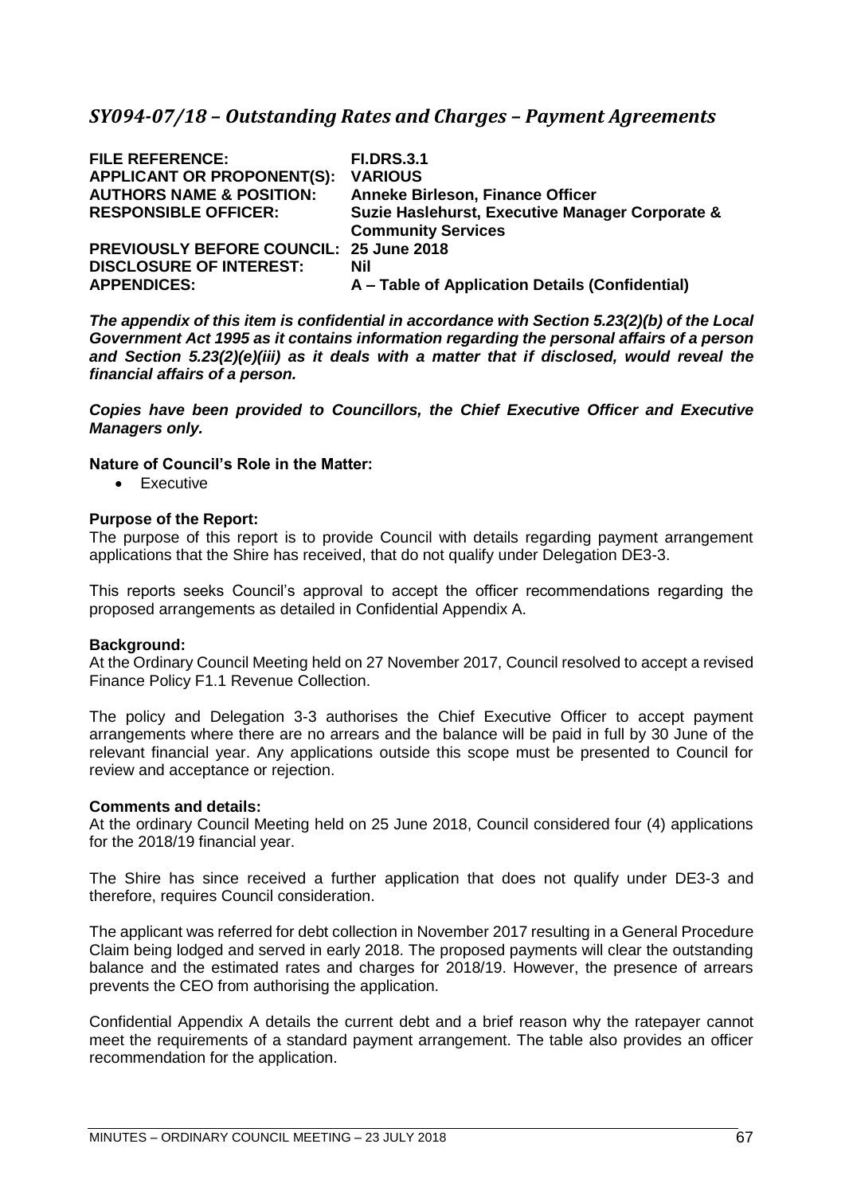## *SY094-07/18 – Outstanding Rates and Charges – Payment Agreements*

| | |
|---|---|
| **FILE REFERENCE:** | **FI.DRS.3.1** |
| **APPLICANT OR PROPONENT(S):** | **VARIOUS** |
| **AUTHORS NAME & POSITION:** | **Anneke Birleson, Finance Officer** |
| **RESPONSIBLE OFFICER:** | **Suzie Haslehurst, Executive Manager Corporate & Community Services** |
| **PREVIOUSLY BEFORE COUNCIL:** | **25 June 2018** |
| **DISCLOSURE OF INTEREST:** | **Nil** |
| **APPENDICES:** | **A – Table of Application Details (Confidential)** |

***The appendix of this item is confidential in accordance with Section 5.23(2)(b) of the Local Government Act 1995 as it contains information regarding the personal affairs of a person and Section 5.23(2)(e)(iii) as it deals with a matter that if disclosed, would reveal the financial affairs of a person.***

***Copies have been provided to Councillors, the Chief Executive Officer and Executive Managers only.***

**Nature of Council's Role in the Matter:**

- Executive

**Purpose of the Report:**

The purpose of this report is to provide Council with details regarding payment arrangement applications that the Shire has received, that do not qualify under Delegation DE3-3.

This reports seeks Council's approval to accept the officer recommendations regarding the proposed arrangements as detailed in Confidential Appendix A.

**Background:**

At the Ordinary Council Meeting held on 27 November 2017, Council resolved to accept a revised Finance Policy F1.1 Revenue Collection.

The policy and Delegation 3-3 authorises the Chief Executive Officer to accept payment arrangements where there are no arrears and the balance will be paid in full by 30 June of the relevant financial year. Any applications outside this scope must be presented to Council for review and acceptance or rejection.

**Comments and details:**

At the ordinary Council Meeting held on 25 June 2018, Council considered four (4) applications for the 2018/19 financial year.

The Shire has since received a further application that does not qualify under DE3-3 and therefore, requires Council consideration.

The applicant was referred for debt collection in November 2017 resulting in a General Procedure Claim being lodged and served in early 2018. The proposed payments will clear the outstanding balance and the estimated rates and charges for 2018/19. However, the presence of arrears prevents the CEO from authorising the application.

Confidential Appendix A details the current debt and a brief reason why the ratepayer cannot meet the requirements of a standard payment arrangement. The table also provides an officer recommendation for the application.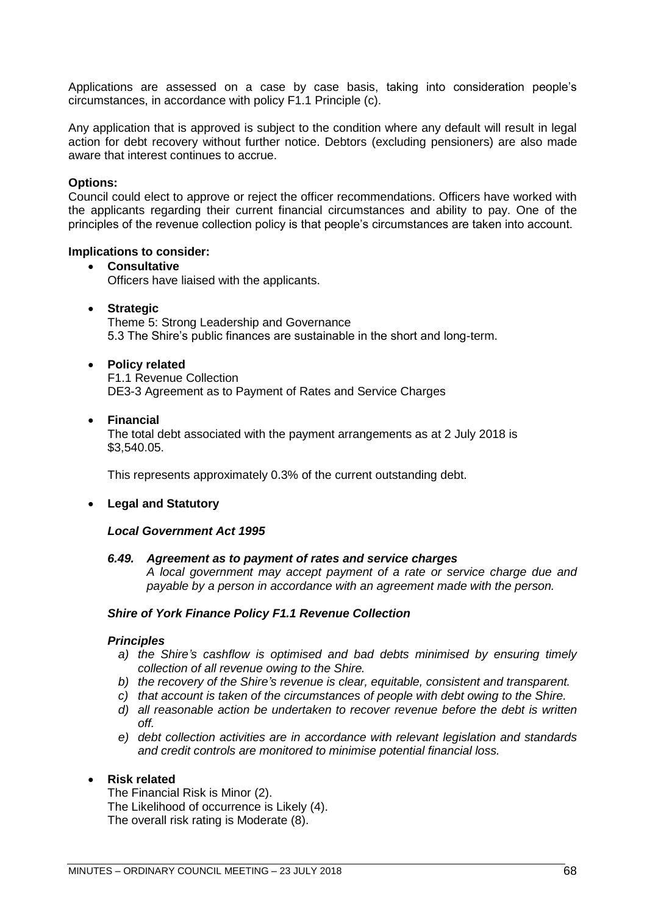Applications are assessed on a case by case basis, taking into consideration people's circumstances, in accordance with policy F1.1 Principle (c).

Any application that is approved is subject to the condition where any default will result in legal action for debt recovery without further notice. Debtors (excluding pensioners) are also made aware that interest continues to accrue.

**Options:**
Council could elect to approve or reject the officer recommendations. Officers have worked with the applicants regarding their current financial circumstances and ability to pay. One of the principles of the revenue collection policy is that people's circumstances are taken into account.

**Implications to consider:**

- **Consultative**
  Officers have liaised with the applicants.

- **Strategic**
  Theme 5: Strong Leadership and Governance
  5.3 The Shire's public finances are sustainable in the short and long-term.

- **Policy related**
  F1.1 Revenue Collection
  DE3-3 Agreement as to Payment of Rates and Service Charges

- **Financial**
  The total debt associated with the payment arrangements as at 2 July 2018 is $3,540.05.

  This represents approximately 0.3% of the current outstanding debt.

- **Legal and Statutory**

  ***Local Government Act 1995***

  ***6.49. Agreement as to payment of rates and service charges***
  *A local government may accept payment of a rate or service charge due and payable by a person in accordance with an agreement made with the person.*

  ***Shire of York Finance Policy F1.1 Revenue Collection***

  ***Principles***

  *a) the Shire's cashflow is optimised and bad debts minimised by ensuring timely collection of all revenue owing to the Shire.*
  *b) the recovery of the Shire's revenue is clear, equitable, consistent and transparent.*
  *c) that account is taken of the circumstances of people with debt owing to the Shire.*
  *d) all reasonable action be undertaken to recover revenue before the debt is written off.*
  *e) debt collection activities are in accordance with relevant legislation and standards and credit controls are monitored to minimise potential financial loss.*

- **Risk related**
  The Financial Risk is Minor (2).
  The Likelihood of occurrence is Likely (4).
  The overall risk rating is Moderate (8).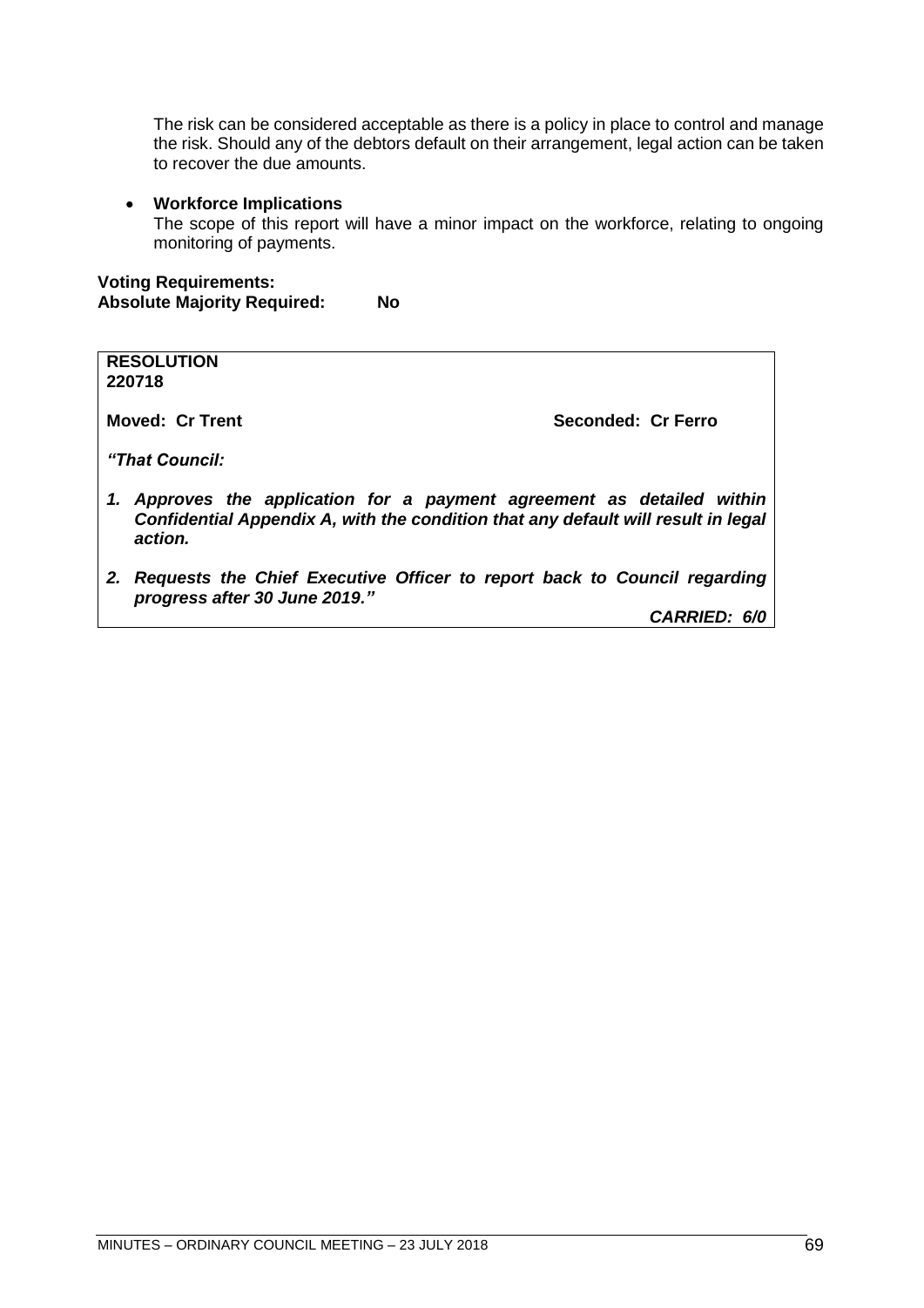The risk can be considered acceptable as there is a policy in place to control and manage the risk. Should any of the debtors default on their arrangement, legal action can be taken to recover the due amounts.

- **Workforce Implications**
  The scope of this report will have a minor impact on the workforce, relating to ongoing monitoring of payments.

**Voting Requirements:**
**Absolute Majority Required: No**

**RESOLUTION**
**220718**

**Moved: Cr Trent** **Seconded: Cr Ferro**

***"That Council:***

1. ***Approves the application for a payment agreement as detailed within Confidential Appendix A, with the condition that any default will result in legal action.***

2. ***Requests the Chief Executive Officer to report back to Council regarding progress after 30 June 2019."***

***CARRIED: 6/0***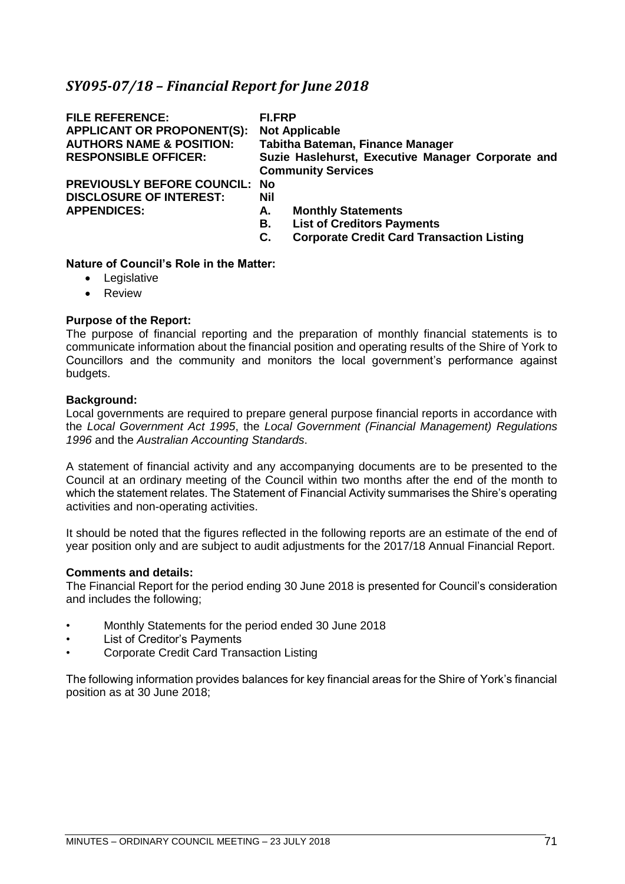## *SY095-07/18 – Financial Report for June 2018*

| | |
|---|---|
| **FILE REFERENCE:** | **FI.FRP** |
| **APPLICANT OR PROPONENT(S):** | **Not Applicable** |
| **AUTHORS NAME & POSITION:** | **Tabitha Bateman, Finance Manager** |
| **RESPONSIBLE OFFICER:** | **Suzie Haslehurst, Executive Manager Corporate and Community Services** |
| **PREVIOUSLY BEFORE COUNCIL:** | **No** |
| **DISCLOSURE OF INTEREST:** | **Nil** |
| **APPENDICES:** | **A. Monthly Statements**<br>**B. List of Creditors Payments**<br>**C. Corporate Credit Card Transaction Listing** |

**Nature of Council's Role in the Matter:**

- Legislative
- Review

**Purpose of the Report:**

The purpose of financial reporting and the preparation of monthly financial statements is to communicate information about the financial position and operating results of the Shire of York to Councillors and the community and monitors the local government's performance against budgets.

**Background:**

Local governments are required to prepare general purpose financial reports in accordance with the *Local Government Act 1995*, the *Local Government (Financial Management) Regulations 1996* and the *Australian Accounting Standards*.

A statement of financial activity and any accompanying documents are to be presented to the Council at an ordinary meeting of the Council within two months after the end of the month to which the statement relates. The Statement of Financial Activity summarises the Shire's operating activities and non-operating activities.

It should be noted that the figures reflected in the following reports are an estimate of the end of year position only and are subject to audit adjustments for the 2017/18 Annual Financial Report.

**Comments and details:**

The Financial Report for the period ending 30 June 2018 is presented for Council's consideration and includes the following;

- Monthly Statements for the period ended 30 June 2018
- List of Creditor's Payments
- Corporate Credit Card Transaction Listing

The following information provides balances for key financial areas for the Shire of York's financial position as at 30 June 2018;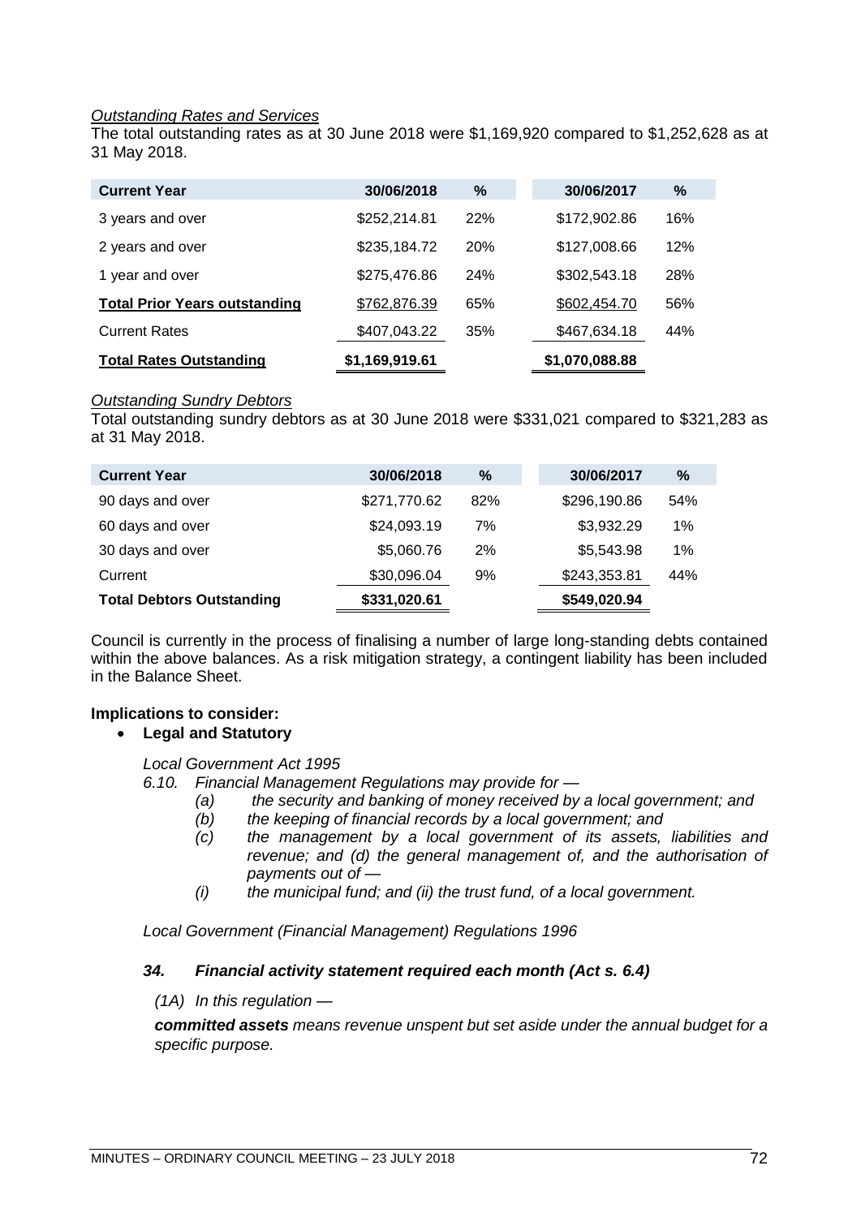*Outstanding Rates and Services*

The total outstanding rates as at 30 June 2018 were $1,169,920 compared to $1,252,628 as at 31 May 2018.

| Current Year | 30/06/2018 | % | 30/06/2017 | % |
|---|---|---|---|---|
| 3 years and over | $252,214.81 | 22% | $172,902.86 | 16% |
| 2 years and over | $235,184.72 | 20% | $127,008.66 | 12% |
| 1 year and over | $275,476.86 | 24% | $302,543.18 | 28% |
| **Total Prior Years outstanding** | $762,876.39 | 65% | $602,454.70 | 56% |
| Current Rates | $407,043.22 | 35% | $467,634.18 | 44% |
| **Total Rates Outstanding** | **$1,169,919.61** | | **$1,070,088.88** | |

*Outstanding Sundry Debtors*

Total outstanding sundry debtors as at 30 June 2018 were $331,021 compared to $321,283 as at 31 May 2018.

| Current Year | 30/06/2018 | % | 30/06/2017 | % |
|---|---|---|---|---|
| 90 days and over | $271,770.62 | 82% | $296,190.86 | 54% |
| 60 days and over | $24,093.19 | 7% | $3,932.29 | 1% |
| 30 days and over | $5,060.76 | 2% | $5,543.98 | 1% |
| Current | $30,096.04 | 9% | $243,353.81 | 44% |
| **Total Debtors Outstanding** | **$331,020.61** | | **$549,020.94** | |

Council is currently in the process of finalising a number of large long-standing debts contained within the above balances. As a risk mitigation strategy, a contingent liability has been included in the Balance Sheet.

**Implications to consider:**

- **Legal and Statutory**

*Local Government Act 1995*

*6.10. Financial Management Regulations may provide for —*

*(a) the security and banking of money received by a local government; and*

*(b) the keeping of financial records by a local government; and*

*(c) the management by a local government of its assets, liabilities and revenue; and (d) the general management of, and the authorisation of payments out of —*

*(i) the municipal fund; and (ii) the trust fund, of a local government.*

*Local Government (Financial Management) Regulations 1996*

***34. Financial activity statement required each month (Act s. 6.4)***

*(1A) In this regulation —*

***committed assets** means revenue unspent but set aside under the annual budget for a specific purpose.*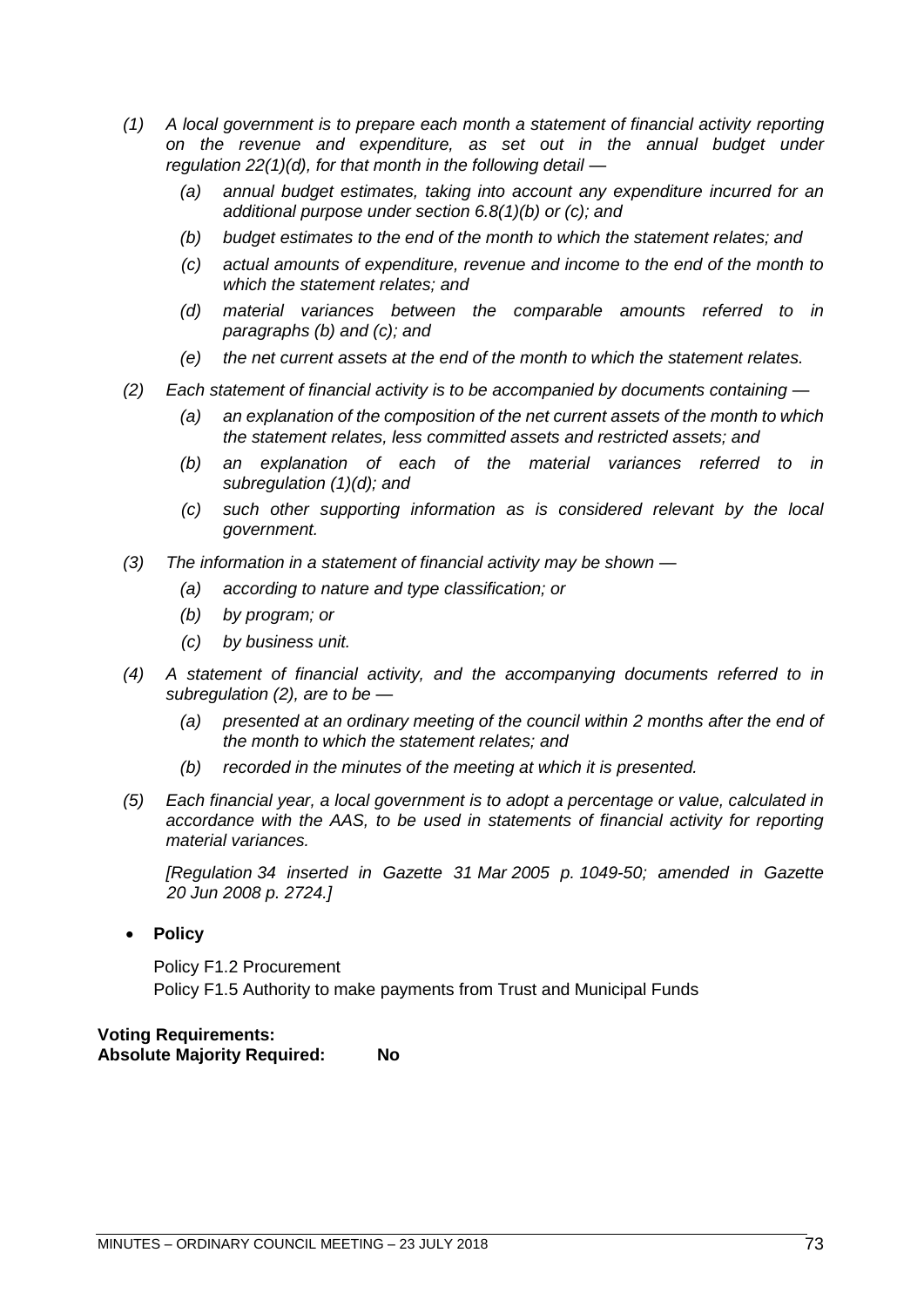*(1) A local government is to prepare each month a statement of financial activity reporting on the revenue and expenditure, as set out in the annual budget under regulation 22(1)(d), for that month in the following detail —*

*(a) annual budget estimates, taking into account any expenditure incurred for an additional purpose under section 6.8(1)(b) or (c); and*

*(b) budget estimates to the end of the month to which the statement relates; and*

*(c) actual amounts of expenditure, revenue and income to the end of the month to which the statement relates; and*

*(d) material variances between the comparable amounts referred to in paragraphs (b) and (c); and*

*(e) the net current assets at the end of the month to which the statement relates.*

*(2) Each statement of financial activity is to be accompanied by documents containing —*

*(a) an explanation of the composition of the net current assets of the month to which the statement relates, less committed assets and restricted assets; and*

*(b) an explanation of each of the material variances referred to in subregulation (1)(d); and*

*(c) such other supporting information as is considered relevant by the local government.*

*(3) The information in a statement of financial activity may be shown —*

*(a) according to nature and type classification; or*

*(b) by program; or*

*(c) by business unit.*

*(4) A statement of financial activity, and the accompanying documents referred to in subregulation (2), are to be —*

*(a) presented at an ordinary meeting of the council within 2 months after the end of the month to which the statement relates; and*

*(b) recorded in the minutes of the meeting at which it is presented.*

*(5) Each financial year, a local government is to adopt a percentage or value, calculated in accordance with the AAS, to be used in statements of financial activity for reporting material variances.*

*[Regulation 34 inserted in Gazette 31 Mar 2005 p. 1049-50; amended in Gazette 20 Jun 2008 p. 2724.]*

- **Policy**

  Policy F1.2 Procurement
  Policy F1.5 Authority to make payments from Trust and Municipal Funds

**Voting Requirements:**
**Absolute Majority Required: No**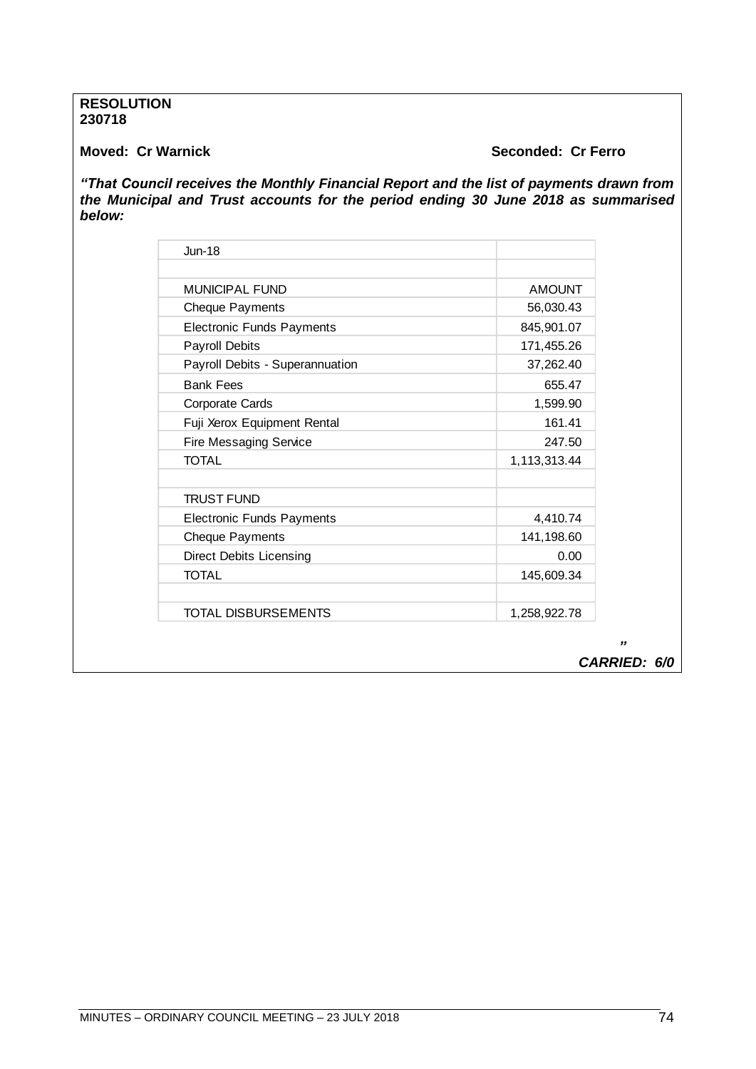**RESOLUTION**
**230718**

**Moved: Cr Warnick** **Seconded: Cr Ferro**

***"That Council receives the Monthly Financial Report and the list of payments drawn from the Municipal and Trust accounts for the period ending 30 June 2018 as summarised below:***

| Jun-18 | |
|---|---|
| | |
| MUNICIPAL FUND | AMOUNT |
| Cheque Payments | 56,030.43 |
| Electronic Funds Payments | 845,901.07 |
| Payroll Debits | 171,455.26 |
| Payroll Debits - Superannuation | 37,262.40 |
| Bank Fees | 655.47 |
| Corporate Cards | 1,599.90 |
| Fuji Xerox Equipment Rental | 161.41 |
| Fire Messaging Service | 247.50 |
| TOTAL | 1,113,313.44 |
| | |
| TRUST FUND | |
| Electronic Funds Payments | 4,410.74 |
| Cheque Payments | 141,198.60 |
| Direct Debits Licensing | 0.00 |
| TOTAL | 145,609.34 |
| | |
| TOTAL DISBURSEMENTS | 1,258,922.78 |

***"***

***CARRIED: 6/0***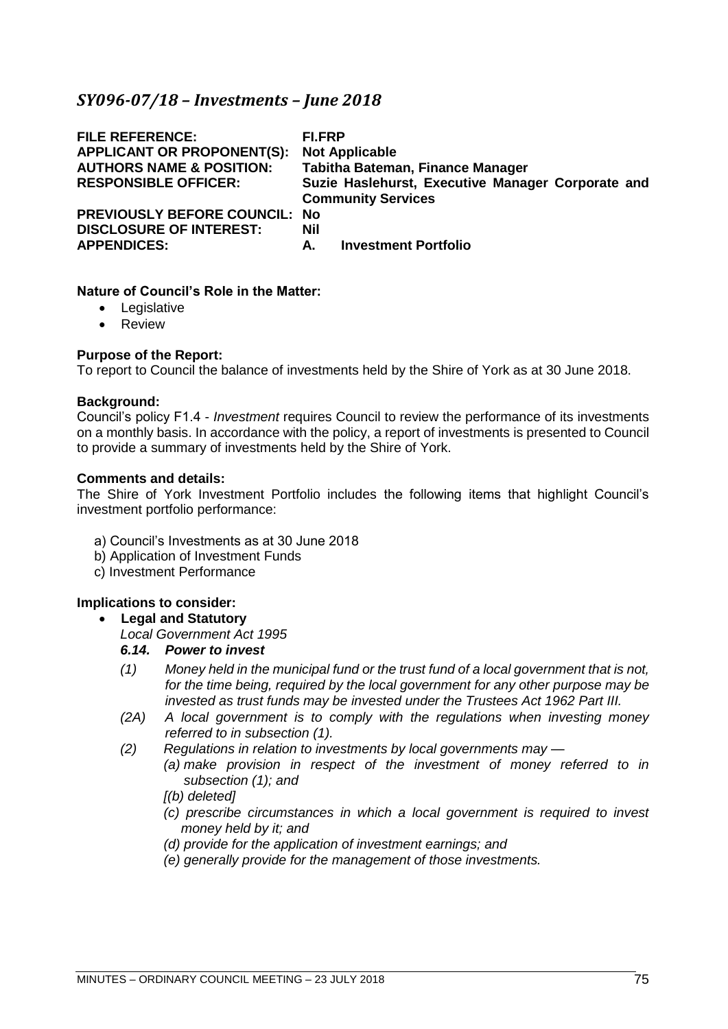## *SY096-07/18 – Investments – June 2018*

| | |
|---|---|
| **FILE REFERENCE:** | **FI.FRP** |
| **APPLICANT OR PROPONENT(S):** | **Not Applicable** |
| **AUTHORS NAME & POSITION:** | **Tabitha Bateman, Finance Manager** |
| **RESPONSIBLE OFFICER:** | **Suzie Haslehurst, Executive Manager Corporate and Community Services** |
| **PREVIOUSLY BEFORE COUNCIL:** | **No** |
| **DISCLOSURE OF INTEREST:** | **Nil** |
| **APPENDICES:** | **A. Investment Portfolio** |

**Nature of Council's Role in the Matter:**

- Legislative
- Review

**Purpose of the Report:**

To report to Council the balance of investments held by the Shire of York as at 30 June 2018.

**Background:**

Council's policy F1.4 - *Investment* requires Council to review the performance of its investments on a monthly basis. In accordance with the policy, a report of investments is presented to Council to provide a summary of investments held by the Shire of York.

**Comments and details:**

The Shire of York Investment Portfolio includes the following items that highlight Council's investment portfolio performance:

a) Council's Investments as at 30 June 2018
b) Application of Investment Funds
c) Investment Performance

**Implications to consider:**

- **Legal and Statutory**

  *Local Government Act 1995*

  ***6.14. Power to invest***

  *(1) Money held in the municipal fund or the trust fund of a local government that is not, for the time being, required by the local government for any other purpose may be invested as trust funds may be invested under the Trustees Act 1962 Part III.*

  *(2A) A local government is to comply with the regulations when investing money referred to in subsection (1).*

  *(2) Regulations in relation to investments by local governments may —*

  *(a) make provision in respect of the investment of money referred to in subsection (1); and*

  *[(b) deleted]*

  *(c) prescribe circumstances in which a local government is required to invest money held by it; and*

  *(d) provide for the application of investment earnings; and*

  *(e) generally provide for the management of those investments.*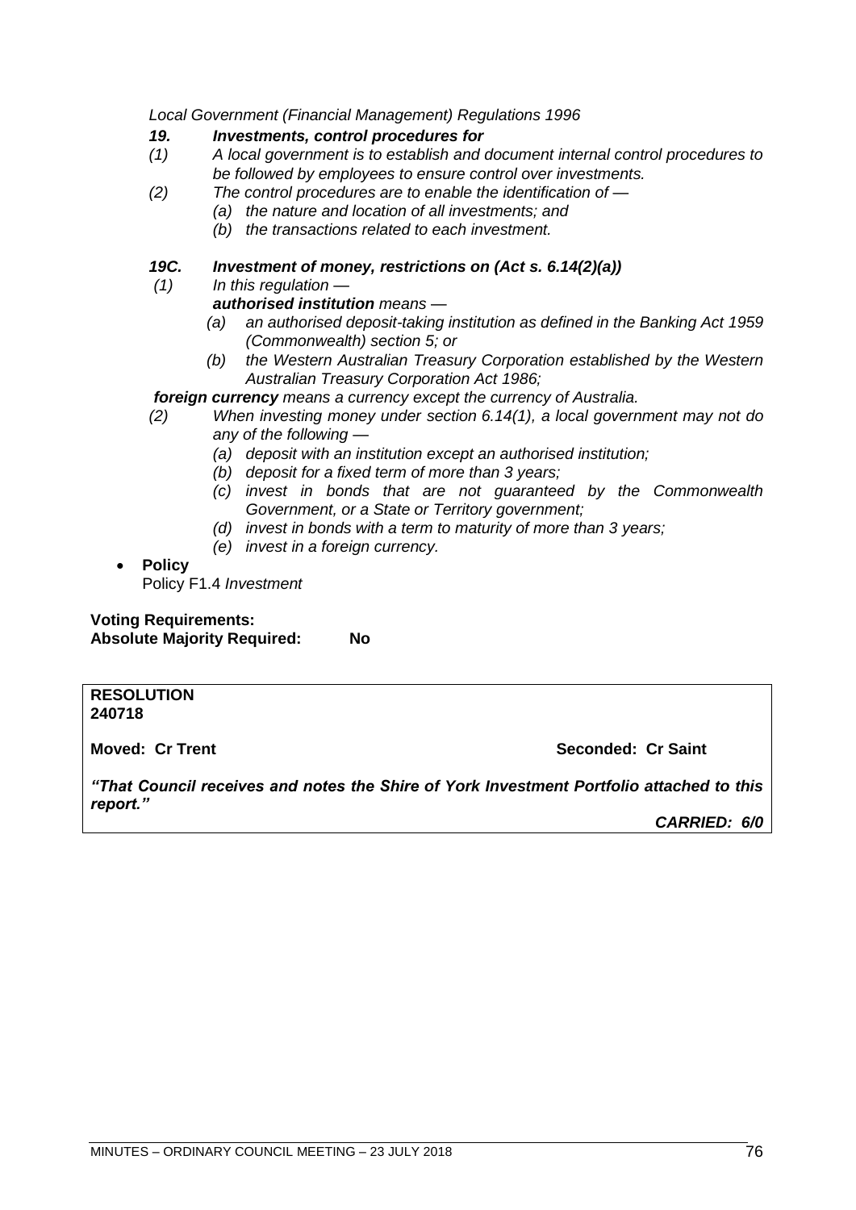*Local Government (Financial Management) Regulations 1996*

***19. Investments, control procedures for***

*(1) A local government is to establish and document internal control procedures to be followed by employees to ensure control over investments.*

*(2) The control procedures are to enable the identification of —*

*(a) the nature and location of all investments; and*

*(b) the transactions related to each investment.*

***19C. Investment of money, restrictions on (Act s. 6.14(2)(a))***

*(1) In this regulation —*

***authorised institution*** *means —*

*(a) an authorised deposit-taking institution as defined in the Banking Act 1959 (Commonwealth) section 5; or*

*(b) the Western Australian Treasury Corporation established by the Western Australian Treasury Corporation Act 1986;*

***foreign currency*** *means a currency except the currency of Australia.*

*(2) When investing money under section 6.14(1), a local government may not do any of the following —*

*(a) deposit with an institution except an authorised institution;*

*(b) deposit for a fixed term of more than 3 years;*

*(c) invest in bonds that are not guaranteed by the Commonwealth Government, or a State or Territory government;*

*(d) invest in bonds with a term to maturity of more than 3 years;*

*(e) invest in a foreign currency.*

- **Policy**
  Policy F1.4 *Investment*

**Voting Requirements:**
**Absolute Majority Required: No**

**RESOLUTION**
**240718**

**Moved: Cr Trent** **Seconded: Cr Saint**

***"That Council receives and notes the Shire of York Investment Portfolio attached to this report."***

***CARRIED: 6/0***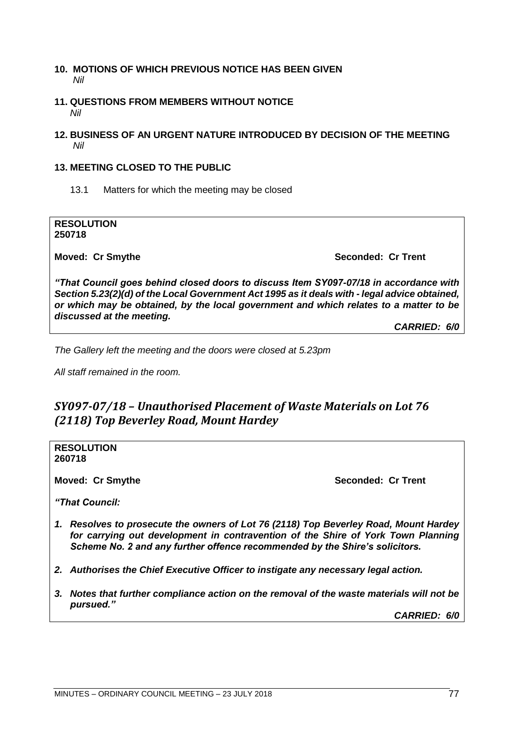## 10. MOTIONS OF WHICH PREVIOUS NOTICE HAS BEEN GIVEN

*Nil*

## 11. QUESTIONS FROM MEMBERS WITHOUT NOTICE

*Nil*

## 12. BUSINESS OF AN URGENT NATURE INTRODUCED BY DECISION OF THE MEETING

*Nil*

## 13. MEETING CLOSED TO THE PUBLIC

13.1 Matters for which the meeting may be closed

**RESOLUTION**
**250718**

**Moved: Cr Smythe** **Seconded: Cr Trent**

***"That Council goes behind closed doors to discuss Item SY097-07/18 in accordance with Section 5.23(2)(d) of the Local Government Act 1995 as it deals with - legal advice obtained, or which may be obtained, by the local government and which relates to a matter to be discussed at the meeting.***

***CARRIED: 6/0***

*The Gallery left the meeting and the doors were closed at 5.23pm*

*All staff remained in the room.*

## *SY097-07/18 – Unauthorised Placement of Waste Materials on Lot 76 (2118) Top Beverley Road, Mount Hardey*

**RESOLUTION**
**260718**

**Moved: Cr Smythe** **Seconded: Cr Trent**

***"That Council:***

1. ***Resolves to prosecute the owners of Lot 76 (2118) Top Beverley Road, Mount Hardey for carrying out development in contravention of the Shire of York Town Planning Scheme No. 2 and any further offence recommended by the Shire's solicitors.***
2. ***Authorises the Chief Executive Officer to instigate any necessary legal action.***
3. ***Notes that further compliance action on the removal of the waste materials will not be pursued."***

***CARRIED: 6/0***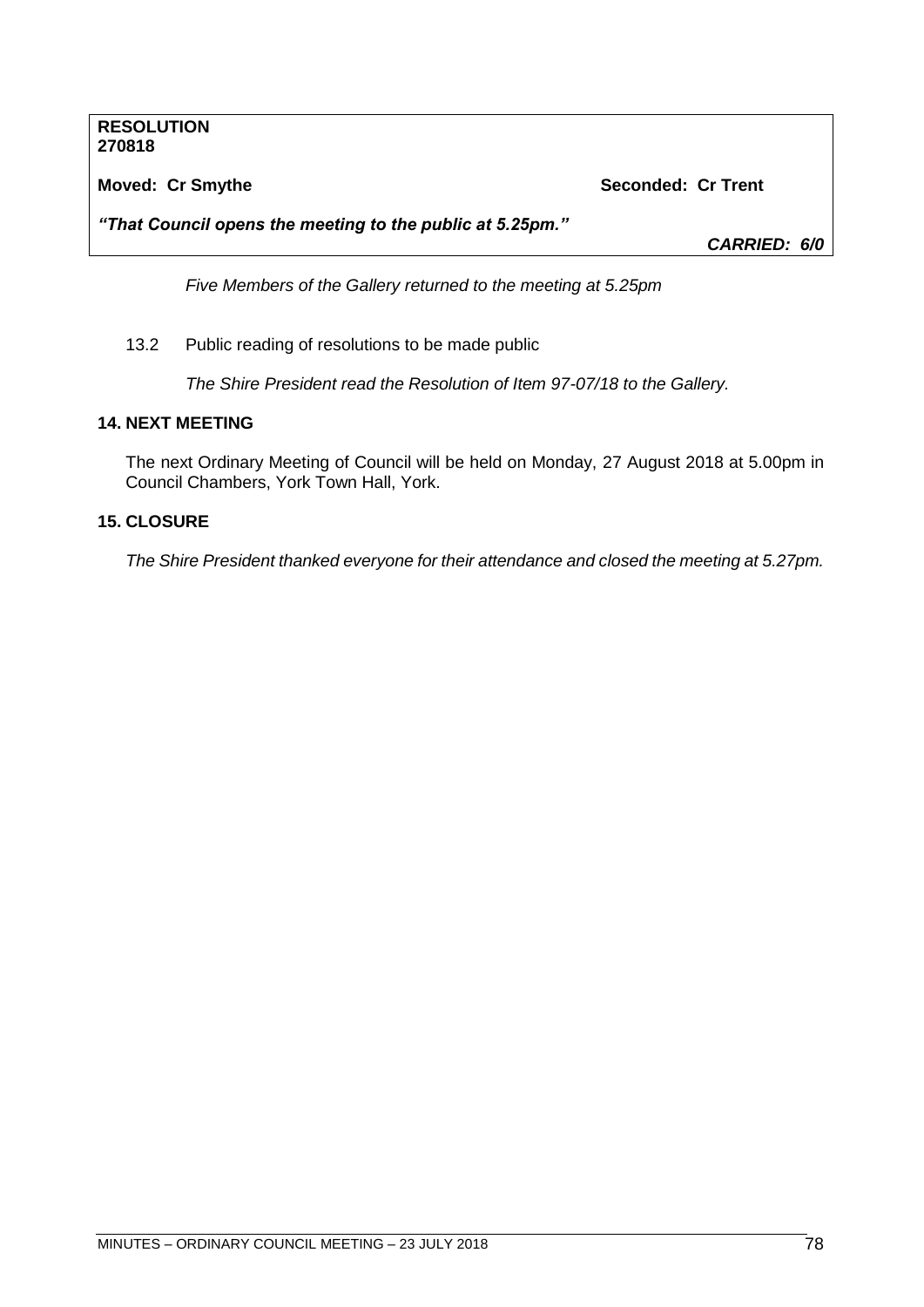**RESOLUTION**
**270818**

**Moved: Cr Smythe** **Seconded: Cr Trent**

***"That Council opens the meeting to the public at 5.25pm."***

***CARRIED: 6/0***

*Five Members of the Gallery returned to the meeting at 5.25pm*

13.2 Public reading of resolutions to be made public

*The Shire President read the Resolution of Item 97-07/18 to the Gallery.*

## 14. NEXT MEETING

The next Ordinary Meeting of Council will be held on Monday, 27 August 2018 at 5.00pm in Council Chambers, York Town Hall, York.

## 15. CLOSURE

*The Shire President thanked everyone for their attendance and closed the meeting at 5.27pm.*